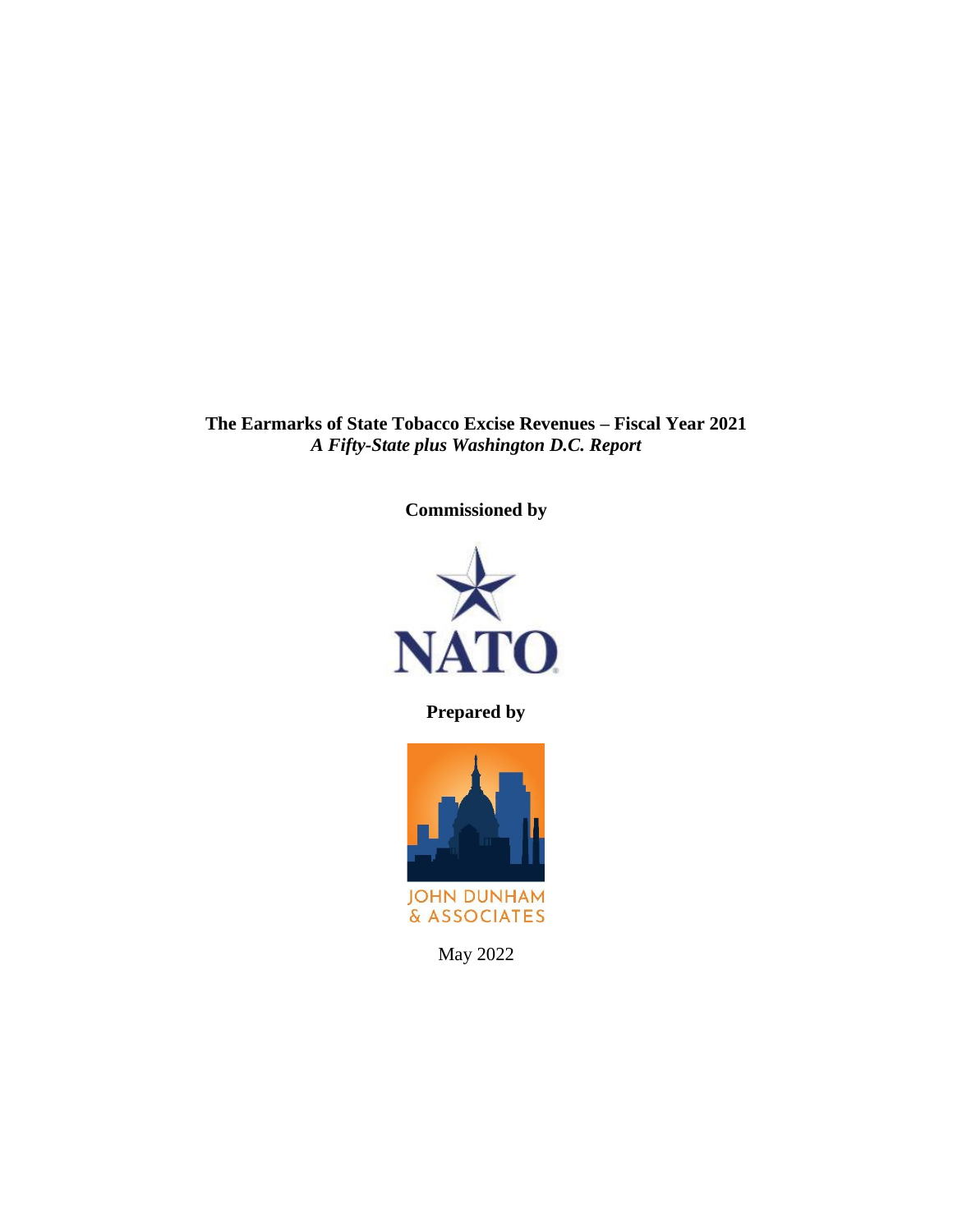**The Earmarks of State Tobacco Excise Revenues – Fiscal Year 2021**
***A Fifty-State plus Washington D.C. Report***

**Commissioned by**

NATO

**Prepared by**

JOHN DUNHAM & ASSOCIATES

May 2022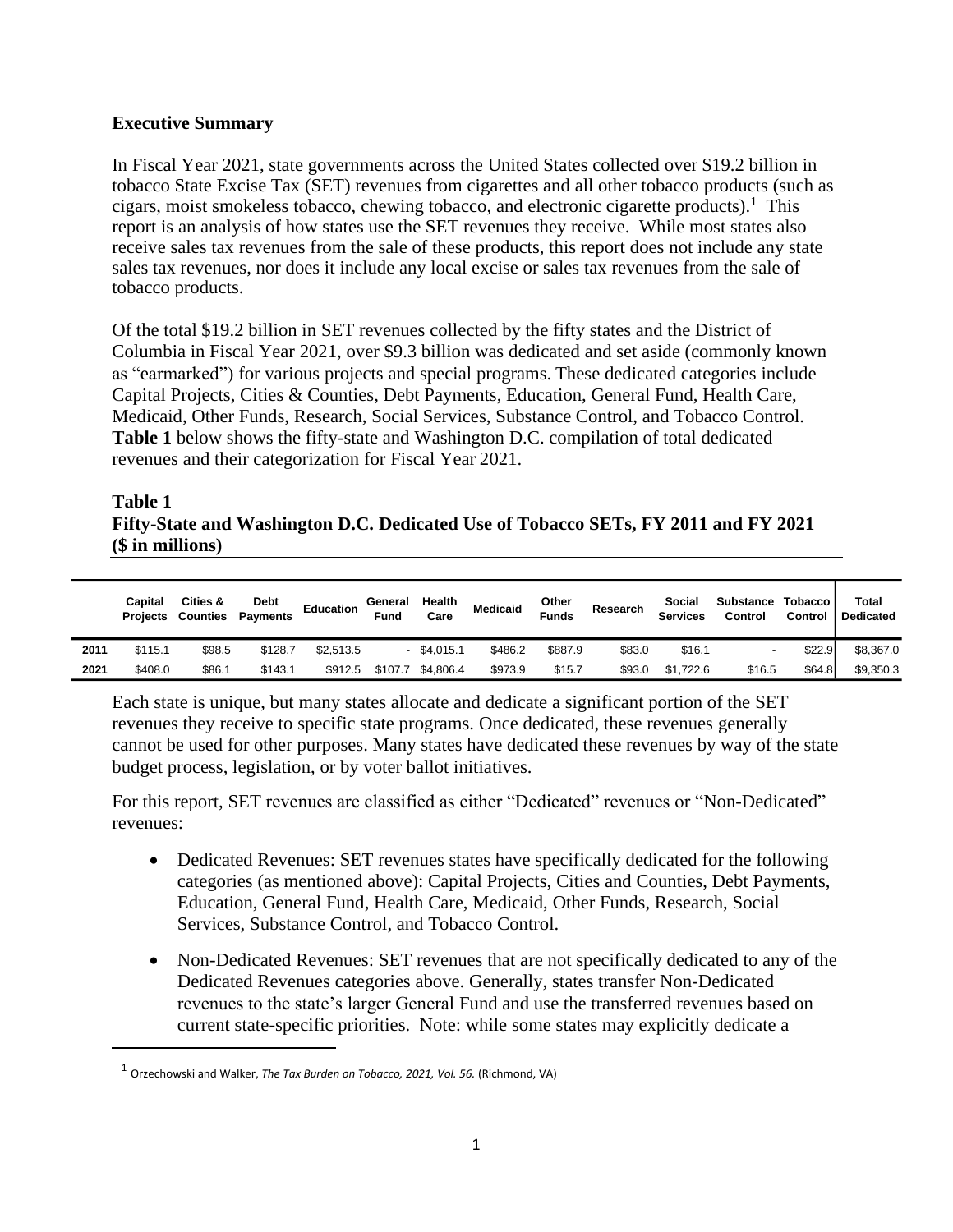**Executive Summary**

In Fiscal Year 2021, state governments across the United States collected over $19.2 billion in tobacco State Excise Tax (SET) revenues from cigarettes and all other tobacco products (such as cigars, moist smokeless tobacco, chewing tobacco, and electronic cigarette products).[1] This report is an analysis of how states use the SET revenues they receive. While most states also receive sales tax revenues from the sale of these products, this report does not include any state sales tax revenues, nor does it include any local excise or sales tax revenues from the sale of tobacco products.

Of the total $19.2 billion in SET revenues collected by the fifty states and the District of Columbia in Fiscal Year 2021, over $9.3 billion was dedicated and set aside (commonly known as "earmarked") for various projects and special programs. These dedicated categories include Capital Projects, Cities & Counties, Debt Payments, Education, General Fund, Health Care, Medicaid, Other Funds, Research, Social Services, Substance Control, and Tobacco Control. **Table 1** below shows the fifty-state and Washington D.C. compilation of total dedicated revenues and their categorization for Fiscal Year 2021.

**Table 1**
**Fifty-State and Washington D.C. Dedicated Use of Tobacco SETs, FY 2011 and FY 2021 ($ in millions)**

| | Capital Projects | Cities & Counties | Debt Payments | Education | General Fund | Health Care | Medicaid | Other Funds | Research | Social Services | Substance Control | Tobacco Control | Total Dedicated |
|---|---|---|---|---|---|---|---|---|---|---|---|---|---|
| 2011 | $115.1 | $98.5 | $128.7 | $2,513.5 | - | $4,015.1 | $486.2 | $887.9 | $83.0 | $16.1 | - | $22.9 | $8,367.0 |
| 2021 | $408.0 | $86.1 | $143.1 | $912.5 | $107.7 | $4,806.4 | $973.9 | $15.7 | $93.0 | $1,722.6 | $16.5 | $64.8 | $9,350.3 |

Each state is unique, but many states allocate and dedicate a significant portion of the SET revenues they receive to specific state programs. Once dedicated, these revenues generally cannot be used for other purposes. Many states have dedicated these revenues by way of the state budget process, legislation, or by voter ballot initiatives.

For this report, SET revenues are classified as either "Dedicated" revenues or "Non-Dedicated" revenues:

- Dedicated Revenues: SET revenues states have specifically dedicated for the following categories (as mentioned above): Capital Projects, Cities and Counties, Debt Payments, Education, General Fund, Health Care, Medicaid, Other Funds, Research, Social Services, Substance Control, and Tobacco Control.
- Non-Dedicated Revenues: SET revenues that are not specifically dedicated to any of the Dedicated Revenues categories above. Generally, states transfer Non-Dedicated revenues to the state's larger General Fund and use the transferred revenues based on current state-specific priorities. Note: while some states may explicitly dedicate a

[1] Orzechowski and Walker, *The Tax Burden on Tobacco, 2021, Vol. 56.* (Richmond, VA)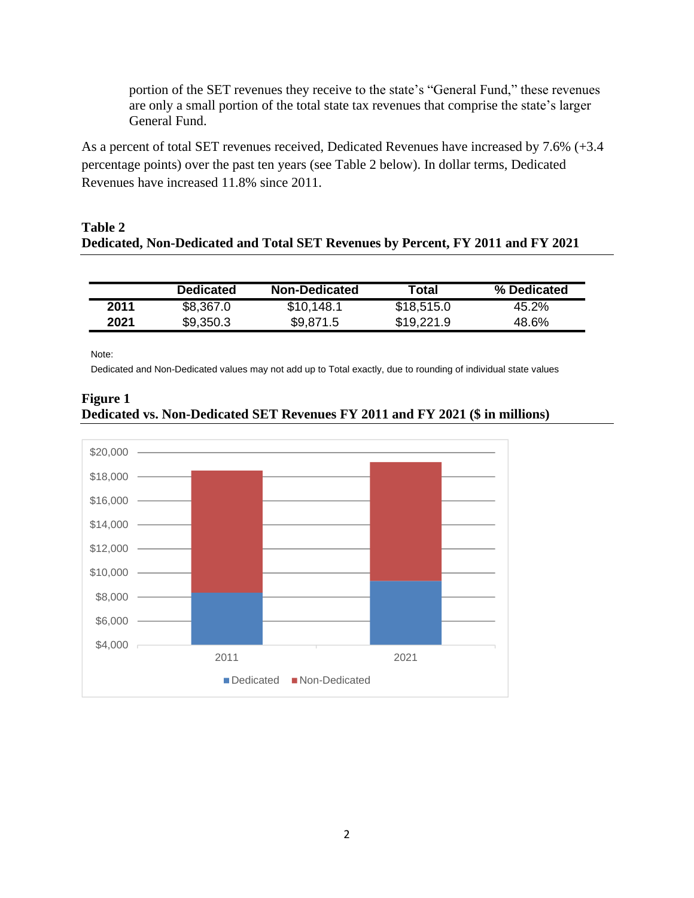portion of the SET revenues they receive to the state's "General Fund," these revenues are only a small portion of the total state tax revenues that comprise the state's larger General Fund.

As a percent of total SET revenues received, Dedicated Revenues have increased by 7.6% (+3.4 percentage points) over the past ten years (see Table 2 below). In dollar terms, Dedicated Revenues have increased 11.8% since 2011.

**Table 2**
**Dedicated, Non-Dedicated and Total SET Revenues by Percent, FY 2011 and FY 2021**

| | Dedicated | Non-Dedicated | Total | % Dedicated |
|---|---|---|---|---|
| **2011** | $8,367.0 | $10,148.1 | $18,515.0 | 45.2% |
| **2021** | $9,350.3 | $9,871.5 | $19,221.9 | 48.6% |

Note:
Dedicated and Non-Dedicated values may not add up to Total exactly, due to rounding of individual state values

**Figure 1**
**Dedicated vs. Non-Dedicated SET Revenues FY 2011 and FY 2021 ($ in millions)**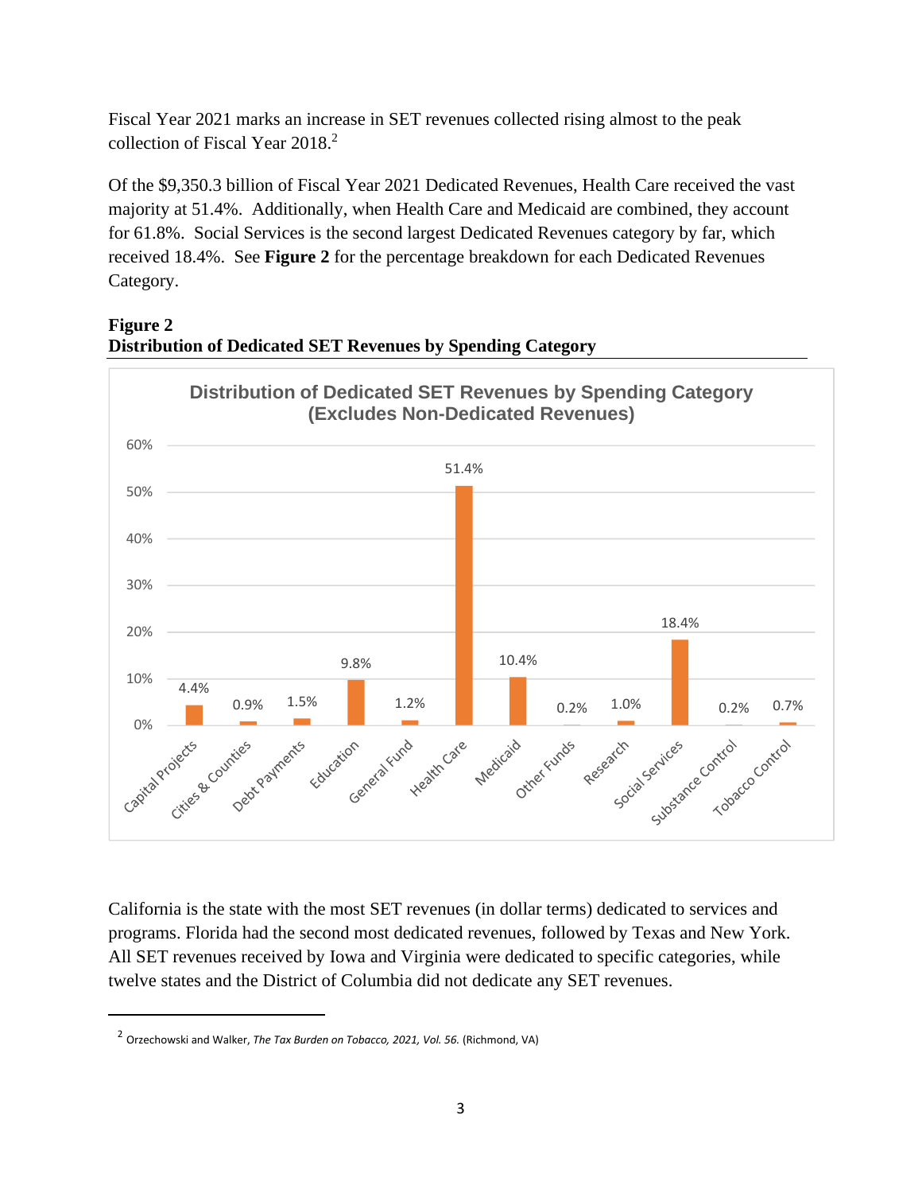Fiscal Year 2021 marks an increase in SET revenues collected rising almost to the peak collection of Fiscal Year 2018.[2]

Of the $9,350.3 billion of Fiscal Year 2021 Dedicated Revenues, Health Care received the vast majority at 51.4%. Additionally, when Health Care and Medicaid are combined, they account for 61.8%. Social Services is the second largest Dedicated Revenues category by far, which received 18.4%. See **Figure 2** for the percentage breakdown for each Dedicated Revenues Category.

**Figure 2**
**Distribution of Dedicated SET Revenues by Spending Category**

**Distribution of Dedicated SET Revenues by Spending Category (Excludes Non-Dedicated Revenues)**

| Spending Category | Percentage |
|---|---|
| Capital Projects | 4.4% |
| Cities & Counties | 0.9% |
| Debt Payments | 1.5% |
| Education | 9.8% |
| General Fund | 1.2% |
| Health Care | 51.4% |
| Medicaid | 10.4% |
| Other Funds | 0.2% |
| Research | 1.0% |
| Social Services | 18.4% |
| Substance Control | 0.2% |
| Tobacco Control | 0.7% |

California is the state with the most SET revenues (in dollar terms) dedicated to services and programs. Florida had the second most dedicated revenues, followed by Texas and New York. All SET revenues received by Iowa and Virginia were dedicated to specific categories, while twelve states and the District of Columbia did not dedicate any SET revenues.

---

[2] Orzechowski and Walker, *The Tax Burden on Tobacco, 2021, Vol. 56.* (Richmond, VA)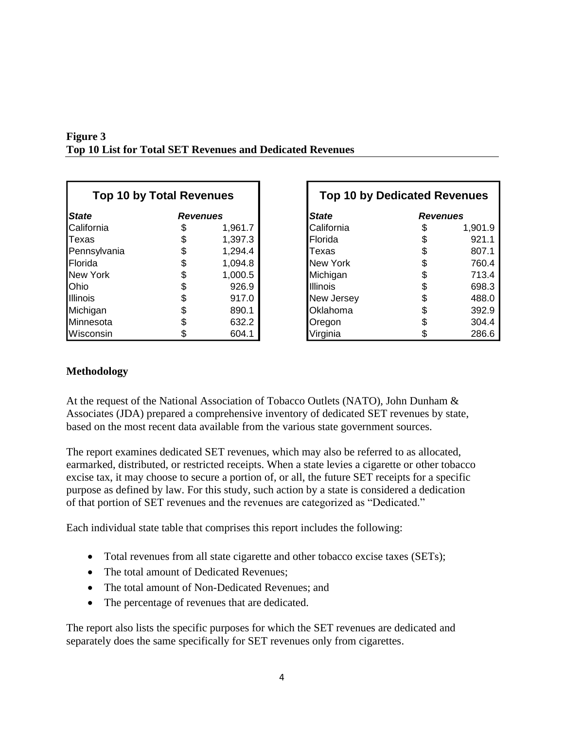**Figure 3**
**Top 10 List for Total SET Revenues and Dedicated Revenues**

| Top 10 by Total Revenues | | |
|---|---|---|
| ***State*** | ***Revenues*** | |
| California | $ | 1,961.7 |
| Texas | $ | 1,397.3 |
| Pennsylvania | $ | 1,294.4 |
| Florida | $ | 1,094.8 |
| New York | $ | 1,000.5 |
| Ohio | $ | 926.9 |
| Illinois | $ | 917.0 |
| Michigan | $ | 890.1 |
| Minnesota | $ | 632.2 |
| Wisconsin | $ | 604.1 |

| Top 10 by Dedicated Revenues | | |
|---|---|---|
| ***State*** | ***Revenues*** | |
| California | $ | 1,901.9 |
| Florida | $ | 921.1 |
| Texas | $ | 807.1 |
| New York | $ | 760.4 |
| Michigan | $ | 713.4 |
| Illinois | $ | 698.3 |
| New Jersey | $ | 488.0 |
| Oklahoma | $ | 392.9 |
| Oregon | $ | 304.4 |
| Virginia | $ | 286.6 |

**Methodology**

At the request of the National Association of Tobacco Outlets (NATO), John Dunham & Associates (JDA) prepared a comprehensive inventory of dedicated SET revenues by state, based on the most recent data available from the various state government sources.

The report examines dedicated SET revenues, which may also be referred to as allocated, earmarked, distributed, or restricted receipts. When a state levies a cigarette or other tobacco excise tax, it may choose to secure a portion of, or all, the future SET receipts for a specific purpose as defined by law. For this study, such action by a state is considered a dedication of that portion of SET revenues and the revenues are categorized as "Dedicated."

Each individual state table that comprises this report includes the following:

- Total revenues from all state cigarette and other tobacco excise taxes (SETs);
- The total amount of Dedicated Revenues;
- The total amount of Non-Dedicated Revenues; and
- The percentage of revenues that are dedicated.

The report also lists the specific purposes for which the SET revenues are dedicated and separately does the same specifically for SET revenues only from cigarettes.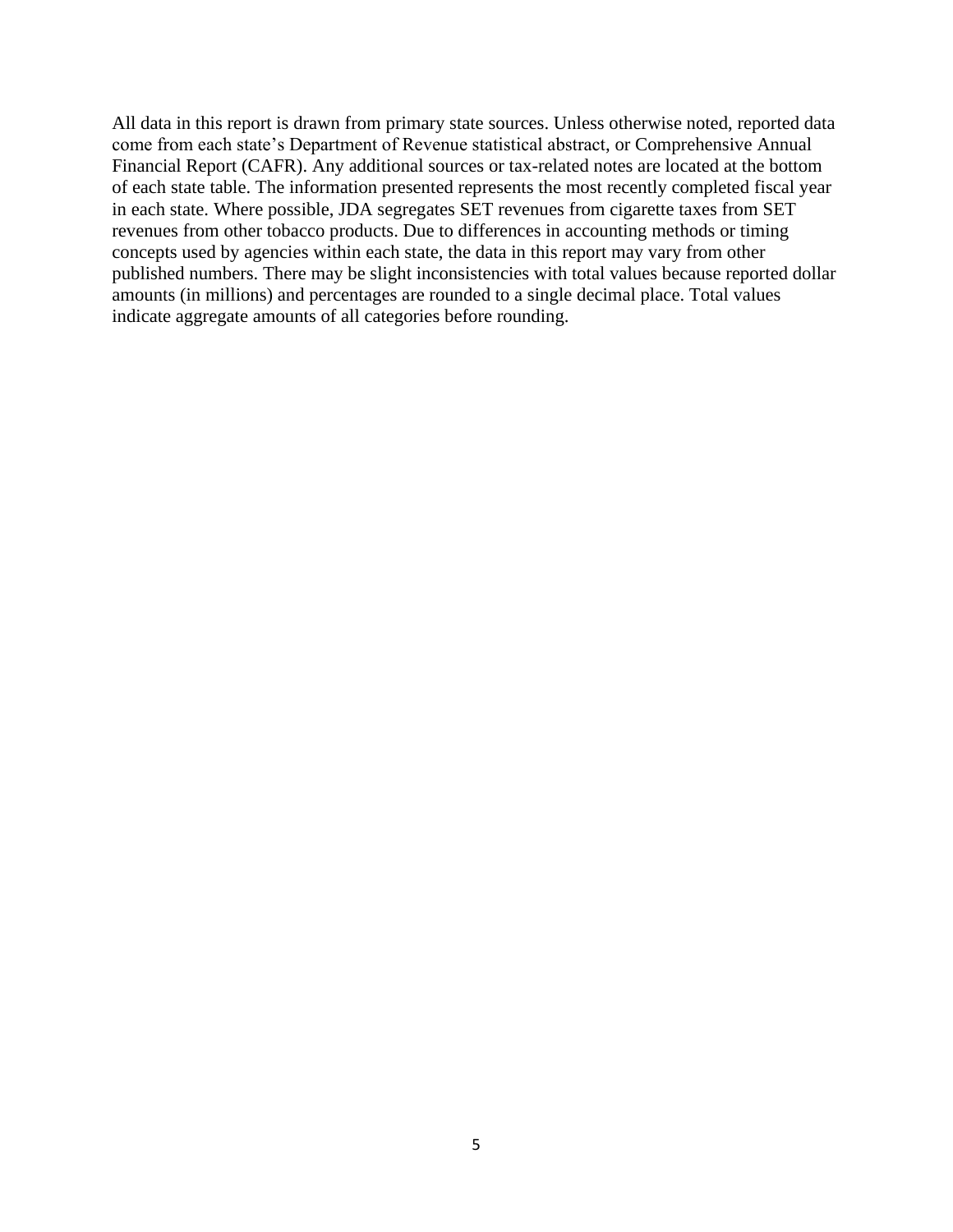All data in this report is drawn from primary state sources. Unless otherwise noted, reported data come from each state's Department of Revenue statistical abstract, or Comprehensive Annual Financial Report (CAFR). Any additional sources or tax-related notes are located at the bottom of each state table. The information presented represents the most recently completed fiscal year in each state. Where possible, JDA segregates SET revenues from cigarette taxes from SET revenues from other tobacco products. Due to differences in accounting methods or timing concepts used by agencies within each state, the data in this report may vary from other published numbers. There may be slight inconsistencies with total values because reported dollar amounts (in millions) and percentages are rounded to a single decimal place. Total values indicate aggregate amounts of all categories before rounding.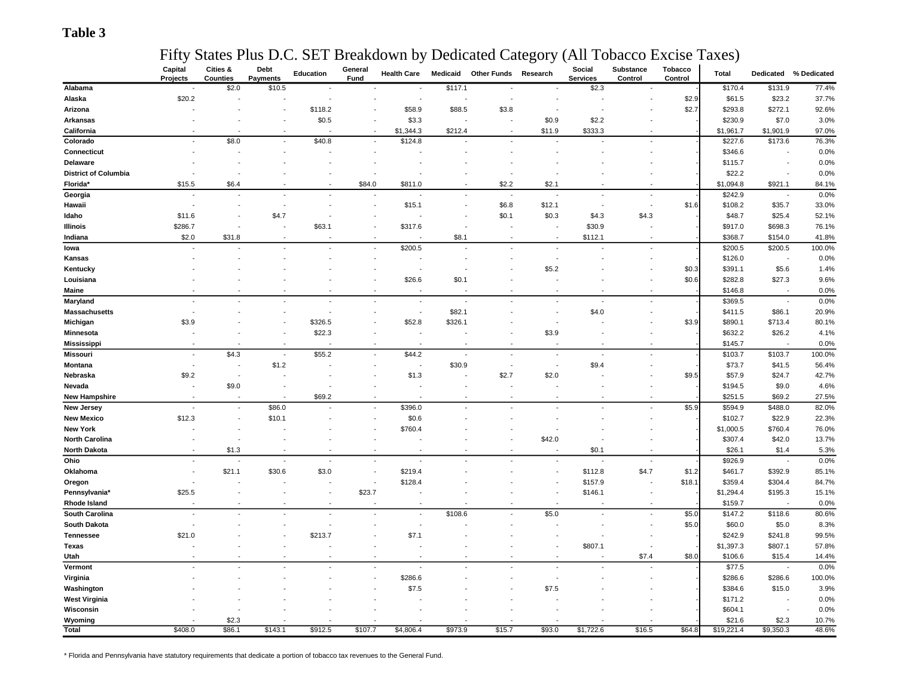**Table 3**

## Fifty States Plus D.C. SET Breakdown by Dedicated Category (All Tobacco Excise Taxes)

| | Capital Projects | Cities & Counties | Debt Payments | Education | General Fund | Health Care | Medicaid | Other Funds | Research | Social Services | Substance Control | Tobacco Control | Total | Dedicated | % Dedicated |
|---|---|---|---|---|---|---|---|---|---|---|---|---|---|---|---|
| **Alabama** | - | $2.0 | $10.5 | - | - | - | $117.1 | - | - | $2.3 | - | - | $170.4 | $131.9 | 77.4% |
| **Alaska** | $20.2 | - | - | - | - | - | - | - | - | - | - | $2.9 | $61.5 | $23.2 | 37.7% |
| **Arizona** | - | - | - | $118.2 | - | $58.9 | $88.5 | $3.8 | - | - | - | $2.7 | $293.8 | $272.1 | 92.6% |
| **Arkansas** | - | - | - | $0.5 | - | $3.3 | - | - | $0.9 | $2.2 | - | - | $230.9 | $7.0 | 3.0% |
| **California** | - | - | - | - | - | $1,344.3 | $212.4 | - | $11.9 | $333.3 | - | - | $1,961.7 | $1,901.9 | 97.0% |
| **Colorado** | - | $8.0 | - | $40.8 | - | $124.8 | - | - | - | - | - | - | $227.6 | $173.6 | 76.3% |
| **Connecticut** | - | - | - | - | - | - | - | - | - | - | - | - | $346.6 | - | 0.0% |
| **Delaware** | - | - | - | - | - | - | - | - | - | - | - | - | $115.7 | - | 0.0% |
| **District of Columbia** | - | - | - | - | - | - | - | - | - | - | - | - | $22.2 | - | 0.0% |
| **Florida*** | $15.5 | $6.4 | - | - | $84.0 | $811.0 | - | $2.2 | $2.1 | - | - | - | $1,094.8 | $921.1 | 84.1% |
| **Georgia** | - | - | - | - | - | - | - | - | - | - | - | - | $242.9 | - | 0.0% |
| **Hawaii** | - | - | - | - | - | $15.1 | - | $6.8 | $12.1 | - | - | $1.6 | $108.2 | $35.7 | 33.0% |
| **Idaho** | $11.6 | - | $4.7 | - | - | - | - | $0.1 | $0.3 | $4.3 | $4.3 | - | $48.7 | $25.4 | 52.1% |
| **Illinois** | $286.7 | - | - | $63.1 | - | $317.6 | - | - | - | $30.9 | - | - | $917.0 | $698.3 | 76.1% |
| **Indiana** | $2.0 | $31.8 | - | - | - | - | $8.1 | - | - | $112.1 | - | - | $368.7 | $154.0 | 41.8% |
| **Iowa** | - | - | - | - | - | $200.5 | - | - | - | - | - | - | $200.5 | $200.5 | 100.0% |
| **Kansas** | - | - | - | - | - | - | - | - | - | - | - | - | $126.0 | - | 0.0% |
| **Kentucky** | - | - | - | - | - | - | - | - | $5.2 | - | - | $0.3 | $391.1 | $5.6 | 1.4% |
| **Louisiana** | - | - | - | - | - | $26.6 | $0.1 | - | - | - | - | $0.6 | $282.8 | $27.3 | 9.6% |
| **Maine** | - | - | - | - | - | - | - | - | - | - | - | - | $146.8 | - | 0.0% |
| **Maryland** | - | - | - | - | - | - | - | - | - | - | - | - | $369.5 | - | 0.0% |
| **Massachusetts** | - | - | - | - | - | - | $82.1 | - | - | $4.0 | - | - | $411.5 | $86.1 | 20.9% |
| **Michigan** | $3.9 | - | - | $326.5 | - | $52.8 | $326.1 | - | - | - | - | $3.9 | $890.1 | $713.4 | 80.1% |
| **Minnesota** | - | - | - | $22.3 | - | - | - | - | $3.9 | - | - | - | $632.2 | $26.2 | 4.1% |
| **Mississippi** | - | - | - | - | - | - | - | - | - | - | - | - | $145.7 | - | 0.0% |
| **Missouri** | - | $4.3 | - | $55.2 | - | $44.2 | - | - | - | - | - | - | $103.7 | $103.7 | 100.0% |
| **Montana** | - | - | $1.2 | - | - | - | $30.9 | - | - | $9.4 | - | - | $73.7 | $41.5 | 56.4% |
| **Nebraska** | $9.2 | - | - | - | - | $1.3 | - | $2.7 | $2.0 | - | - | $9.5 | $57.9 | $24.7 | 42.7% |
| **Nevada** | - | $9.0 | - | - | - | - | - | - | - | - | - | - | $194.5 | $9.0 | 4.6% |
| **New Hampshire** | - | - | - | $69.2 | - | - | - | - | - | - | - | - | $251.5 | $69.2 | 27.5% |
| **New Jersey** | - | - | $86.0 | - | - | $396.0 | - | - | - | - | - | $5.9 | $594.9 | $488.0 | 82.0% |
| **New Mexico** | $12.3 | - | $10.1 | - | - | $0.6 | - | - | - | - | - | - | $102.7 | $22.9 | 22.3% |
| **New York** | - | - | - | - | - | $760.4 | - | - | - | - | - | - | $1,000.5 | $760.4 | 76.0% |
| **North Carolina** | - | - | - | - | - | - | - | - | $42.0 | - | - | - | $307.4 | $42.0 | 13.7% |
| **North Dakota** | - | $1.3 | - | - | - | - | - | - | - | $0.1 | - | - | $26.1 | $1.4 | 5.3% |
| **Ohio** | - | - | - | - | - | - | - | - | - | - | - | - | $926.9 | - | 0.0% |
| **Oklahoma** | - | $21.1 | $30.6 | $3.0 | - | $219.4 | - | - | - | $112.8 | $4.7 | $1.2 | $461.7 | $392.9 | 85.1% |
| **Oregon** | - | - | - | - | - | $128.4 | - | - | - | $157.9 | - | $18.1 | $359.4 | $304.4 | 84.7% |
| **Pennsylvania*** | $25.5 | - | - | - | $23.7 | - | - | - | - | $146.1 | - | - | $1,294.4 | $195.3 | 15.1% |
| **Rhode Island** | - | - | - | - | - | - | - | - | - | - | - | - | $159.7 | - | 0.0% |
| **South Carolina** | - | - | - | - | - | - | $108.6 | - | $5.0 | - | - | $5.0 | $147.2 | $118.6 | 80.6% |
| **South Dakota** | - | - | - | - | - | - | - | - | - | - | - | $5.0 | $60.0 | $5.0 | 8.3% |
| **Tennessee** | $21.0 | - | - | $213.7 | - | $7.1 | - | - | - | - | - | - | $242.9 | $241.8 | 99.5% |
| **Texas** | - | - | - | - | - | - | - | - | - | $807.1 | - | - | $1,397.3 | $807.1 | 57.8% |
| **Utah** | - | - | - | - | - | - | - | - | - | - | $7.4 | $8.0 | $106.6 | $15.4 | 14.4% |
| **Vermont** | - | - | - | - | - | - | - | - | - | - | - | - | $77.5 | - | 0.0% |
| **Virginia** | - | - | - | - | - | $286.6 | - | - | - | - | - | - | $286.6 | $286.6 | 100.0% |
| **Washington** | - | - | - | - | - | $7.5 | - | - | $7.5 | - | - | - | $384.6 | $15.0 | 3.9% |
| **West Virginia** | - | - | - | - | - | - | - | - | - | - | - | - | $171.2 | - | 0.0% |
| **Wisconsin** | - | - | - | - | - | - | - | - | - | - | - | - | $604.1 | - | 0.0% |
| **Wyoming** | - | $2.3 | - | - | - | - | - | - | - | - | - | - | $21.6 | $2.3 | 10.7% |
| **Total** | $408.0 | $86.1 | $143.1 | $912.5 | $107.7 | $4,806.4 | $973.9 | $15.7 | $93.0 | $1,722.6 | $16.5 | $64.8 | $19,221.4 | $9,350.3 | 48.6% |

* Florida and Pennsylvania have statutory requirements that dedicate a portion of tobacco tax revenues to the General Fund.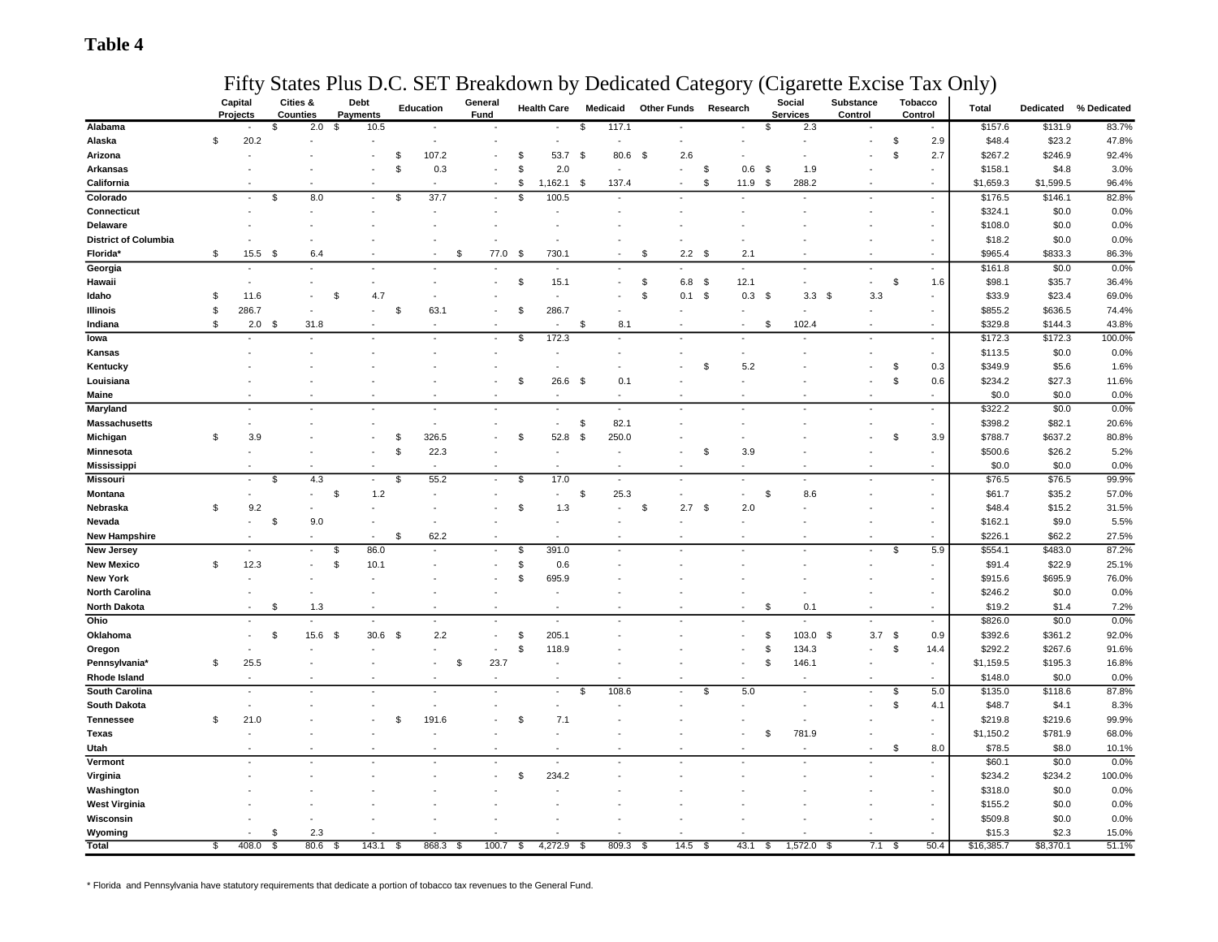**Table 4**

# Fifty States Plus D.C. SET Breakdown by Dedicated Category (Cigarette Excise Tax Only)

| | Capital Projects | Cities & Counties | Debt Payments | Education | General Fund | Health Care | Medicaid | Other Funds | Research | Social Services | Substance Control | Tobacco Control | Total | Dedicated | % Dedicated |
|---|---|---|---|---|---|---|---|---|---|---|---|---|---|---|---|
| **Alabama** | - | $ 2.0 | $ 10.5 | - | - | - | $ 117.1 | - | - | $ 2.3 | - | - | $157.6 | $131.9 | 83.7% |
| **Alaska** | $ 20.2 | - | - | - | - | - | - | - | - | - | - | $ 2.9 | $48.4 | $23.2 | 47.8% |
| **Arizona** | - | - | - | $ 107.2 | - | $ 53.7 | $ 80.6 | $ 2.6 | - | - | - | $ 2.7 | $267.2 | $246.9 | 92.4% |
| **Arkansas** | - | - | - | $ 0.3 | - | $ 2.0 | - | - | $ 0.6 | $ 1.9 | - | - | $158.1 | $4.8 | 3.0% |
| **California** | - | - | - | - | - | $ 1,162.1 | $ 137.4 | - | $ 11.9 | $ 288.2 | - | - | $1,659.3 | $1,599.5 | 96.4% |
| **Colorado** | - | $ 8.0 | - | $ 37.7 | - | $ 100.5 | - | - | - | - | - | - | $176.5 | $146.1 | 82.8% |
| **Connecticut** | - | - | - | - | - | - | - | - | - | - | - | - | $324.1 | $0.0 | 0.0% |
| **Delaware** | - | - | - | - | - | - | - | - | - | - | - | - | $108.0 | $0.0 | 0.0% |
| **District of Columbia** | - | - | - | - | - | - | - | - | - | - | - | - | $18.2 | $0.0 | 0.0% |
| **Florida*** | $ 15.5 | $ 6.4 | - | - | $ 77.0 | $ 730.1 | - | $ 2.2 | $ 2.1 | - | - | - | $965.4 | $833.3 | 86.3% |
| **Georgia** | - | - | - | - | - | - | - | - | - | - | - | - | $161.8 | $0.0 | 0.0% |
| **Hawaii** | - | - | - | - | - | $ 15.1 | - | $ 6.8 | $ 12.1 | - | - | $ 1.6 | $98.1 | $35.7 | 36.4% |
| **Idaho** | $ 11.6 | - | $ 4.7 | - | - | - | - | $ 0.1 | $ 0.3 | $ 3.3 | $ 3.3 | - | $33.9 | $23.4 | 69.0% |
| **Illinois** | $ 286.7 | - | - | $ 63.1 | - | $ 286.7 | - | - | - | - | - | - | $855.2 | $636.5 | 74.4% |
| **Indiana** | $ 2.0 | $ 31.8 | - | - | - | - | $ 8.1 | - | - | $ 102.4 | - | - | $329.8 | $144.3 | 43.8% |
| **Iowa** | - | - | - | - | - | $ 172.3 | - | - | - | - | - | - | $172.3 | $172.3 | 100.0% |
| **Kansas** | - | - | - | - | - | - | - | - | - | - | - | - | $113.5 | $0.0 | 0.0% |
| **Kentucky** | - | - | - | - | - | - | - | - | $ 5.2 | - | - | $ 0.3 | $349.9 | $5.6 | 1.6% |
| **Louisiana** | - | - | - | - | - | $ 26.6 | $ 0.1 | - | - | - | - | $ 0.6 | $234.2 | $27.3 | 11.6% |
| **Maine** | - | - | - | - | - | - | - | - | - | - | - | - | $0.0 | $0.0 | 0.0% |
| **Maryland** | - | - | - | - | - | - | - | - | - | - | - | - | $322.2 | $0.0 | 0.0% |
| **Massachusetts** | - | - | - | - | - | - | $ 82.1 | - | - | - | - | - | $398.2 | $82.1 | 20.6% |
| **Michigan** | $ 3.9 | - | - | $ 326.5 | - | $ 52.8 | $ 250.0 | - | - | - | - | $ 3.9 | $788.7 | $637.2 | 80.8% |
| **Minnesota** | - | - | - | $ 22.3 | - | - | - | - | $ 3.9 | - | - | - | $500.6 | $26.2 | 5.2% |
| **Mississippi** | - | - | - | - | - | - | - | - | - | - | - | - | $0.0 | $0.0 | 0.0% |
| **Missouri** | - | $ 4.3 | - | $ 55.2 | - | $ 17.0 | - | - | - | - | - | - | $76.5 | $76.5 | 99.9% |
| **Montana** | - | - | $ 1.2 | - | - | - | $ 25.3 | - | - | $ 8.6 | - | - | $61.7 | $35.2 | 57.0% |
| **Nebraska** | $ 9.2 | - | - | - | - | $ 1.3 | - | $ 2.7 | $ 2.0 | - | - | - | $48.4 | $15.2 | 31.5% |
| **Nevada** | - | $ 9.0 | - | - | - | - | - | - | - | - | - | - | $162.1 | $9.0 | 5.5% |
| **New Hampshire** | - | - | - | $ 62.2 | - | - | - | - | - | - | - | - | $226.1 | $62.2 | 27.5% |
| **New Jersey** | - | - | $ 86.0 | - | - | $ 391.0 | - | - | - | - | - | $ 5.9 | $554.1 | $483.0 | 87.2% |
| **New Mexico** | $ 12.3 | - | $ 10.1 | - | - | $ 0.6 | - | - | - | - | - | - | $91.4 | $22.9 | 25.1% |
| **New York** | - | - | - | - | - | $ 695.9 | - | - | - | - | - | - | $915.6 | $695.9 | 76.0% |
| **North Carolina** | - | - | - | - | - | - | - | - | - | - | - | - | $246.2 | $0.0 | 0.0% |
| **North Dakota** | - | $ 1.3 | - | - | - | - | - | - | - | $ 0.1 | - | - | $19.2 | $1.4 | 7.2% |
| **Ohio** | - | - | - | - | - | - | - | - | - | - | - | - | $826.0 | $0.0 | 0.0% |
| **Oklahoma** | - | $ 15.6 | $ 30.6 | $ 2.2 | - | $ 205.1 | - | - | - | $ 103.0 | $ 3.7 | $ 0.9 | $392.6 | $361.2 | 92.0% |
| **Oregon** | - | - | - | - | - | $ 118.9 | - | - | - | $ 134.3 | - | $ 14.4 | $292.2 | $267.6 | 91.6% |
| **Pennsylvania*** | $ 25.5 | - | - | - | $ 23.7 | - | - | - | - | $ 146.1 | - | - | $1,159.5 | $195.3 | 16.8% |
| **Rhode Island** | - | - | - | - | - | - | - | - | - | - | - | - | $148.0 | $0.0 | 0.0% |
| **South Carolina** | - | - | - | - | - | - | $ 108.6 | - | $ 5.0 | - | - | $ 5.0 | $135.0 | $118.6 | 87.8% |
| **South Dakota** | - | - | - | - | - | - | - | - | - | - | - | $ 4.1 | $48.7 | $4.1 | 8.3% |
| **Tennessee** | $ 21.0 | - | - | $ 191.6 | - | $ 7.1 | - | - | - | - | - | - | $219.8 | $219.6 | 99.9% |
| **Texas** | - | - | - | - | - | - | - | - | - | $ 781.9 | - | - | $1,150.2 | $781.9 | 68.0% |
| **Utah** | - | - | - | - | - | - | - | - | - | - | - | $ 8.0 | $78.5 | $8.0 | 10.1% |
| **Vermont** | - | - | - | - | - | - | - | - | - | - | - | - | $60.1 | $0.0 | 0.0% |
| **Virginia** | - | - | - | - | - | $ 234.2 | - | - | - | - | - | - | $234.2 | $234.2 | 100.0% |
| **Washington** | - | - | - | - | - | - | - | - | - | - | - | - | $318.0 | $0.0 | 0.0% |
| **West Virginia** | - | - | - | - | - | - | - | - | - | - | - | - | $155.2 | $0.0 | 0.0% |
| **Wisconsin** | - | - | - | - | - | - | - | - | - | - | - | - | $509.8 | $0.0 | 0.0% |
| **Wyoming** | - | $ 2.3 | - | - | - | - | - | - | - | - | - | - | $15.3 | $2.3 | 15.0% |
| **Total** | $ 408.0 | $ 80.6 | $ 143.1 | $ 868.3 | $ 100.7 | $ 4,272.9 | $ 809.3 | $ 14.5 | $ 43.1 | $ 1,572.0 | $ 7.1 | $ 50.4 | $16,385.7 | $8,370.1 | 51.1% |

* Florida and Pennsylvania have statutory requirements that dedicate a portion of tobacco tax revenues to the General Fund.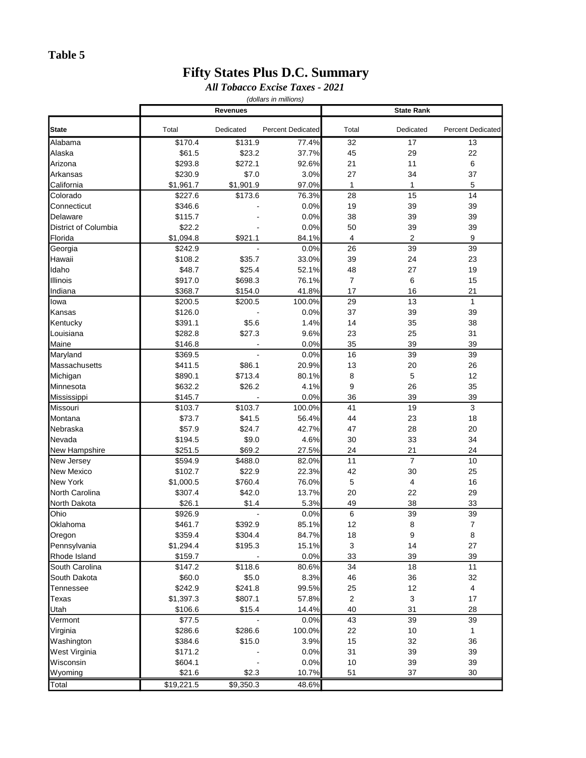**Table 5**

# Fifty States Plus D.C. Summary

***All Tobacco Excise Taxes - 2021***

*(dollars in millions)*

| | Revenues | | | State Rank | | |
|---|---|---|---|---|---|---|
| **State** | Total | Dedicated | Percent Dedicated | Total | Dedicated | Percent Dedicated |
| Alabama | $170.4 | $131.9 | 77.4% | 32 | 17 | 13 |
| Alaska | $61.5 | $23.2 | 37.7% | 45 | 29 | 22 |
| Arizona | $293.8 | $272.1 | 92.6% | 21 | 11 | 6 |
| Arkansas | $230.9 | $7.0 | 3.0% | 27 | 34 | 37 |
| California | $1,961.7 | $1,901.9 | 97.0% | 1 | 1 | 5 |
| Colorado | $227.6 | $173.6 | 76.3% | 28 | 15 | 14 |
| Connecticut | $346.6 | - | 0.0% | 19 | 39 | 39 |
| Delaware | $115.7 | - | 0.0% | 38 | 39 | 39 |
| District of Columbia | $22.2 | - | 0.0% | 50 | 39 | 39 |
| Florida | $1,094.8 | $921.1 | 84.1% | 4 | 2 | 9 |
| Georgia | $242.9 | - | 0.0% | 26 | 39 | 39 |
| Hawaii | $108.2 | $35.7 | 33.0% | 39 | 24 | 23 |
| Idaho | $48.7 | $25.4 | 52.1% | 48 | 27 | 19 |
| Illinois | $917.0 | $698.3 | 76.1% | 7 | 6 | 15 |
| Indiana | $368.7 | $154.0 | 41.8% | 17 | 16 | 21 |
| Iowa | $200.5 | $200.5 | 100.0% | 29 | 13 | 1 |
| Kansas | $126.0 | - | 0.0% | 37 | 39 | 39 |
| Kentucky | $391.1 | $5.6 | 1.4% | 14 | 35 | 38 |
| Louisiana | $282.8 | $27.3 | 9.6% | 23 | 25 | 31 |
| Maine | $146.8 | - | 0.0% | 35 | 39 | 39 |
| Maryland | $369.5 | - | 0.0% | 16 | 39 | 39 |
| Massachusetts | $411.5 | $86.1 | 20.9% | 13 | 20 | 26 |
| Michigan | $890.1 | $713.4 | 80.1% | 8 | 5 | 12 |
| Minnesota | $632.2 | $26.2 | 4.1% | 9 | 26 | 35 |
| Mississippi | $145.7 | - | 0.0% | 36 | 39 | 39 |
| Missouri | $103.7 | $103.7 | 100.0% | 41 | 19 | 3 |
| Montana | $73.7 | $41.5 | 56.4% | 44 | 23 | 18 |
| Nebraska | $57.9 | $24.7 | 42.7% | 47 | 28 | 20 |
| Nevada | $194.5 | $9.0 | 4.6% | 30 | 33 | 34 |
| New Hampshire | $251.5 | $69.2 | 27.5% | 24 | 21 | 24 |
| New Jersey | $594.9 | $488.0 | 82.0% | 11 | 7 | 10 |
| New Mexico | $102.7 | $22.9 | 22.3% | 42 | 30 | 25 |
| New York | $1,000.5 | $760.4 | 76.0% | 5 | 4 | 16 |
| North Carolina | $307.4 | $42.0 | 13.7% | 20 | 22 | 29 |
| North Dakota | $26.1 | $1.4 | 5.3% | 49 | 38 | 33 |
| Ohio | $926.9 | - | 0.0% | 6 | 39 | 39 |
| Oklahoma | $461.7 | $392.9 | 85.1% | 12 | 8 | 7 |
| Oregon | $359.4 | $304.4 | 84.7% | 18 | 9 | 8 |
| Pennsylvania | $1,294.4 | $195.3 | 15.1% | 3 | 14 | 27 |
| Rhode Island | $159.7 | - | 0.0% | 33 | 39 | 39 |
| South Carolina | $147.2 | $118.6 | 80.6% | 34 | 18 | 11 |
| South Dakota | $60.0 | $5.0 | 8.3% | 46 | 36 | 32 |
| Tennessee | $242.9 | $241.8 | 99.5% | 25 | 12 | 4 |
| Texas | $1,397.3 | $807.1 | 57.8% | 2 | 3 | 17 |
| Utah | $106.6 | $15.4 | 14.4% | 40 | 31 | 28 |
| Vermont | $77.5 | - | 0.0% | 43 | 39 | 39 |
| Virginia | $286.6 | $286.6 | 100.0% | 22 | 10 | 1 |
| Washington | $384.6 | $15.0 | 3.9% | 15 | 32 | 36 |
| West Virginia | $171.2 | - | 0.0% | 31 | 39 | 39 |
| Wisconsin | $604.1 | - | 0.0% | 10 | 39 | 39 |
| Wyoming | $21.6 | $2.3 | 10.7% | 51 | 37 | 30 |
| Total | $19,221.5 | $9,350.3 | 48.6% | | | |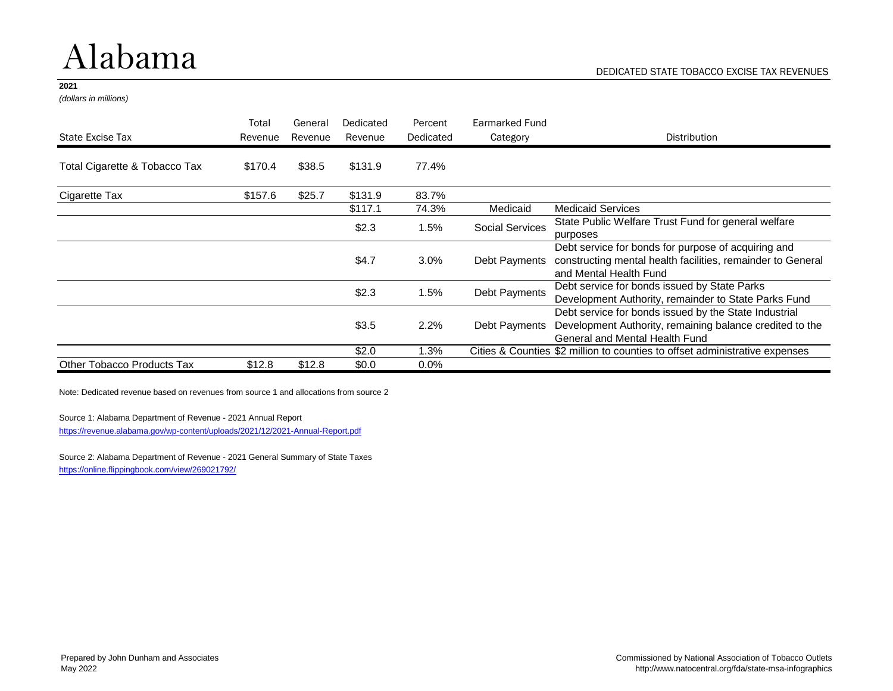# Alabama

DEDICATED STATE TOBACCO EXCISE TAX REVENUES

**2021**

*(dollars in millions)*

| State Excise Tax | Total Revenue | General Revenue | Dedicated Revenue | Percent Dedicated | Earmarked Fund Category | Distribution |
|---|---|---|---|---|---|---|
| Total Cigarette & Tobacco Tax | $170.4 | $38.5 | $131.9 | 77.4% | | |
| Cigarette Tax | $157.6 | $25.7 | $131.9 | 83.7% | | |
| | | | $117.1 | 74.3% | Medicaid | Medicaid Services |
| | | | $2.3 | 1.5% | Social Services | State Public Welfare Trust Fund for general welfare purposes |
| | | | $4.7 | 3.0% | Debt Payments | Debt service for bonds for purpose of acquiring and constructing mental health facilities, remainder to General and Mental Health Fund |
| | | | $2.3 | 1.5% | Debt Payments | Debt service for bonds issued by State Parks Development Authority, remainder to State Parks Fund |
| | | | $3.5 | 2.2% | Debt Payments | Debt service for bonds issued by the State Industrial Development Authority, remaining balance credited to the General and Mental Health Fund |
| | | | $2.0 | 1.3% | Cities & Counties | $2 million to counties to offset administrative expenses |
| Other Tobacco Products Tax | $12.8 | $12.8 | $0.0 | 0.0% | | |

Note: Dedicated revenue based on revenues from source 1 and allocations from source 2

Source 1: Alabama Department of Revenue - 2021 Annual Report
https://revenue.alabama.gov/wp-content/uploads/2021/12/2021-Annual-Report.pdf

Source 2: Alabama Department of Revenue - 2021 General Summary of State Taxes
https://online.flippingbook.com/view/269021792/

Prepared by John Dunham and Associates
May 2022

Commissioned by National Association of Tobacco Outlets
http://www.natocentral.org/fda/state-msa-infographics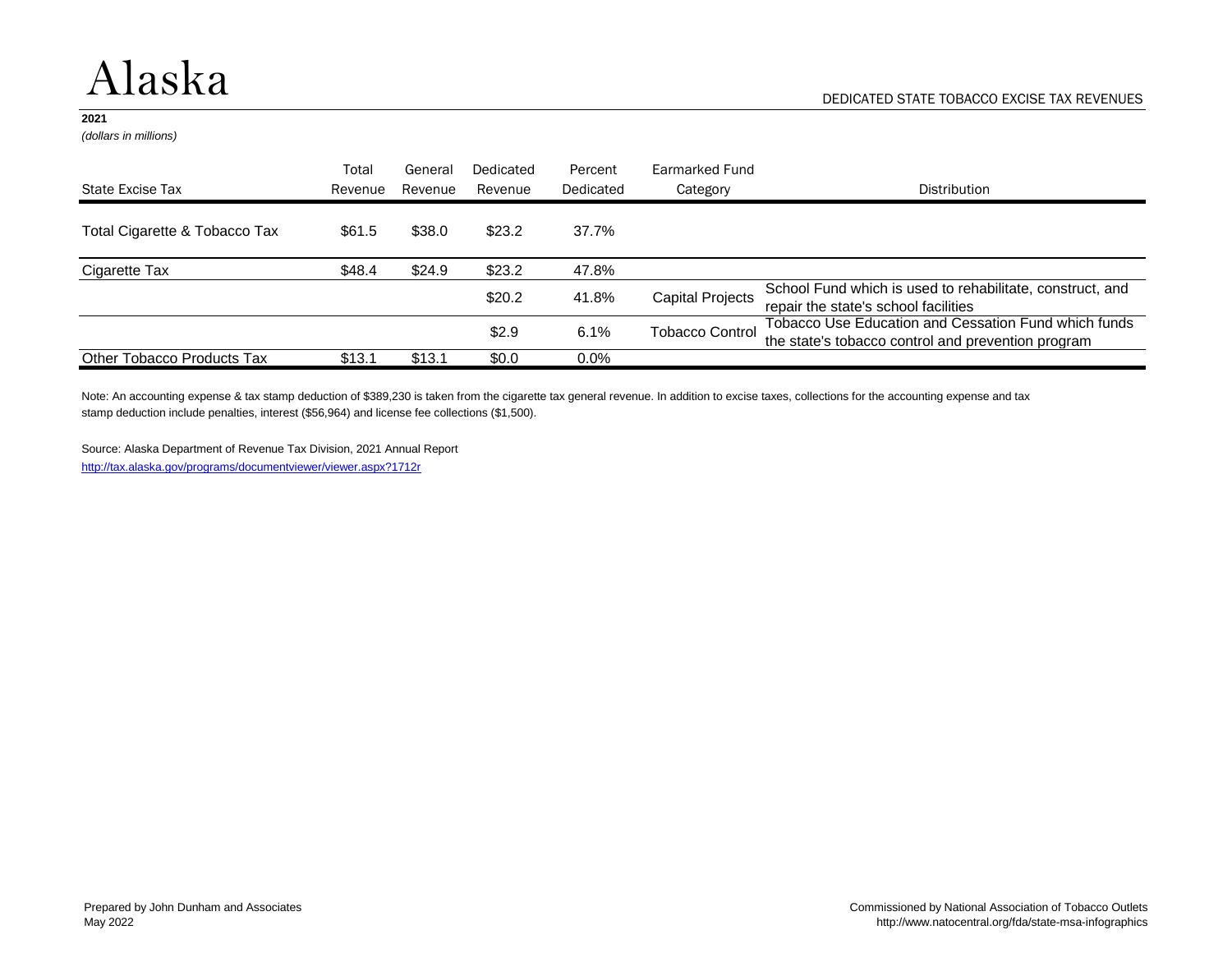# Alaska

DEDICATED STATE TOBACCO EXCISE TAX REVENUES

**2021**

*(dollars in millions)*

| State Excise Tax | Total Revenue | General Revenue | Dedicated Revenue | Percent Dedicated | Earmarked Fund Category | Distribution |
|---|---|---|---|---|---|---|
| Total Cigarette & Tobacco Tax | $61.5 | $38.0 | $23.2 | 37.7% | | |
| Cigarette Tax | $48.4 | $24.9 | $23.2 | 47.8% | | |
| | | | $20.2 | 41.8% | Capital Projects | School Fund which is used to rehabilitate, construct, and repair the state's school facilities |
| | | | $2.9 | 6.1% | Tobacco Control | Tobacco Use Education and Cessation Fund which funds the state's tobacco control and prevention program |
| Other Tobacco Products Tax | $13.1 | $13.1 | $0.0 | 0.0% | | |

Note: An accounting expense & tax stamp deduction of $389,230 is taken from the cigarette tax general revenue. In addition to excise taxes, collections for the accounting expense and tax stamp deduction include penalties, interest ($56,964) and license fee collections ($1,500).

Source: Alaska Department of Revenue Tax Division, 2021 Annual Report
http://tax.alaska.gov/programs/documentviewer/viewer.aspx?1712r

Prepared by John Dunham and Associates
May 2022

Commissioned by National Association of Tobacco Outlets
http://www.natocentral.org/fda/state-msa-infographics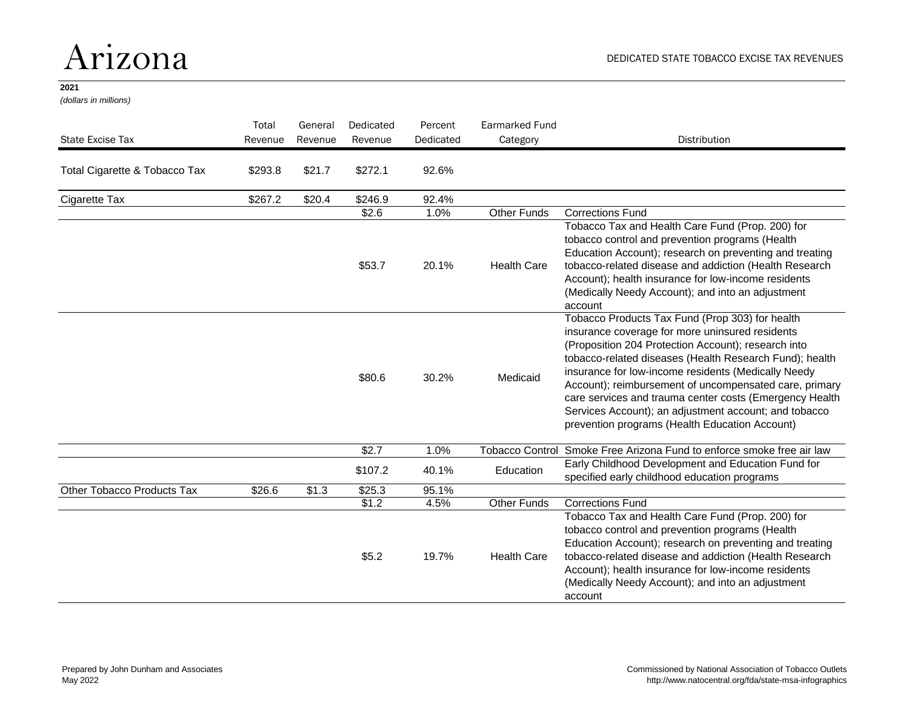# Arizona

DEDICATED STATE TOBACCO EXCISE TAX REVENUES

**2021**

*(dollars in millions)*

| State Excise Tax | Total Revenue | General Revenue | Dedicated Revenue | Percent Dedicated | Earmarked Fund Category | Distribution |
|---|---|---|---|---|---|---|
| Total Cigarette & Tobacco Tax | $293.8 | $21.7 | $272.1 | 92.6% | | |
| Cigarette Tax | $267.2 | $20.4 | $246.9 | 92.4% | | |
| | | | $2.6 | 1.0% | Other Funds | Corrections Fund |
| | | | $53.7 | 20.1% | Health Care | Tobacco Tax and Health Care Fund (Prop. 200) for tobacco control and prevention programs (Health Education Account); research on preventing and treating tobacco-related disease and addiction (Health Research Account); health insurance for low-income residents (Medically Needy Account); and into an adjustment account |
| | | | $80.6 | 30.2% | Medicaid | Tobacco Products Tax Fund (Prop 303) for health insurance coverage for more uninsured residents (Proposition 204 Protection Account); research into tobacco-related diseases (Health Research Fund); health insurance for low-income residents (Medically Needy Account); reimbursement of uncompensated care, primary care services and trauma center costs (Emergency Health Services Account); an adjustment account; and tobacco prevention programs (Health Education Account) |
| | | | $2.7 | 1.0% | Tobacco Control | Smoke Free Arizona Fund to enforce smoke free air law |
| | | | $107.2 | 40.1% | Education | Early Childhood Development and Education Fund for specified early childhood education programs |
| Other Tobacco Products Tax | $26.6 | $1.3 | $25.3 | 95.1% | | |
| | | | $1.2 | 4.5% | Other Funds | Corrections Fund |
| | | | $5.2 | 19.7% | Health Care | Tobacco Tax and Health Care Fund (Prop. 200) for tobacco control and prevention programs (Health Education Account); research on preventing and treating tobacco-related disease and addiction (Health Research Account); health insurance for low-income residents (Medically Needy Account); and into an adjustment account |

Prepared by John Dunham and Associates
May 2022

Commissioned by National Association of Tobacco Outlets
http://www.natocentral.org/fda/state-msa-infographics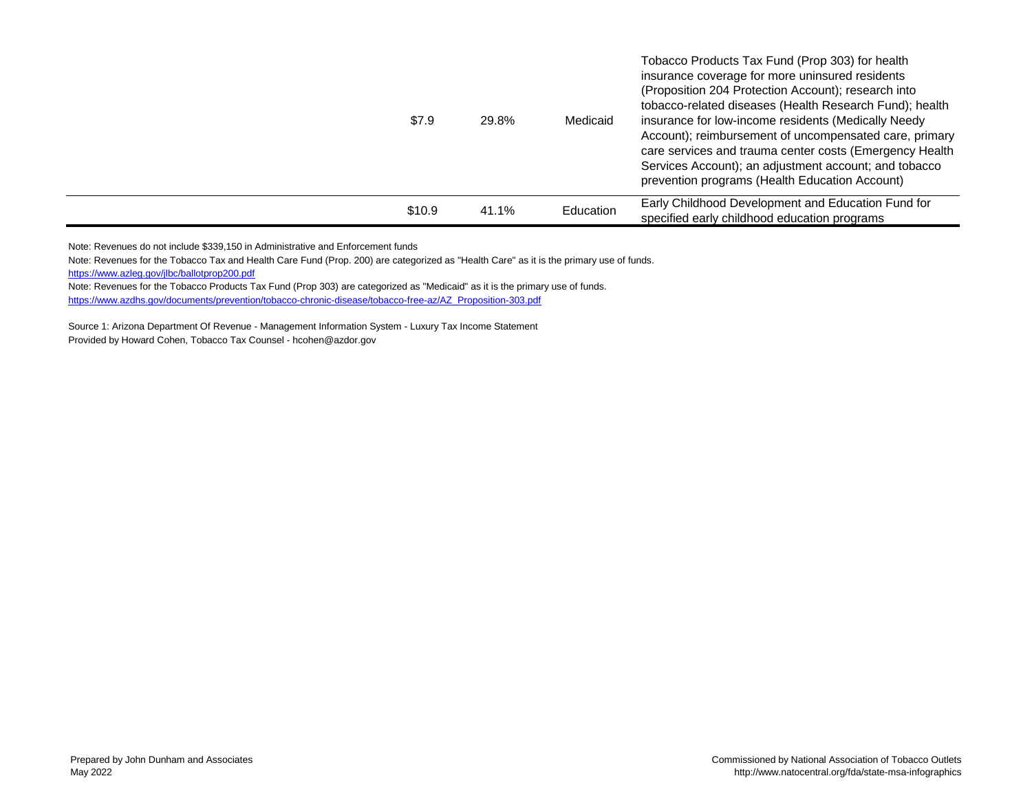| | | | | |
|---|---|---|---|---|
| | $7.9 | 29.8% | Medicaid | Tobacco Products Tax Fund (Prop 303) for health insurance coverage for more uninsured residents (Proposition 204 Protection Account); research into tobacco-related diseases (Health Research Fund); health insurance for low-income residents (Medically Needy Account); reimbursement of uncompensated care, primary care services and trauma center costs (Emergency Health Services Account); an adjustment account; and tobacco prevention programs (Health Education Account) |
| | $10.9 | 41.1% | Education | Early Childhood Development and Education Fund for specified early childhood education programs |

Note: Revenues do not include $339,150 in Administrative and Enforcement funds

Note: Revenues for the Tobacco Tax and Health Care Fund (Prop. 200) are categorized as "Health Care" as it is the primary use of funds.
https://www.azleg.gov/jlbc/ballotprop200.pdf

Note: Revenues for the Tobacco Products Tax Fund (Prop 303) are categorized as "Medicaid" as it is the primary use of funds.
https://www.azdhs.gov/documents/prevention/tobacco-chronic-disease/tobacco-free-az/AZ_Proposition-303.pdf

Source 1: Arizona Department Of Revenue - Management Information System - Luxury Tax Income Statement
Provided by Howard Cohen, Tobacco Tax Counsel - hcohen@azdor.gov

Prepared by John Dunham and Associates
May 2022

Commissioned by National Association of Tobacco Outlets
http://www.natocentral.org/fda/state-msa-infographics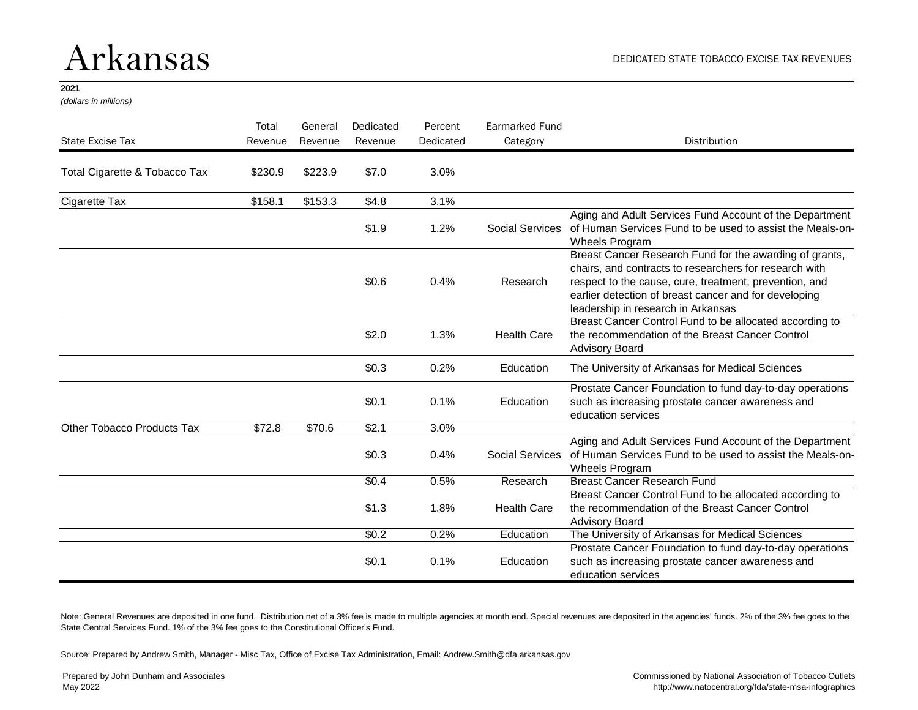# Arkansas

DEDICATED STATE TOBACCO EXCISE TAX REVENUES

**2021**
*(dollars in millions)*

| State Excise Tax | Total Revenue | General Revenue | Dedicated Revenue | Percent Dedicated | Earmarked Fund Category | Distribution |
|---|---|---|---|---|---|---|
| Total Cigarette & Tobacco Tax | $230.9 | $223.9 | $7.0 | 3.0% | | |
| Cigarette Tax | $158.1 | $153.3 | $4.8 | 3.1% | | |
| | | | $1.9 | 1.2% | Social Services | Aging and Adult Services Fund Account of the Department of Human Services Fund to be used to assist the Meals-on-Wheels Program |
| | | | $0.6 | 0.4% | Research | Breast Cancer Research Fund for the awarding of grants, chairs, and contracts to researchers for research with respect to the cause, cure, treatment, prevention, and earlier detection of breast cancer and for developing leadership in research in Arkansas |
| | | | $2.0 | 1.3% | Health Care | Breast Cancer Control Fund to be allocated according to the recommendation of the Breast Cancer Control Advisory Board |
| | | | $0.3 | 0.2% | Education | The University of Arkansas for Medical Sciences |
| | | | $0.1 | 0.1% | Education | Prostate Cancer Foundation to fund day-to-day operations such as increasing prostate cancer awareness and education services |
| Other Tobacco Products Tax | $72.8 | $70.6 | $2.1 | 3.0% | | |
| | | | $0.3 | 0.4% | Social Services | Aging and Adult Services Fund Account of the Department of Human Services Fund to be used to assist the Meals-on-Wheels Program |
| | | | $0.4 | 0.5% | Research | Breast Cancer Research Fund |
| | | | $1.3 | 1.8% | Health Care | Breast Cancer Control Fund to be allocated according to the recommendation of the Breast Cancer Control Advisory Board |
| | | | $0.2 | 0.2% | Education | The University of Arkansas for Medical Sciences |
| | | | $0.1 | 0.1% | Education | Prostate Cancer Foundation to fund day-to-day operations such as increasing prostate cancer awareness and education services |

Note: General Revenues are deposited in one fund. Distribution net of a 3% fee is made to multiple agencies at month end. Special revenues are deposited in the agencies' funds. 2% of the 3% fee goes to the State Central Services Fund. 1% of the 3% fee goes to the Constitutional Officer's Fund.

Source: Prepared by Andrew Smith, Manager - Misc Tax, Office of Excise Tax Administration, Email: Andrew.Smith@dfa.arkansas.gov

Prepared by John Dunham and Associates
May 2022

Commissioned by National Association of Tobacco Outlets
http://www.natocentral.org/fda/state-msa-infographics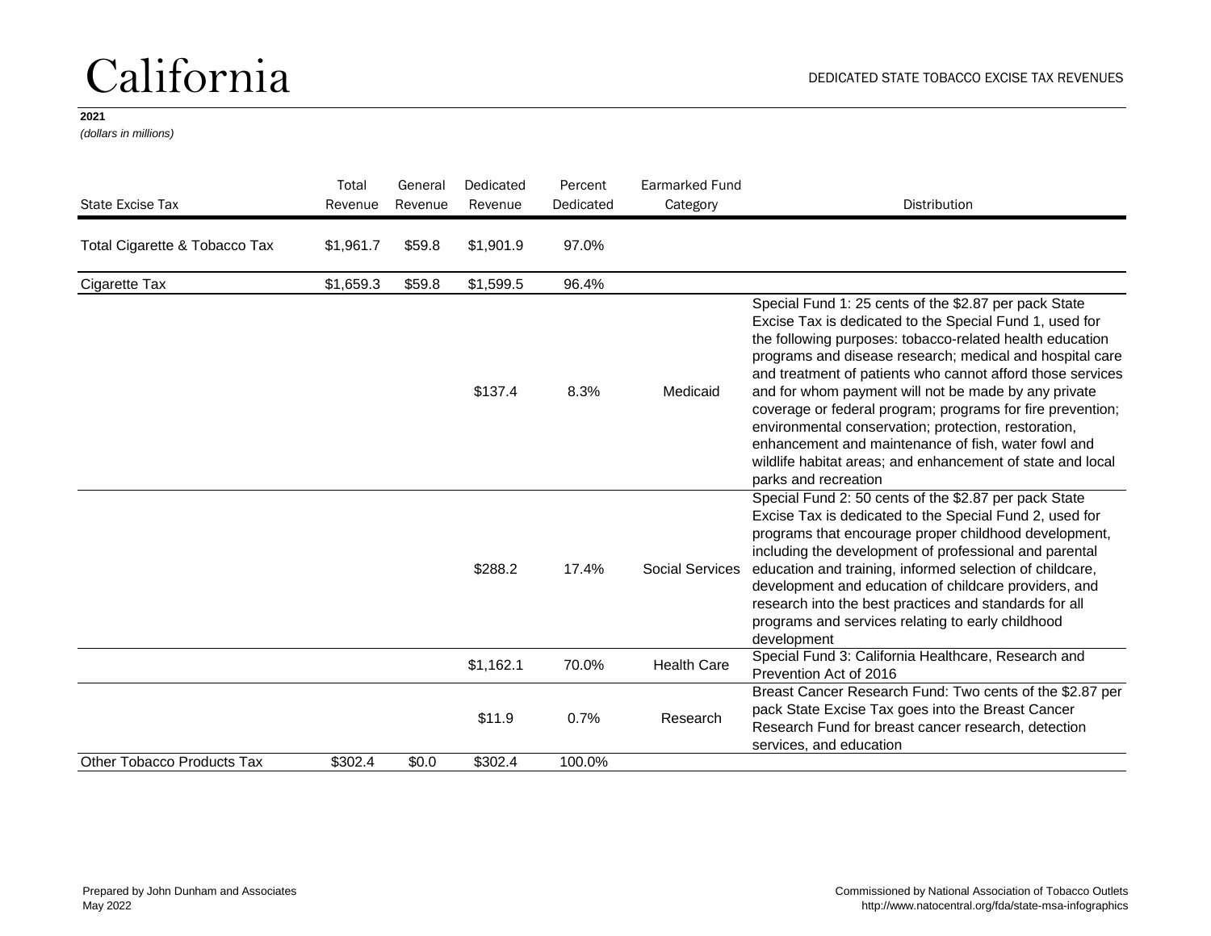# California

DEDICATED STATE TOBACCO EXCISE TAX REVENUES

**2021**
*(dollars in millions)*

| State Excise Tax | Total Revenue | General Revenue | Dedicated Revenue | Percent Dedicated | Earmarked Fund Category | Distribution |
|---|---|---|---|---|---|---|
| Total Cigarette & Tobacco Tax | $1,961.7 | $59.8 | $1,901.9 | 97.0% | | |
| Cigarette Tax | $1,659.3 | $59.8 | $1,599.5 | 96.4% | | |
| | | | $137.4 | 8.3% | Medicaid | Special Fund 1: 25 cents of the $2.87 per pack State Excise Tax is dedicated to the Special Fund 1, used for the following purposes: tobacco-related health education programs and disease research; medical and hospital care and treatment of patients who cannot afford those services and for whom payment will not be made by any private coverage or federal program; programs for fire prevention; environmental conservation; protection, restoration, enhancement and maintenance of fish, water fowl and wildlife habitat areas; and enhancement of state and local parks and recreation |
| | | | $288.2 | 17.4% | Social Services | Special Fund 2: 50 cents of the $2.87 per pack State Excise Tax is dedicated to the Special Fund 2, used for programs that encourage proper childhood development, including the development of professional and parental education and training, informed selection of childcare, development and education of childcare providers, and research into the best practices and standards for all programs and services relating to early childhood development |
| | | | $1,162.1 | 70.0% | Health Care | Special Fund 3: California Healthcare, Research and Prevention Act of 2016 |
| | | | $11.9 | 0.7% | Research | Breast Cancer Research Fund: Two cents of the $2.87 per pack State Excise Tax goes into the Breast Cancer Research Fund for breast cancer research, detection services, and education |
| Other Tobacco Products Tax | $302.4 | $0.0 | $302.4 | 100.0% | | |

Prepared by John Dunham and Associates
May 2022

Commissioned by National Association of Tobacco Outlets
http://www.natocentral.org/fda/state-msa-infographics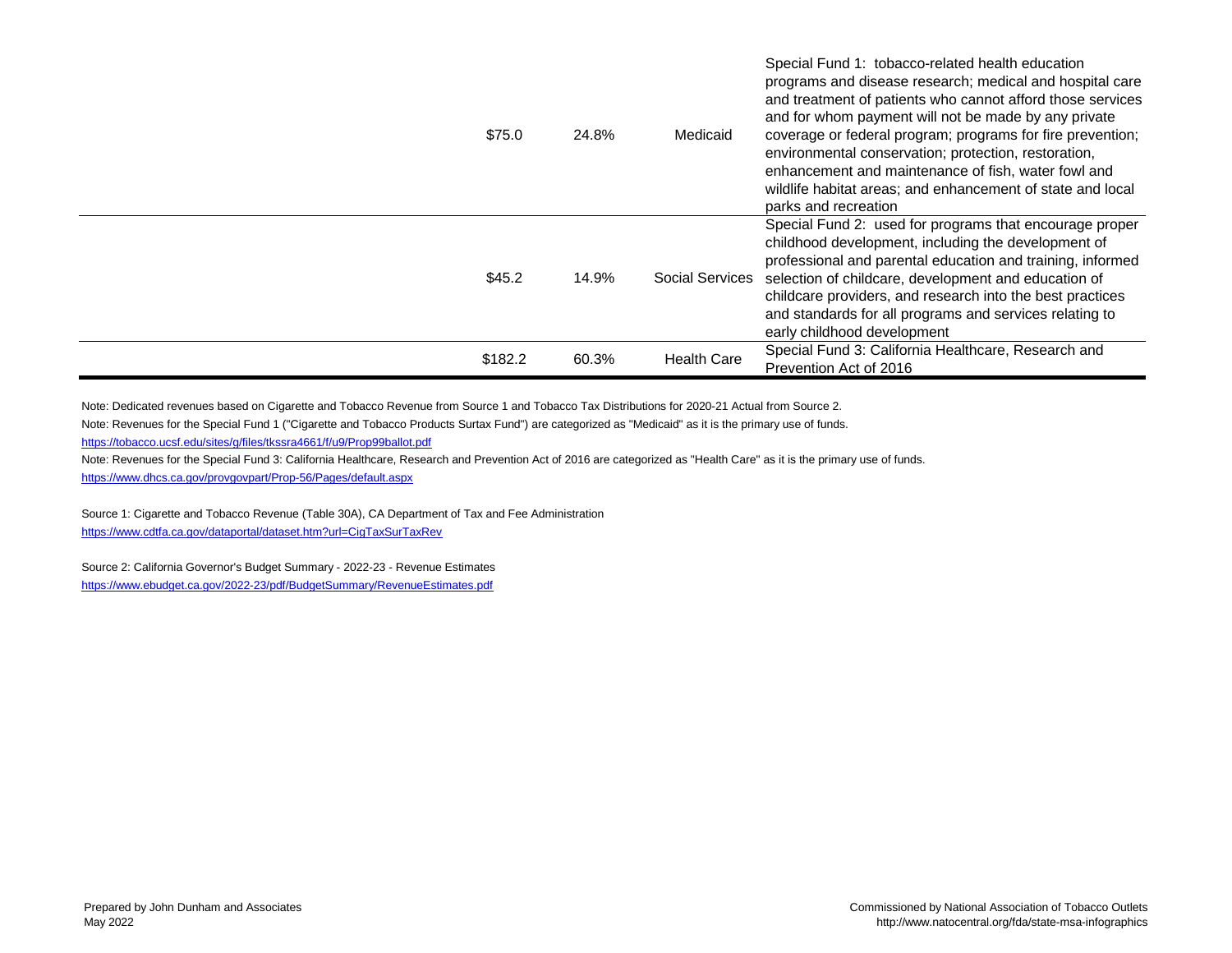| | | | | |
|---|---|---|---|---|
| | $75.0 | 24.8% | Medicaid | Special Fund 1: tobacco-related health education programs and disease research; medical and hospital care and treatment of patients who cannot afford those services and for whom payment will not be made by any private coverage or federal program; programs for fire prevention; environmental conservation; protection, restoration, enhancement and maintenance of fish, water fowl and wildlife habitat areas; and enhancement of state and local parks and recreation |
| | $45.2 | 14.9% | Social Services | Special Fund 2: used for programs that encourage proper childhood development, including the development of professional and parental education and training, informed selection of childcare, development and education of childcare providers, and research into the best practices and standards for all programs and services relating to early childhood development |
| | $182.2 | 60.3% | Health Care | Special Fund 3: California Healthcare, Research and Prevention Act of 2016 |

Note: Dedicated revenues based on Cigarette and Tobacco Revenue from Source 1 and Tobacco Tax Distributions for 2020-21 Actual from Source 2.

Note: Revenues for the Special Fund 1 ("Cigarette and Tobacco Products Surtax Fund") are categorized as "Medicaid" as it is the primary use of funds.

https://tobacco.ucsf.edu/sites/g/files/tkssra4661/f/u9/Prop99ballot.pdf

Note: Revenues for the Special Fund 3: California Healthcare, Research and Prevention Act of 2016 are categorized as "Health Care" as it is the primary use of funds.

https://www.dhcs.ca.gov/provgovpart/Prop-56/Pages/default.aspx

Source 1: Cigarette and Tobacco Revenue (Table 30A), CA Department of Tax and Fee Administration

https://www.cdtfa.ca.gov/dataportal/dataset.htm?url=CigTaxSurTaxRev

Source 2: California Governor's Budget Summary - 2022-23 - Revenue Estimates

https://www.ebudget.ca.gov/2022-23/pdf/BudgetSummary/RevenueEstimates.pdf

Prepared by John Dunham and Associates
May 2022

Commissioned by National Association of Tobacco Outlets
http://www.natocentral.org/fda/state-msa-infographics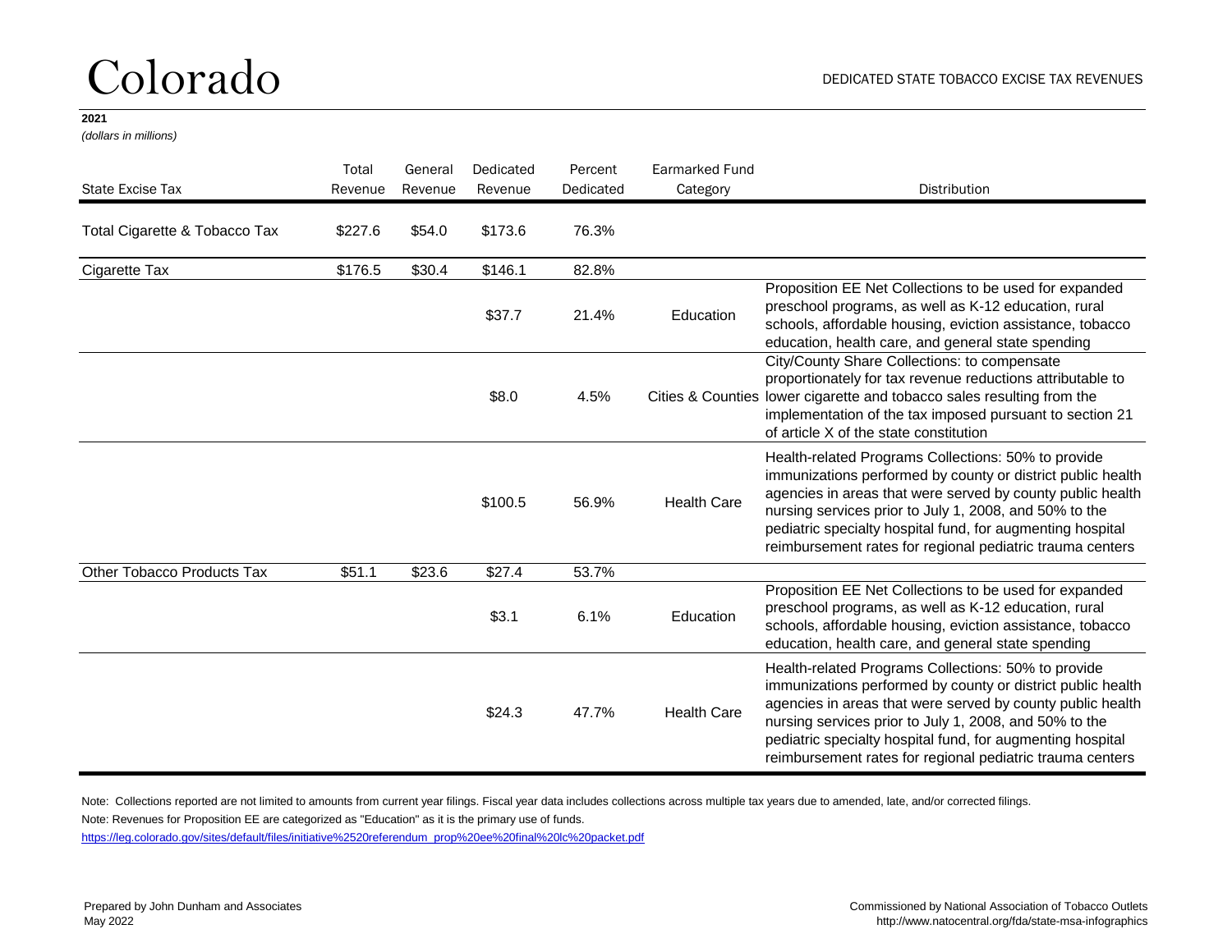# Colorado

DEDICATED STATE TOBACCO EXCISE TAX REVENUES

**2021**

*(dollars in millions)*

| State Excise Tax | Total Revenue | General Revenue | Dedicated Revenue | Percent Dedicated | Earmarked Fund Category | Distribution |
|---|---|---|---|---|---|---|
| Total Cigarette & Tobacco Tax | $227.6 | $54.0 | $173.6 | 76.3% | | |
| Cigarette Tax | $176.5 | $30.4 | $146.1 | 82.8% | | |
| | | | $37.7 | 21.4% | Education | Proposition EE Net Collections to be used for expanded preschool programs, as well as K-12 education, rural schools, affordable housing, eviction assistance, tobacco education, health care, and general state spending |
| | | | $8.0 | 4.5% | Cities & Counties | City/County Share Collections: to compensate proportionately for tax revenue reductions attributable to lower cigarette and tobacco sales resulting from the implementation of the tax imposed pursuant to section 21 of article X of the state constitution |
| | | | $100.5 | 56.9% | Health Care | Health-related Programs Collections: 50% to provide immunizations performed by county or district public health agencies in areas that were served by county public health nursing services prior to July 1, 2008, and 50% to the pediatric specialty hospital fund, for augmenting hospital reimbursement rates for regional pediatric trauma centers |
| Other Tobacco Products Tax | $51.1 | $23.6 | $27.4 | 53.7% | | |
| | | | $3.1 | 6.1% | Education | Proposition EE Net Collections to be used for expanded preschool programs, as well as K-12 education, rural schools, affordable housing, eviction assistance, tobacco education, health care, and general state spending |
| | | | $24.3 | 47.7% | Health Care | Health-related Programs Collections: 50% to provide immunizations performed by county or district public health agencies in areas that were served by county public health nursing services prior to July 1, 2008, and 50% to the pediatric specialty hospital fund, for augmenting hospital reimbursement rates for regional pediatric trauma centers |

Note: Collections reported are not limited to amounts from current year filings. Fiscal year data includes collections across multiple tax years due to amended, late, and/or corrected filings.

Note: Revenues for Proposition EE are categorized as "Education" as it is the primary use of funds.

https://leg.colorado.gov/sites/default/files/initiative%2520referendum_prop%20ee%20final%20lc%20packet.pdf

Prepared by John Dunham and Associates
May 2022

Commissioned by National Association of Tobacco Outlets
http://www.natocentral.org/fda/state-msa-infographics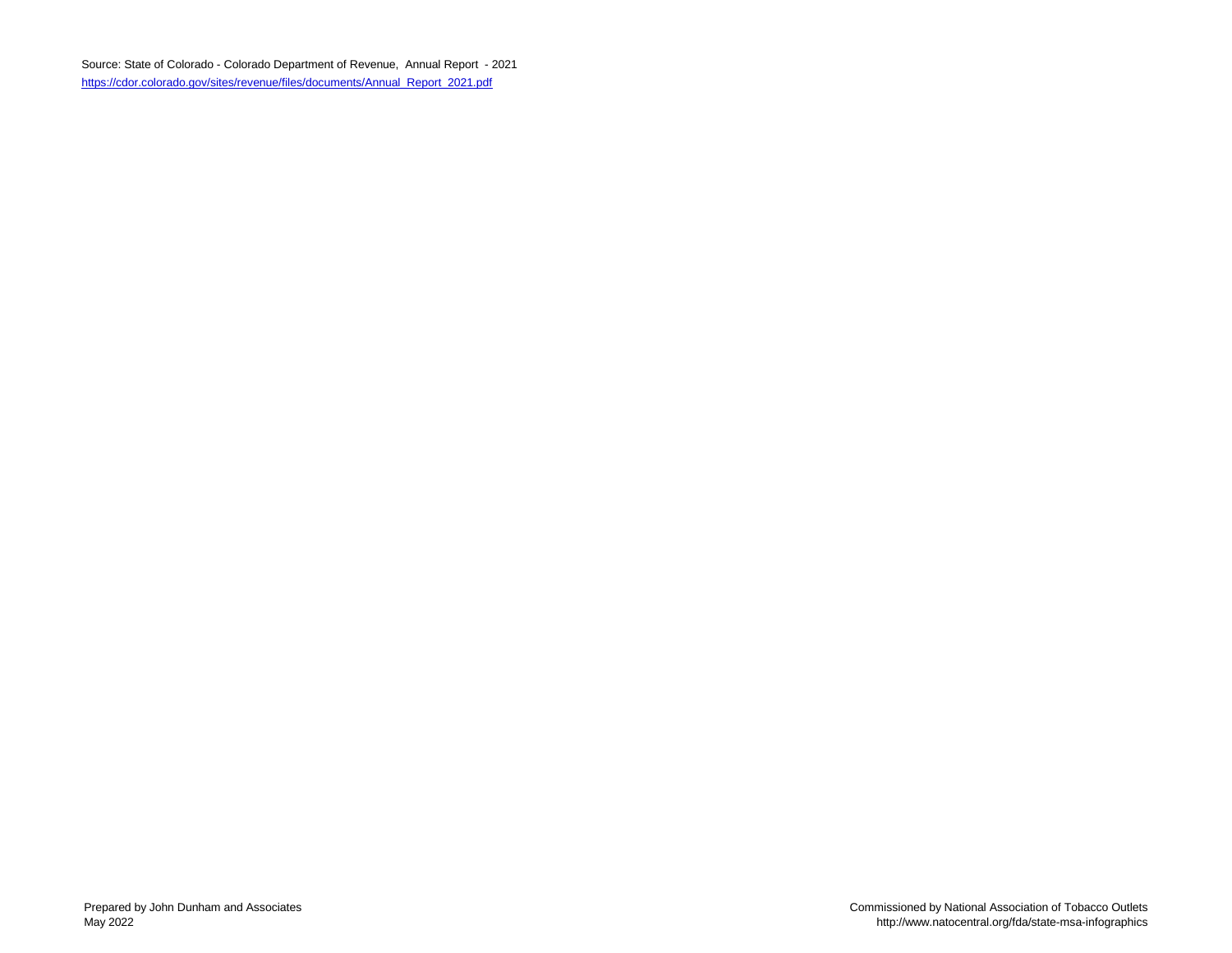Source: State of Colorado - Colorado Department of Revenue, Annual Report - 2021
https://cdor.colorado.gov/sites/revenue/files/documents/Annual_Report_2021.pdf

Prepared by John Dunham and Associates
May 2022

Commissioned by National Association of Tobacco Outlets
http://www.natocentral.org/fda/state-msa-infographics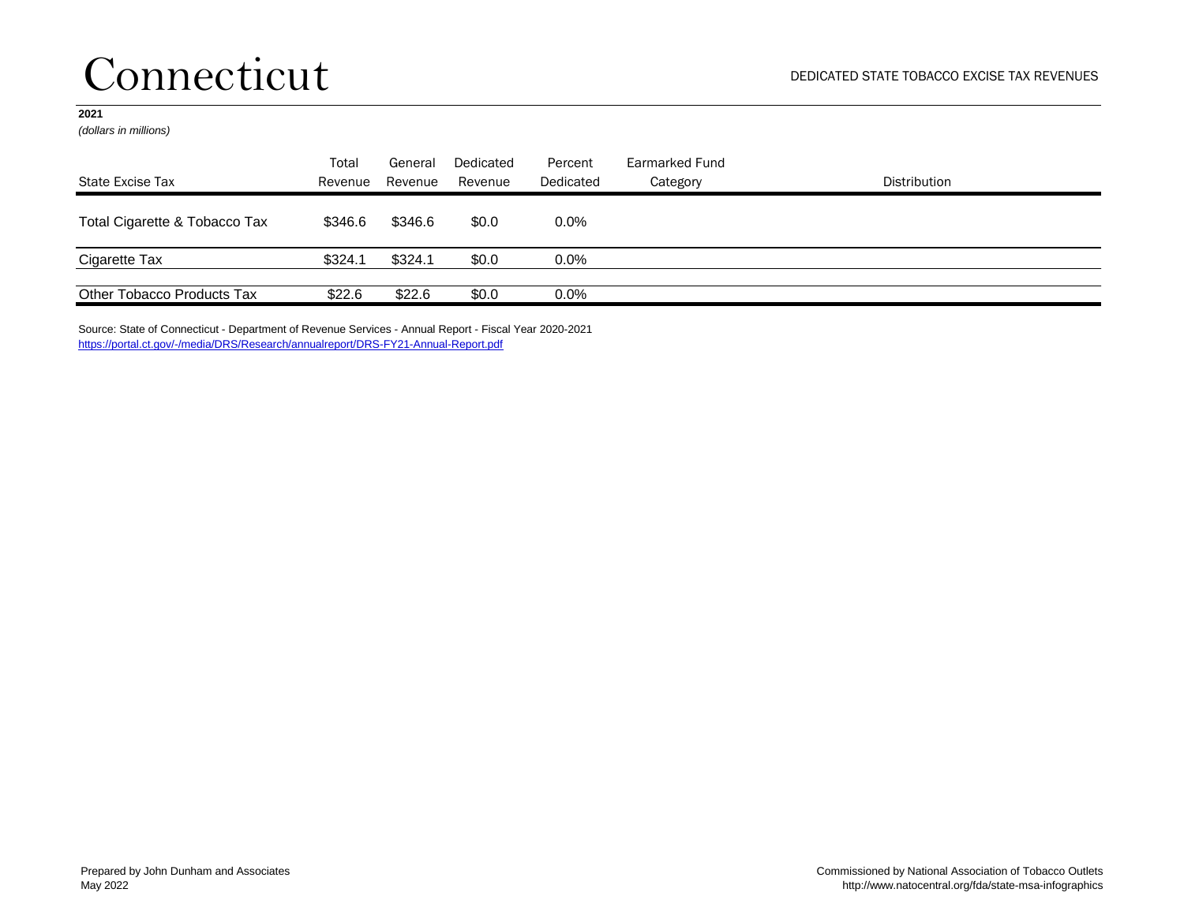# Connecticut

DEDICATED STATE TOBACCO EXCISE TAX REVENUES

**2021**
*(dollars in millions)*

| State Excise Tax | Total Revenue | General Revenue | Dedicated Revenue | Percent Dedicated | Earmarked Fund Category | Distribution |
|---|---|---|---|---|---|---|
| Total Cigarette & Tobacco Tax | $346.6 | $346.6 | $0.0 | 0.0% | | |
| Cigarette Tax | $324.1 | $324.1 | $0.0 | 0.0% | | |
| Other Tobacco Products Tax | $22.6 | $22.6 | $0.0 | 0.0% | | |

Source: State of Connecticut - Department of Revenue Services - Annual Report - Fiscal Year 2020-2021
https://portal.ct.gov/-/media/DRS/Research/annualreport/DRS-FY21-Annual-Report.pdf

Prepared by John Dunham and Associates
May 2022

Commissioned by National Association of Tobacco Outlets
http://www.natocentral.org/fda/state-msa-infographics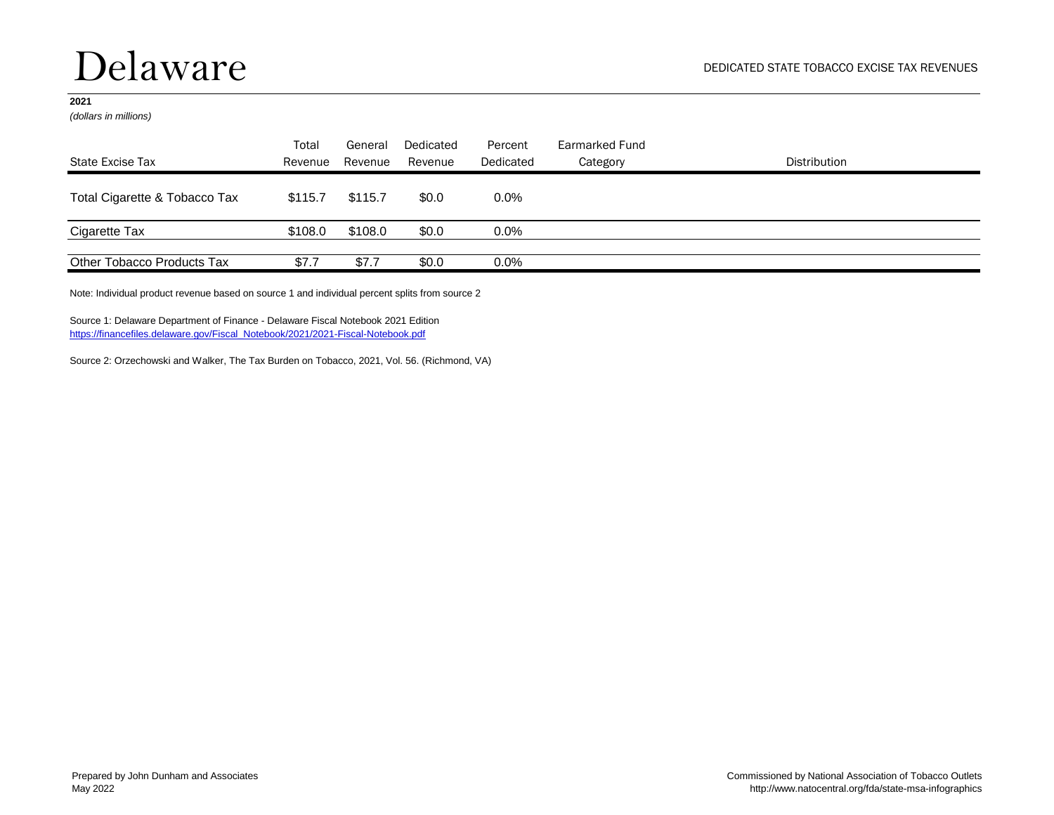# Delaware

DEDICATED STATE TOBACCO EXCISE TAX REVENUES

**2021**
*(dollars in millions)*

| State Excise Tax | Total Revenue | General Revenue | Dedicated Revenue | Percent Dedicated | Earmarked Fund Category | Distribution |
|---|---|---|---|---|---|---|
| Total Cigarette & Tobacco Tax | $115.7 | $115.7 | $0.0 | 0.0% | | |
| Cigarette Tax | $108.0 | $108.0 | $0.0 | 0.0% | | |
| Other Tobacco Products Tax | $7.7 | $7.7 | $0.0 | 0.0% | | |

Note: Individual product revenue based on source 1 and individual percent splits from source 2

Source 1: Delaware Department of Finance - Delaware Fiscal Notebook 2021 Edition
https://financefiles.delaware.gov/Fiscal_Notebook/2021/2021-Fiscal-Notebook.pdf

Source 2: Orzechowski and Walker, The Tax Burden on Tobacco, 2021, Vol. 56. (Richmond, VA)

Prepared by John Dunham and Associates
May 2022

Commissioned by National Association of Tobacco Outlets
http://www.natocentral.org/fda/state-msa-infographics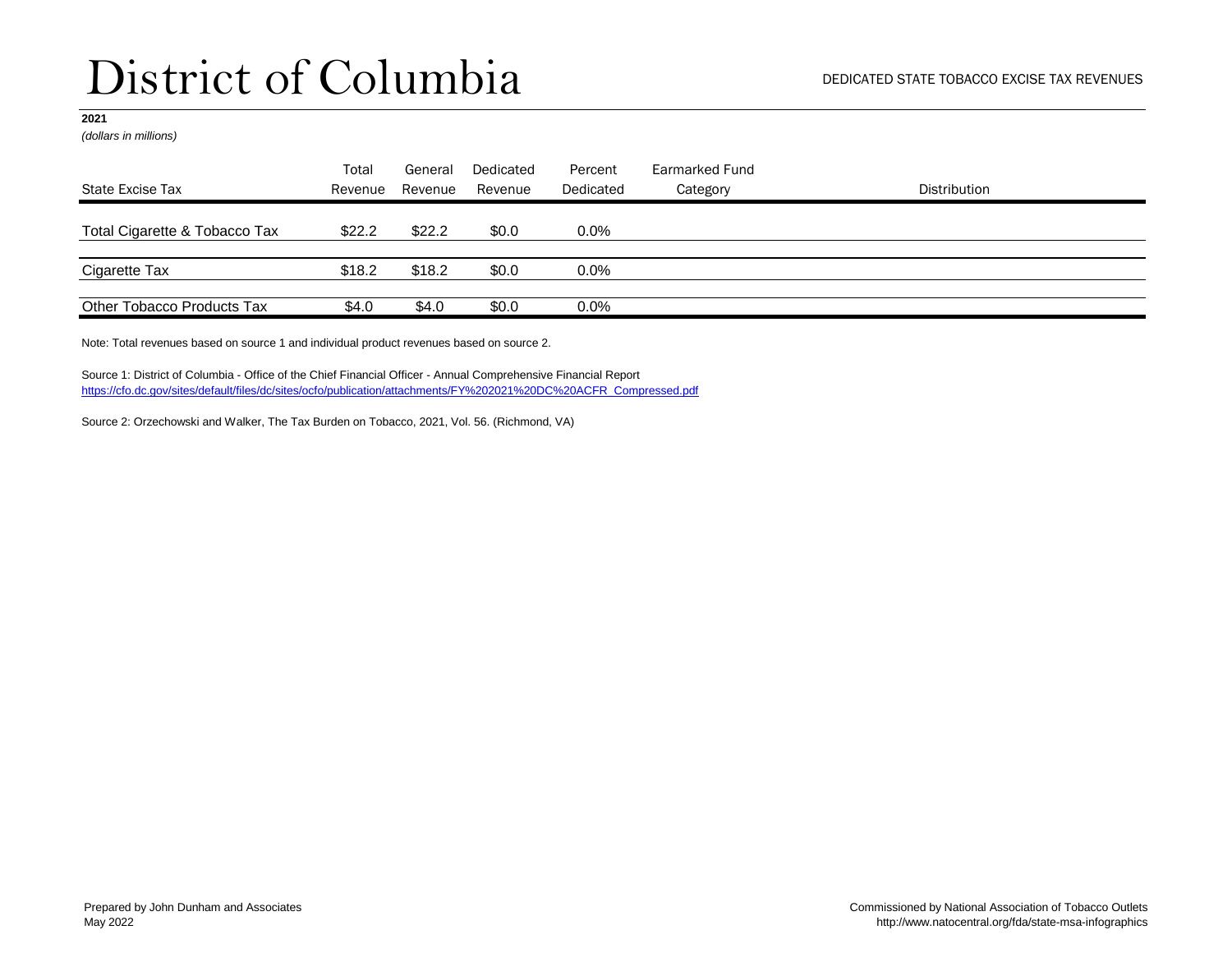# District of Columbia

DEDICATED STATE TOBACCO EXCISE TAX REVENUES

**2021**

*(dollars in millions)*

| State Excise Tax | Total Revenue | General Revenue | Dedicated Revenue | Percent Dedicated | Earmarked Fund Category | Distribution |
|---|---|---|---|---|---|---|
| Total Cigarette & Tobacco Tax | $22.2 | $22.2 | $0.0 | 0.0% | | |
| Cigarette Tax | $18.2 | $18.2 | $0.0 | 0.0% | | |
| Other Tobacco Products Tax | $4.0 | $4.0 | $0.0 | 0.0% | | |

Note: Total revenues based on source 1 and individual product revenues based on source 2.

Source 1: District of Columbia - Office of the Chief Financial Officer - Annual Comprehensive Financial Report
https://cfo.dc.gov/sites/default/files/dc/sites/ocfo/publication/attachments/FY%202021%20DC%20ACFR_Compressed.pdf

Source 2: Orzechowski and Walker, The Tax Burden on Tobacco, 2021, Vol. 56. (Richmond, VA)

Prepared by John Dunham and Associates
May 2022

Commissioned by National Association of Tobacco Outlets
http://www.natocentral.org/fda/state-msa-infographics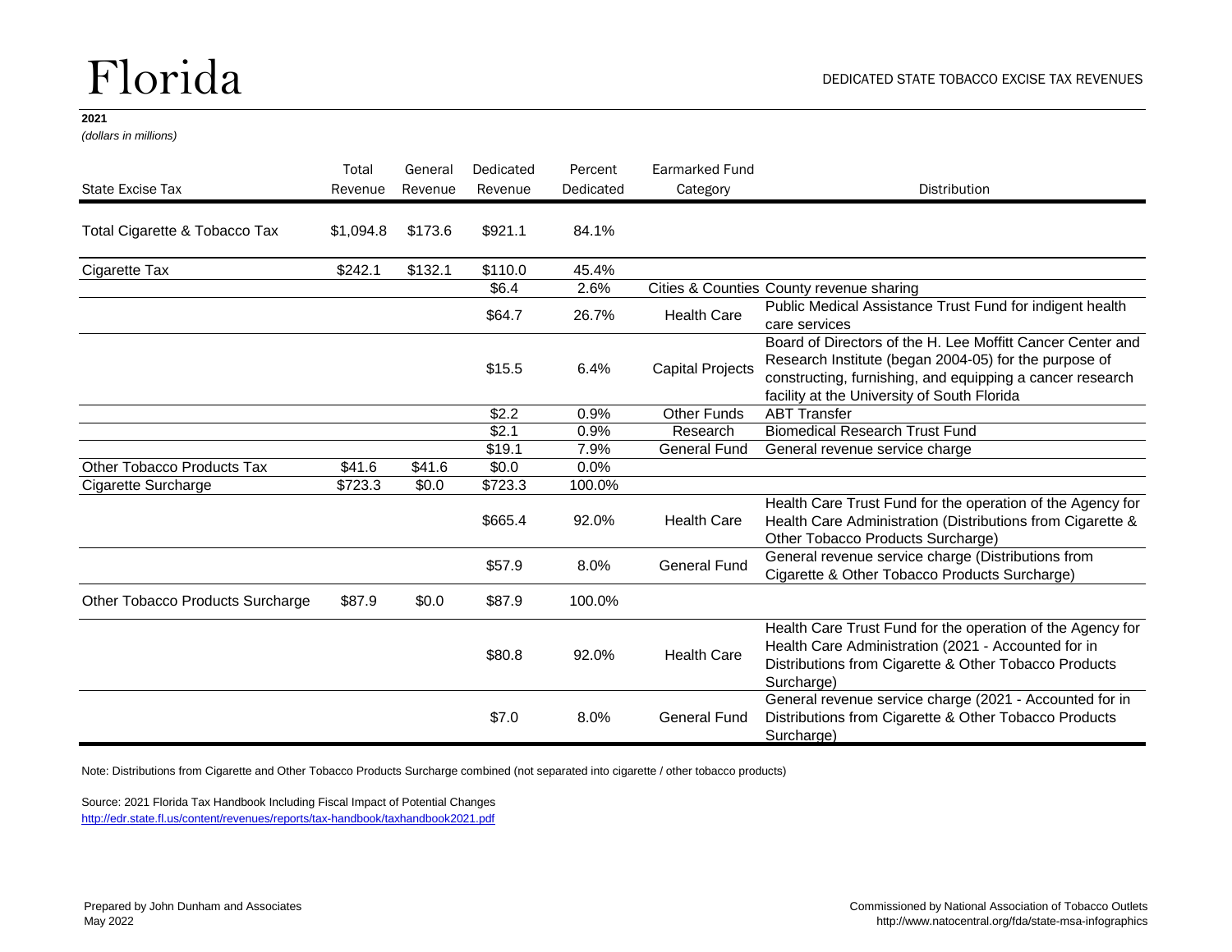# Florida

DEDICATED STATE TOBACCO EXCISE TAX REVENUES

**2021**
*(dollars in millions)*

| State Excise Tax | Total Revenue | General Revenue | Dedicated Revenue | Percent Dedicated | Earmarked Fund Category | Distribution |
|---|---|---|---|---|---|---|
| Total Cigarette & Tobacco Tax | $1,094.8 | $173.6 | $921.1 | 84.1% | | |
| Cigarette Tax | $242.1 | $132.1 | $110.0 | 45.4% | | |
| | | | $6.4 | 2.6% | Cities & Counties | County revenue sharing |
| | | | $64.7 | 26.7% | Health Care | Public Medical Assistance Trust Fund for indigent health care services |
| | | | $15.5 | 6.4% | Capital Projects | Board of Directors of the H. Lee Moffitt Cancer Center and Research Institute (began 2004-05) for the purpose of constructing, furnishing, and equipping a cancer research facility at the University of South Florida |
| | | | $2.2 | 0.9% | Other Funds | ABT Transfer |
| | | | $2.1 | 0.9% | Research | Biomedical Research Trust Fund |
| | | | $19.1 | 7.9% | General Fund | General revenue service charge |
| Other Tobacco Products Tax | $41.6 | $41.6 | $0.0 | 0.0% | | |
| Cigarette Surcharge | $723.3 | $0.0 | $723.3 | 100.0% | | |
| | | | $665.4 | 92.0% | Health Care | Health Care Trust Fund for the operation of the Agency for Health Care Administration (Distributions from Cigarette & Other Tobacco Products Surcharge) |
| | | | $57.9 | 8.0% | General Fund | General revenue service charge (Distributions from Cigarette & Other Tobacco Products Surcharge) |
| Other Tobacco Products Surcharge | $87.9 | $0.0 | $87.9 | 100.0% | | |
| | | | $80.8 | 92.0% | Health Care | Health Care Trust Fund for the operation of the Agency for Health Care Administration (2021 - Accounted for in Distributions from Cigarette & Other Tobacco Products Surcharge) |
| | | | $7.0 | 8.0% | General Fund | General revenue service charge (2021 - Accounted for in Distributions from Cigarette & Other Tobacco Products Surcharge) |

Note: Distributions from Cigarette and Other Tobacco Products Surcharge combined (not separated into cigarette / other tobacco products)

Source: 2021 Florida Tax Handbook Including Fiscal Impact of Potential Changes
http://edr.state.fl.us/content/revenues/reports/tax-handbook/taxhandbook2021.pdf

Prepared by John Dunham and Associates
May 2022

Commissioned by National Association of Tobacco Outlets
http://www.natocentral.org/fda/state-msa-infographics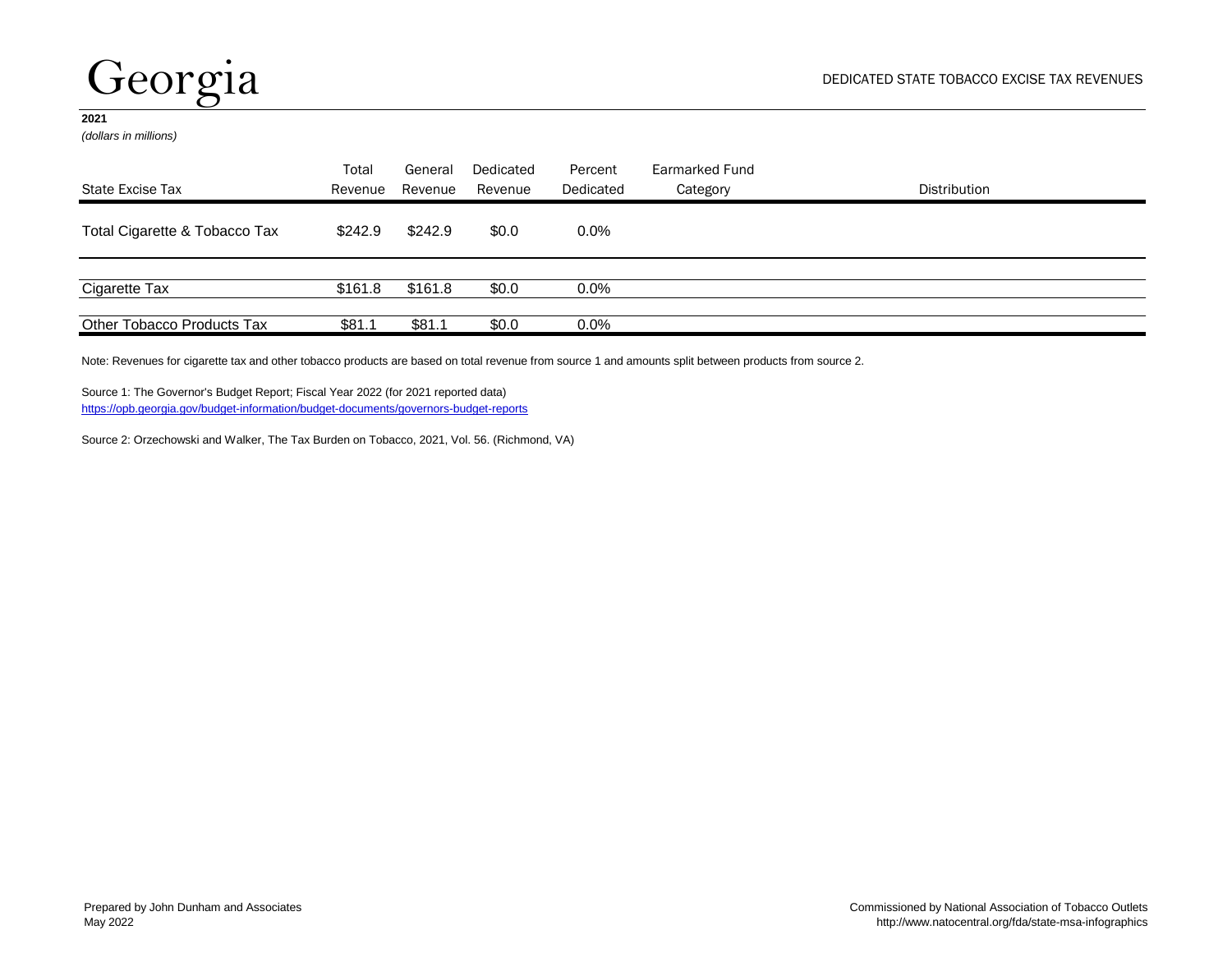# Georgia

DEDICATED STATE TOBACCO EXCISE TAX REVENUES

**2021**

*(dollars in millions)*

| State Excise Tax | Total Revenue | General Revenue | Dedicated Revenue | Percent Dedicated | Earmarked Fund Category | Distribution |
|---|---|---|---|---|---|---|
| Total Cigarette & Tobacco Tax | $242.9 | $242.9 | $0.0 | 0.0% | | |
| Cigarette Tax | $161.8 | $161.8 | $0.0 | 0.0% | | |
| Other Tobacco Products Tax | $81.1 | $81.1 | $0.0 | 0.0% | | |

Note: Revenues for cigarette tax and other tobacco products are based on total revenue from source 1 and amounts split between products from source 2.

Source 1: The Governor's Budget Report; Fiscal Year 2022 (for 2021 reported data)
https://opb.georgia.gov/budget-information/budget-documents/governors-budget-reports

Source 2: Orzechowski and Walker, The Tax Burden on Tobacco, 2021, Vol. 56. (Richmond, VA)

Prepared by John Dunham and Associates
May 2022

Commissioned by National Association of Tobacco Outlets
http://www.natocentral.org/fda/state-msa-infographics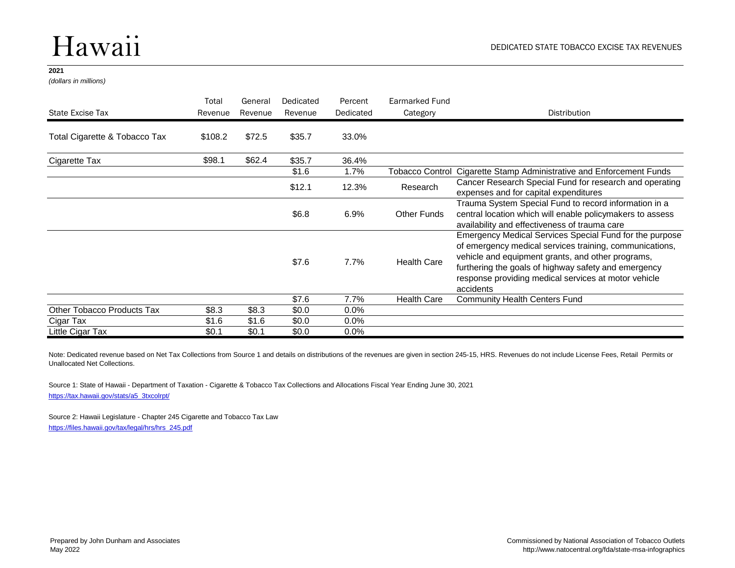# Hawaii

DEDICATED STATE TOBACCO EXCISE TAX REVENUES

**2021**

*(dollars in millions)*

| State Excise Tax | Total Revenue | General Revenue | Dedicated Revenue | Percent Dedicated | Earmarked Fund Category | Distribution |
|---|---|---|---|---|---|---|
| Total Cigarette & Tobacco Tax | $108.2 | $72.5 | $35.7 | 33.0% | | |
| Cigarette Tax | $98.1 | $62.4 | $35.7 | 36.4% | | |
| | | | $1.6 | 1.7% | Tobacco Control | Cigarette Stamp Administrative and Enforcement Funds |
| | | | $12.1 | 12.3% | Research | Cancer Research Special Fund for research and operating expenses and for capital expenditures |
| | | | $6.8 | 6.9% | Other Funds | Trauma System Special Fund to record information in a central location which will enable policymakers to assess availability and effectiveness of trauma care |
| | | | $7.6 | 7.7% | Health Care | Emergency Medical Services Special Fund for the purpose of emergency medical services training, communications, vehicle and equipment grants, and other programs, furthering the goals of highway safety and emergency response providing medical services at motor vehicle accidents |
| | | | $7.6 | 7.7% | Health Care | Community Health Centers Fund |
| Other Tobacco Products Tax | $8.3 | $8.3 | $0.0 | 0.0% | | |
| Cigar Tax | $1.6 | $1.6 | $0.0 | 0.0% | | |
| Little Cigar Tax | $0.1 | $0.1 | $0.0 | 0.0% | | |

Note: Dedicated revenue based on Net Tax Collections from Source 1 and details on distributions of the revenues are given in section 245-15, HRS. Revenues do not include License Fees, Retail Permits or Unallocated Net Collections.

Source 1: State of Hawaii - Department of Taxation - Cigarette & Tobacco Tax Collections and Allocations Fiscal Year Ending June 30, 2021
https://tax.hawaii.gov/stats/a5_3txcolrpt/

Source 2: Hawaii Legislature - Chapter 245 Cigarette and Tobacco Tax Law
https://files.hawaii.gov/tax/legal/hrs/hrs_245.pdf

Prepared by John Dunham and Associates
May 2022

Commissioned by National Association of Tobacco Outlets
http://www.natocentral.org/fda/state-msa-infographics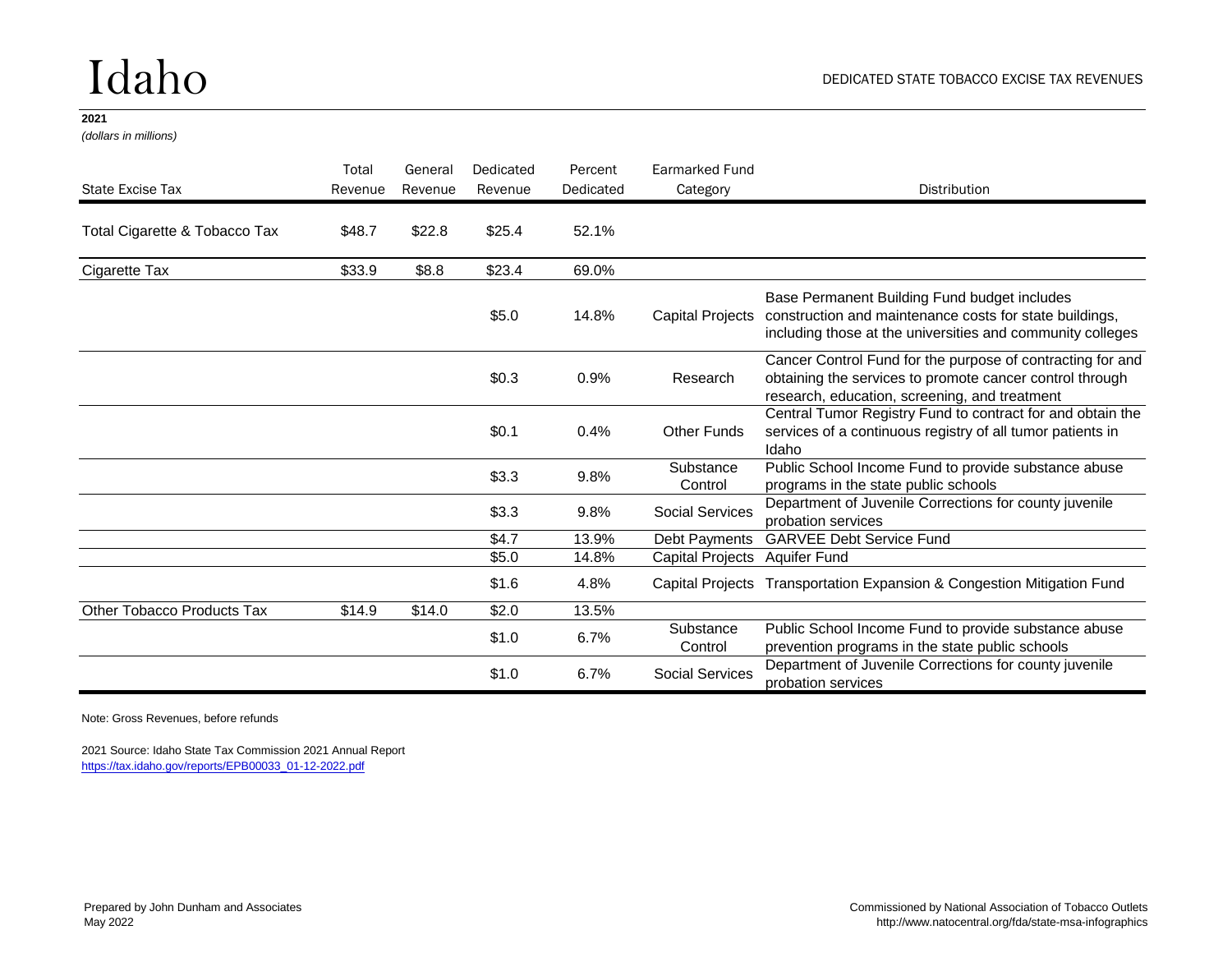# Idaho

DEDICATED STATE TOBACCO EXCISE TAX REVENUES

**2021**

*(dollars in millions)*

| State Excise Tax | Total Revenue | General Revenue | Dedicated Revenue | Percent Dedicated | Earmarked Fund Category | Distribution |
|---|---|---|---|---|---|---|
| Total Cigarette & Tobacco Tax | $48.7 | $22.8 | $25.4 | 52.1% | | |
| Cigarette Tax | $33.9 | $8.8 | $23.4 | 69.0% | | |
| | | | $5.0 | 14.8% | Capital Projects | Base Permanent Building Fund budget includes construction and maintenance costs for state buildings, including those at the universities and community colleges |
| | | | $0.3 | 0.9% | Research | Cancer Control Fund for the purpose of contracting for and obtaining the services to promote cancer control through research, education, screening, and treatment |
| | | | $0.1 | 0.4% | Other Funds | Central Tumor Registry Fund to contract for and obtain the services of a continuous registry of all tumor patients in Idaho |
| | | | $3.3 | 9.8% | Substance Control | Public School Income Fund to provide substance abuse programs in the state public schools |
| | | | $3.3 | 9.8% | Social Services | Department of Juvenile Corrections for county juvenile probation services |
| | | | $4.7 | 13.9% | Debt Payments | GARVEE Debt Service Fund |
| | | | $5.0 | 14.8% | Capital Projects | Aquifer Fund |
| | | | $1.6 | 4.8% | Capital Projects | Transportation Expansion & Congestion Mitigation Fund |
| Other Tobacco Products Tax | $14.9 | $14.0 | $2.0 | 13.5% | | |
| | | | $1.0 | 6.7% | Substance Control | Public School Income Fund to provide substance abuse prevention programs in the state public schools |
| | | | $1.0 | 6.7% | Social Services | Department of Juvenile Corrections for county juvenile probation services |

Note: Gross Revenues, before refunds

2021 Source: Idaho State Tax Commission 2021 Annual Report
https://tax.idaho.gov/reports/EPB00033_01-12-2022.pdf

Prepared by John Dunham and Associates
May 2022

Commissioned by National Association of Tobacco Outlets
http://www.natocentral.org/fda/state-msa-infographics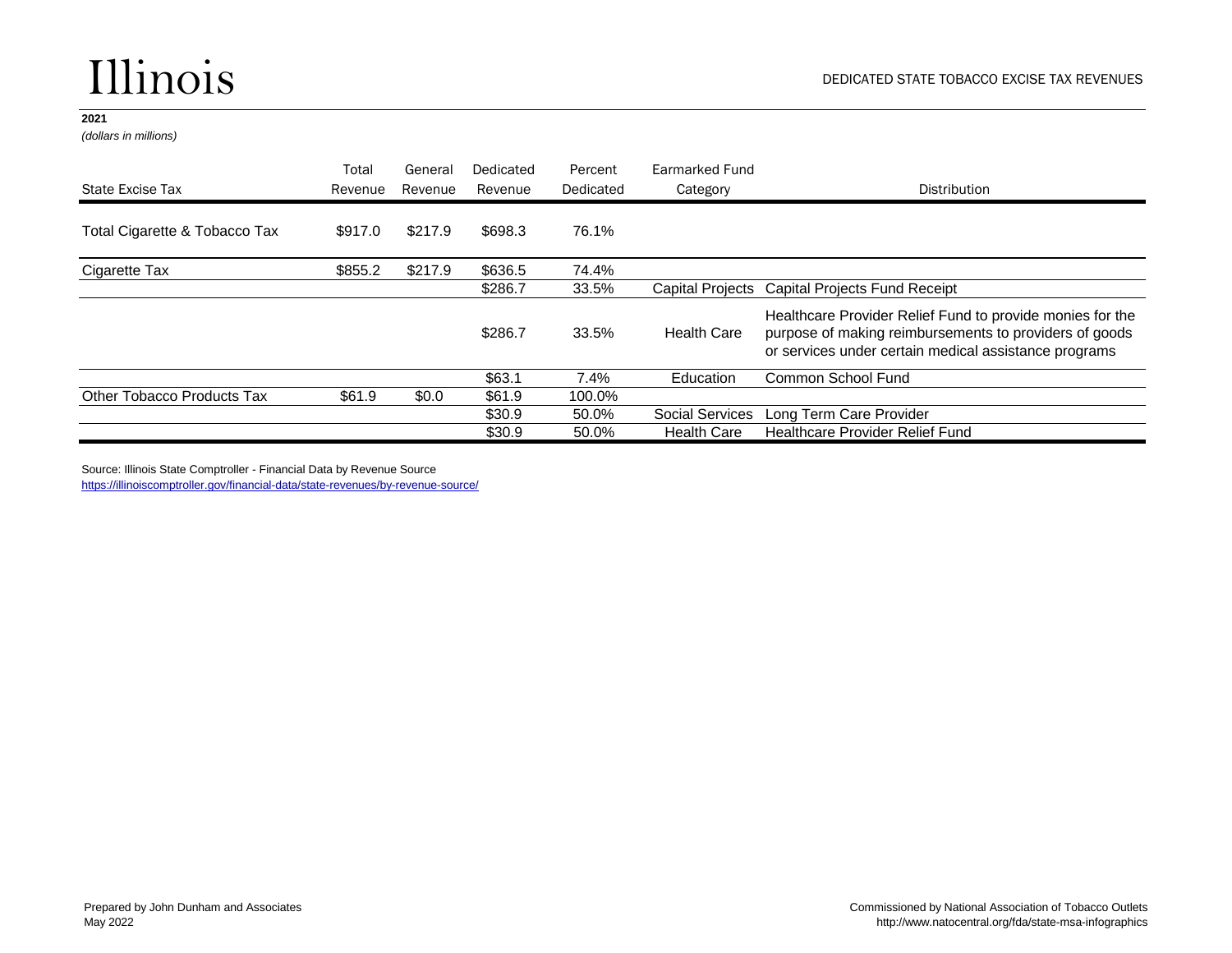# Illinois

DEDICATED STATE TOBACCO EXCISE TAX REVENUES

**2021**

*(dollars in millions)*

| State Excise Tax | Total Revenue | General Revenue | Dedicated Revenue | Percent Dedicated | Earmarked Fund Category | Distribution |
|---|---|---|---|---|---|---|
| Total Cigarette & Tobacco Tax | $917.0 | $217.9 | $698.3 | 76.1% | | |
| Cigarette Tax | $855.2 | $217.9 | $636.5 | 74.4% | | |
| | | | $286.7 | 33.5% | Capital Projects | Capital Projects Fund Receipt |
| | | | $286.7 | 33.5% | Health Care | Healthcare Provider Relief Fund to provide monies for the purpose of making reimbursements to providers of goods or services under certain medical assistance programs |
| | | | $63.1 | 7.4% | Education | Common School Fund |
| Other Tobacco Products Tax | $61.9 | $0.0 | $61.9 | 100.0% | | |
| | | | $30.9 | 50.0% | Social Services | Long Term Care Provider |
| | | | $30.9 | 50.0% | Health Care | Healthcare Provider Relief Fund |

Source: Illinois State Comptroller - Financial Data by Revenue Source
https://illinoiscomptroller.gov/financial-data/state-revenues/by-revenue-source/

Prepared by John Dunham and Associates
May 2022

Commissioned by National Association of Tobacco Outlets
http://www.natocentral.org/fda/state-msa-infographics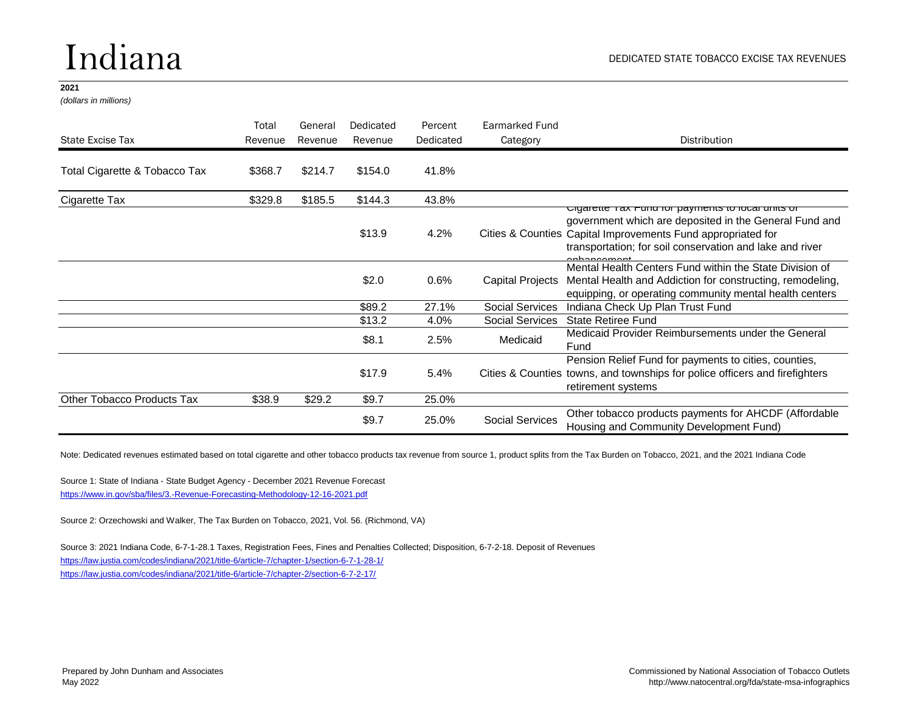# Indiana

DEDICATED STATE TOBACCO EXCISE TAX REVENUES

**2021**

*(dollars in millions)*

| State Excise Tax | Total Revenue | General Revenue | Dedicated Revenue | Percent Dedicated | Earmarked Fund Category | Distribution |
|---|---|---|---|---|---|---|
| Total Cigarette & Tobacco Tax | $368.7 | $214.7 | $154.0 | 41.8% | | |
| Cigarette Tax | $329.8 | $185.5 | $144.3 | 43.8% | | |
| | | | $13.9 | 4.2% | Cities & Counties | Cigarette Tax Fund for payments to local units of government which are deposited in the General Fund and Capital Improvements Fund appropriated for transportation; for soil conservation and lake and river enhancement |
| | | | $2.0 | 0.6% | Capital Projects | Mental Health Centers Fund within the State Division of Mental Health and Addiction for constructing, remodeling, equipping, or operating community mental health centers |
| | | | $89.2 | 27.1% | Social Services | Indiana Check Up Plan Trust Fund |
| | | | $13.2 | 4.0% | Social Services | State Retiree Fund |
| | | | $8.1 | 2.5% | Medicaid | Medicaid Provider Reimbursements under the General Fund |
| | | | $17.9 | 5.4% | Cities & Counties | Pension Relief Fund for payments to cities, counties, towns, and townships for police officers and firefighters retirement systems |
| Other Tobacco Products Tax | $38.9 | $29.2 | $9.7 | 25.0% | | |
| | | | $9.7 | 25.0% | Social Services | Other tobacco products payments for AHCDF (Affordable Housing and Community Development Fund) |

Note: Dedicated revenues estimated based on total cigarette and other tobacco products tax revenue from source 1, product splits from the Tax Burden on Tobacco, 2021, and the 2021 Indiana Code

Source 1: State of Indiana - State Budget Agency - December 2021 Revenue Forecast
https://www.in.gov/sba/files/3.-Revenue-Forecasting-Methodology-12-16-2021.pdf

Source 2: Orzechowski and Walker, The Tax Burden on Tobacco, 2021, Vol. 56. (Richmond, VA)

Source 3: 2021 Indiana Code, 6-7-1-28.1 Taxes, Registration Fees, Fines and Penalties Collected; Disposition, 6-7-2-18. Deposit of Revenues
https://law.justia.com/codes/indiana/2021/title-6/article-7/chapter-1/section-6-7-1-28-1/
https://law.justia.com/codes/indiana/2021/title-6/article-7/chapter-2/section-6-7-2-17/

Prepared by John Dunham and Associates
May 2022

Commissioned by National Association of Tobacco Outlets
http://www.natocentral.org/fda/state-msa-infographics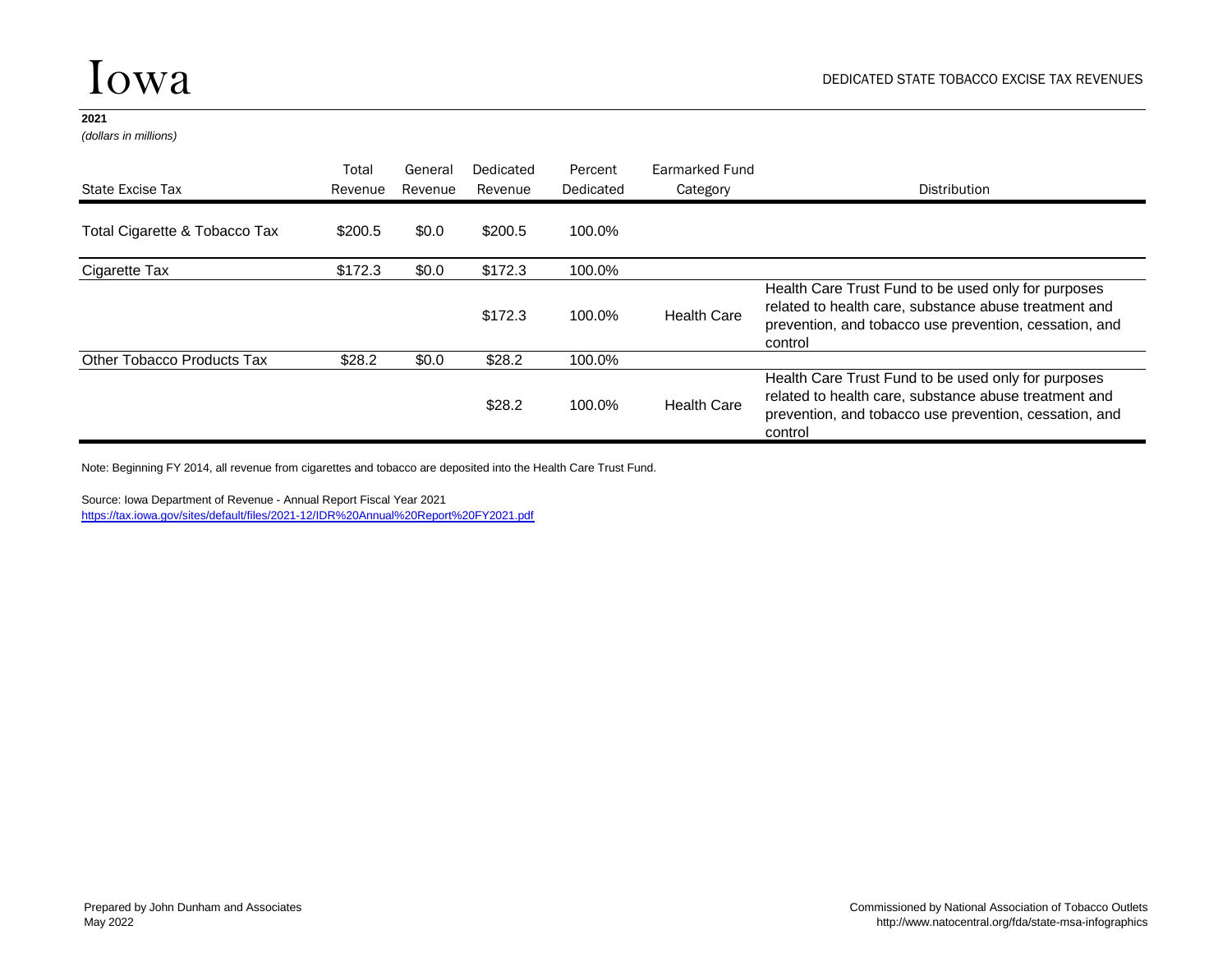# Iowa

DEDICATED STATE TOBACCO EXCISE TAX REVENUES

**2021**
*(dollars in millions)*

| State Excise Tax | Total Revenue | General Revenue | Dedicated Revenue | Percent Dedicated | Earmarked Fund Category | Distribution |
|---|---|---|---|---|---|---|
| Total Cigarette & Tobacco Tax | $200.5 | $0.0 | $200.5 | 100.0% | | |
| Cigarette Tax | $172.3 | $0.0 | $172.3 | 100.0% | | |
| | | | $172.3 | 100.0% | Health Care | Health Care Trust Fund to be used only for purposes related to health care, substance abuse treatment and prevention, and tobacco use prevention, cessation, and control |
| Other Tobacco Products Tax | $28.2 | $0.0 | $28.2 | 100.0% | | |
| | | | $28.2 | 100.0% | Health Care | Health Care Trust Fund to be used only for purposes related to health care, substance abuse treatment and prevention, and tobacco use prevention, cessation, and control |

Note: Beginning FY 2014, all revenue from cigarettes and tobacco are deposited into the Health Care Trust Fund.

Source: Iowa Department of Revenue - Annual Report Fiscal Year 2021
https://tax.iowa.gov/sites/default/files/2021-12/IDR%20Annual%20Report%20FY2021.pdf

Prepared by John Dunham and Associates
May 2022

Commissioned by National Association of Tobacco Outlets
http://www.natocentral.org/fda/state-msa-infographics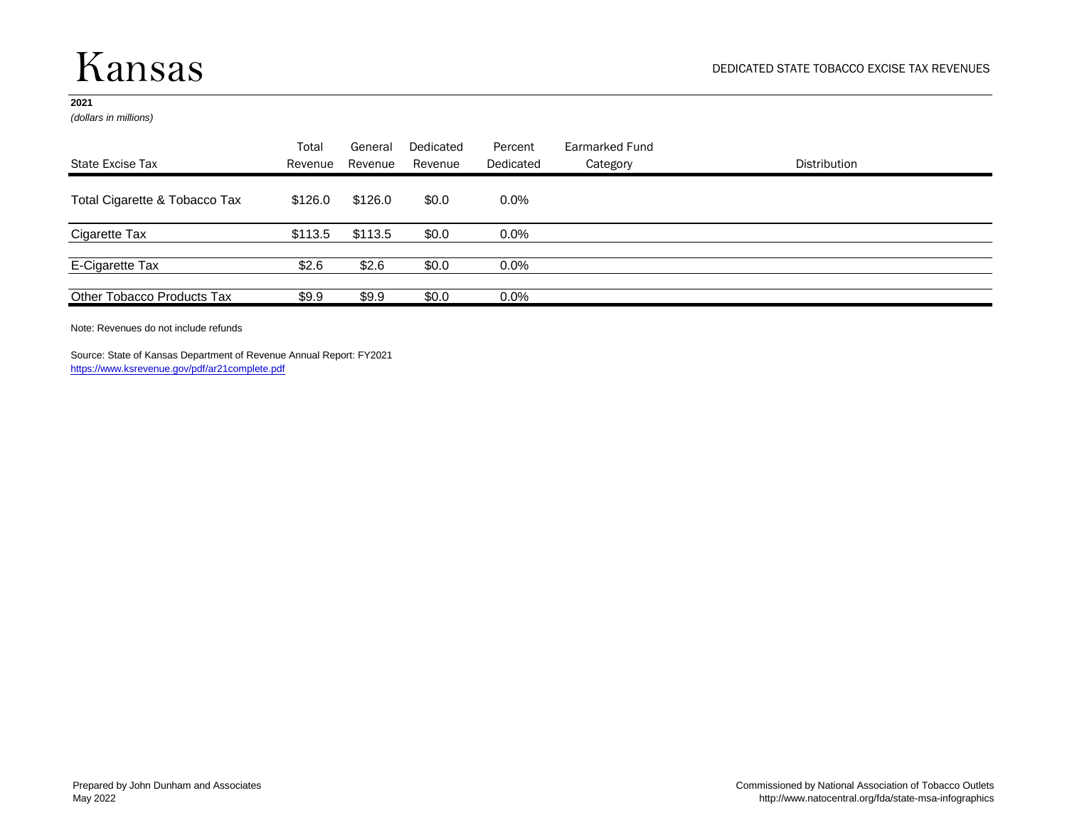# Kansas

DEDICATED STATE TOBACCO EXCISE TAX REVENUES

**2021**
*(dollars in millions)*

| State Excise Tax | Total Revenue | General Revenue | Dedicated Revenue | Percent Dedicated | Earmarked Fund Category | Distribution |
|---|---|---|---|---|---|---|
| Total Cigarette & Tobacco Tax | $126.0 | $126.0 | $0.0 | 0.0% | | |
| Cigarette Tax | $113.5 | $113.5 | $0.0 | 0.0% | | |
| E-Cigarette Tax | $2.6 | $2.6 | $0.0 | 0.0% | | |
| Other Tobacco Products Tax | $9.9 | $9.9 | $0.0 | 0.0% | | |

Note: Revenues do not include refunds

Source: State of Kansas Department of Revenue Annual Report: FY2021
https://www.ksrevenue.gov/pdf/ar21complete.pdf

Prepared by John Dunham and Associates
May 2022

Commissioned by National Association of Tobacco Outlets
http://www.natocentral.org/fda/state-msa-infographics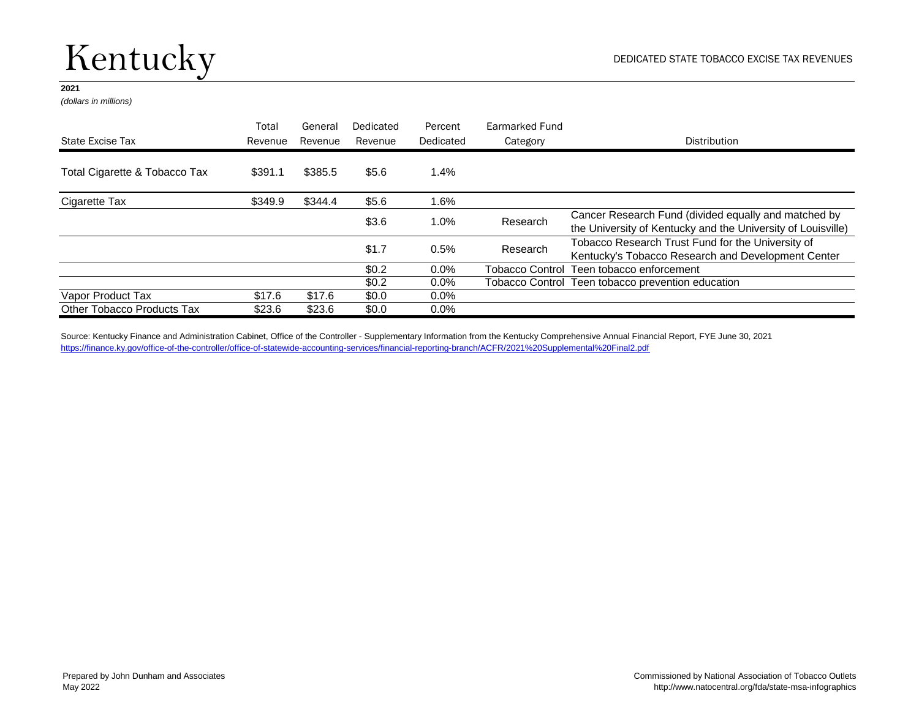# Kentucky

DEDICATED STATE TOBACCO EXCISE TAX REVENUES

**2021**

*(dollars in millions)*

| State Excise Tax | Total Revenue | General Revenue | Dedicated Revenue | Percent Dedicated | Earmarked Fund Category | Distribution |
|---|---|---|---|---|---|---|
| Total Cigarette & Tobacco Tax | $391.1 | $385.5 | $5.6 | 1.4% | | |
| Cigarette Tax | $349.9 | $344.4 | $5.6 | 1.6% | | |
| | | | $3.6 | 1.0% | Research | Cancer Research Fund (divided equally and matched by the University of Kentucky and the University of Louisville) |
| | | | $1.7 | 0.5% | Research | Tobacco Research Trust Fund for the University of Kentucky's Tobacco Research and Development Center |
| | | | $0.2 | 0.0% | Tobacco Control | Teen tobacco enforcement |
| | | | $0.2 | 0.0% | Tobacco Control | Teen tobacco prevention education |
| Vapor Product Tax | $17.6 | $17.6 | $0.0 | 0.0% | | |
| Other Tobacco Products Tax | $23.6 | $23.6 | $0.0 | 0.0% | | |

Source: Kentucky Finance and Administration Cabinet, Office of the Controller - Supplementary Information from the Kentucky Comprehensive Annual Financial Report, FYE June 30, 2021
https://finance.ky.gov/office-of-the-controller/office-of-statewide-accounting-services/financial-reporting-branch/ACFR/2021%20Supplemental%20Final2.pdf

Prepared by John Dunham and Associates
May 2022

Commissioned by National Association of Tobacco Outlets
http://www.natocentral.org/fda/state-msa-infographics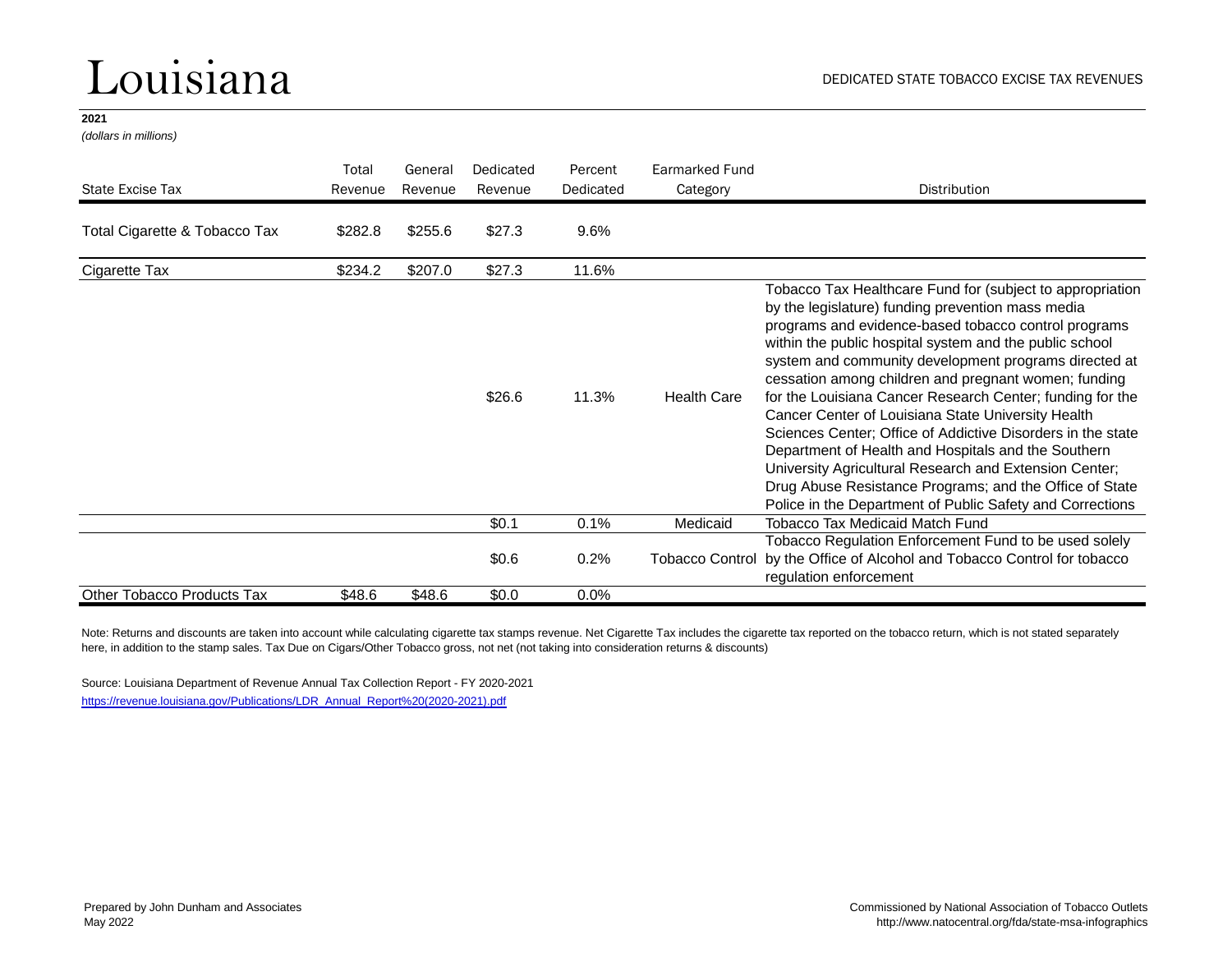# Louisiana

DEDICATED STATE TOBACCO EXCISE TAX REVENUES

**2021**

*(dollars in millions)*

| State Excise Tax | Total Revenue | General Revenue | Dedicated Revenue | Percent Dedicated | Earmarked Fund Category | Distribution |
|---|---|---|---|---|---|---|
| Total Cigarette & Tobacco Tax | $282.8 | $255.6 | $27.3 | 9.6% | | |
| Cigarette Tax | $234.2 | $207.0 | $27.3 | 11.6% | | |
| | | | $26.6 | 11.3% | Health Care | Tobacco Tax Healthcare Fund for (subject to appropriation by the legislature) funding prevention mass media programs and evidence-based tobacco control programs within the public hospital system and the public school system and community development programs directed at cessation among children and pregnant women; funding for the Louisiana Cancer Research Center; funding for the Cancer Center of Louisiana State University Health Sciences Center; Office of Addictive Disorders in the state Department of Health and Hospitals and the Southern University Agricultural Research and Extension Center; Drug Abuse Resistance Programs; and the Office of State Police in the Department of Public Safety and Corrections |
| | | | $0.1 | 0.1% | Medicaid | Tobacco Tax Medicaid Match Fund |
| | | | $0.6 | 0.2% | Tobacco Control | Tobacco Regulation Enforcement Fund to be used solely by the Office of Alcohol and Tobacco Control for tobacco regulation enforcement |
| Other Tobacco Products Tax | $48.6 | $48.6 | $0.0 | 0.0% | | |

Note: Returns and discounts are taken into account while calculating cigarette tax stamps revenue. Net Cigarette Tax includes the cigarette tax reported on the tobacco return, which is not stated separately here, in addition to the stamp sales. Tax Due on Cigars/Other Tobacco gross, not net (not taking into consideration returns & discounts)

Source: Louisiana Department of Revenue Annual Tax Collection Report - FY 2020-2021
https://revenue.louisiana.gov/Publications/LDR_Annual_Report%20(2020-2021).pdf

Prepared by John Dunham and Associates
May 2022

Commissioned by National Association of Tobacco Outlets
http://www.natocentral.org/fda/state-msa-infographics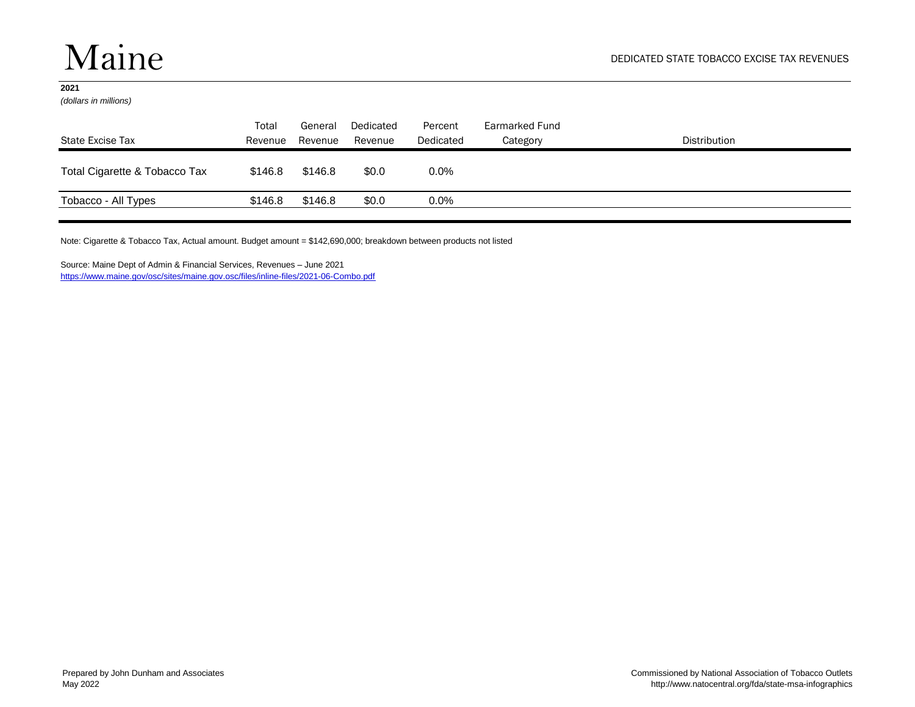# Maine

DEDICATED STATE TOBACCO EXCISE TAX REVENUES

**2021**

*(dollars in millions)*

| State Excise Tax | Total Revenue | General Revenue | Dedicated Revenue | Percent Dedicated | Earmarked Fund Category | Distribution |
|---|---|---|---|---|---|---|
| Total Cigarette & Tobacco Tax | $146.8 | $146.8 | $0.0 | 0.0% | | |
| Tobacco - All Types | $146.8 | $146.8 | $0.0 | 0.0% | | |

Note: Cigarette & Tobacco Tax, Actual amount. Budget amount = $142,690,000; breakdown between products not listed

Source: Maine Dept of Admin & Financial Services, Revenues – June 2021
https://www.maine.gov/osc/sites/maine.gov.osc/files/inline-files/2021-06-Combo.pdf

Prepared by John Dunham and Associates
May 2022

Commissioned by National Association of Tobacco Outlets
http://www.natocentral.org/fda/state-msa-infographics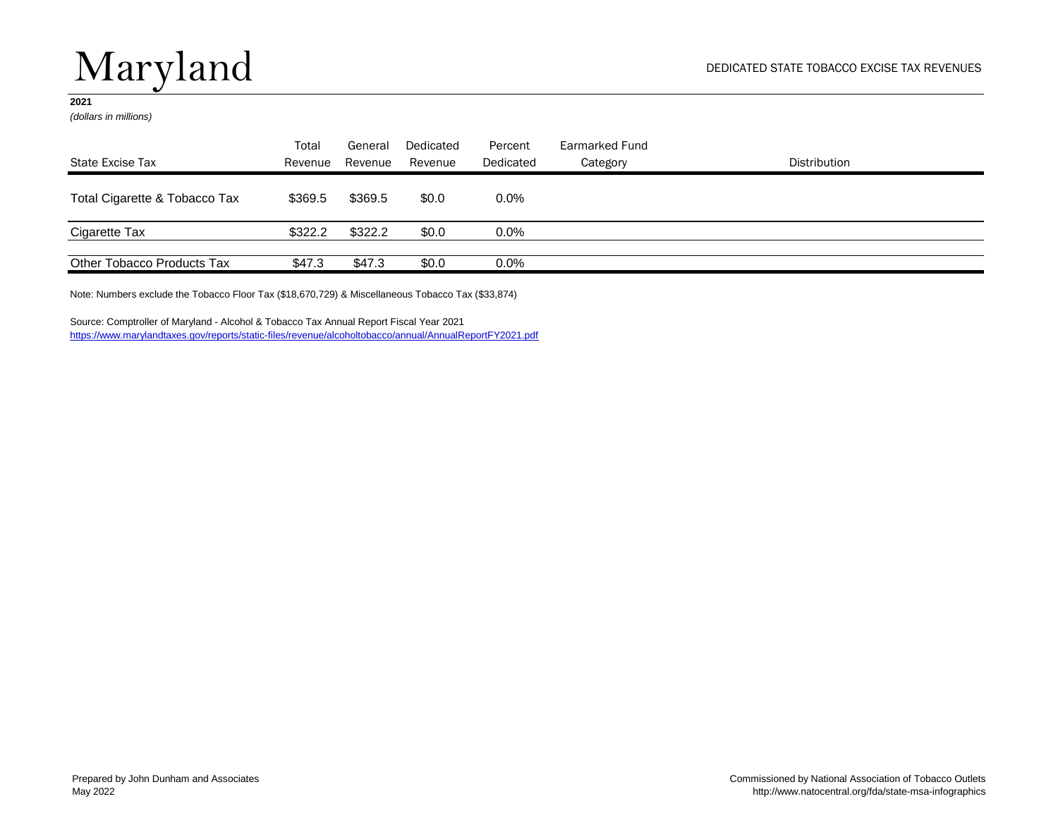# Maryland

DEDICATED STATE TOBACCO EXCISE TAX REVENUES

**2021**

*(dollars in millions)*

| State Excise Tax | Total Revenue | General Revenue | Dedicated Revenue | Percent Dedicated | Earmarked Fund Category | Distribution |
|---|---|---|---|---|---|---|
| Total Cigarette & Tobacco Tax | $369.5 | $369.5 | $0.0 | 0.0% | | |
| Cigarette Tax | $322.2 | $322.2 | $0.0 | 0.0% | | |
| Other Tobacco Products Tax | $47.3 | $47.3 | $0.0 | 0.0% | | |

Note: Numbers exclude the Tobacco Floor Tax ($18,670,729) & Miscellaneous Tobacco Tax ($33,874)

Source: Comptroller of Maryland - Alcohol & Tobacco Tax Annual Report Fiscal Year 2021
https://www.marylandtaxes.gov/reports/static-files/revenue/alcoholtobacco/annual/AnnualReportFY2021.pdf

Prepared by John Dunham and Associates
May 2022

Commissioned by National Association of Tobacco Outlets
http://www.natocentral.org/fda/state-msa-infographics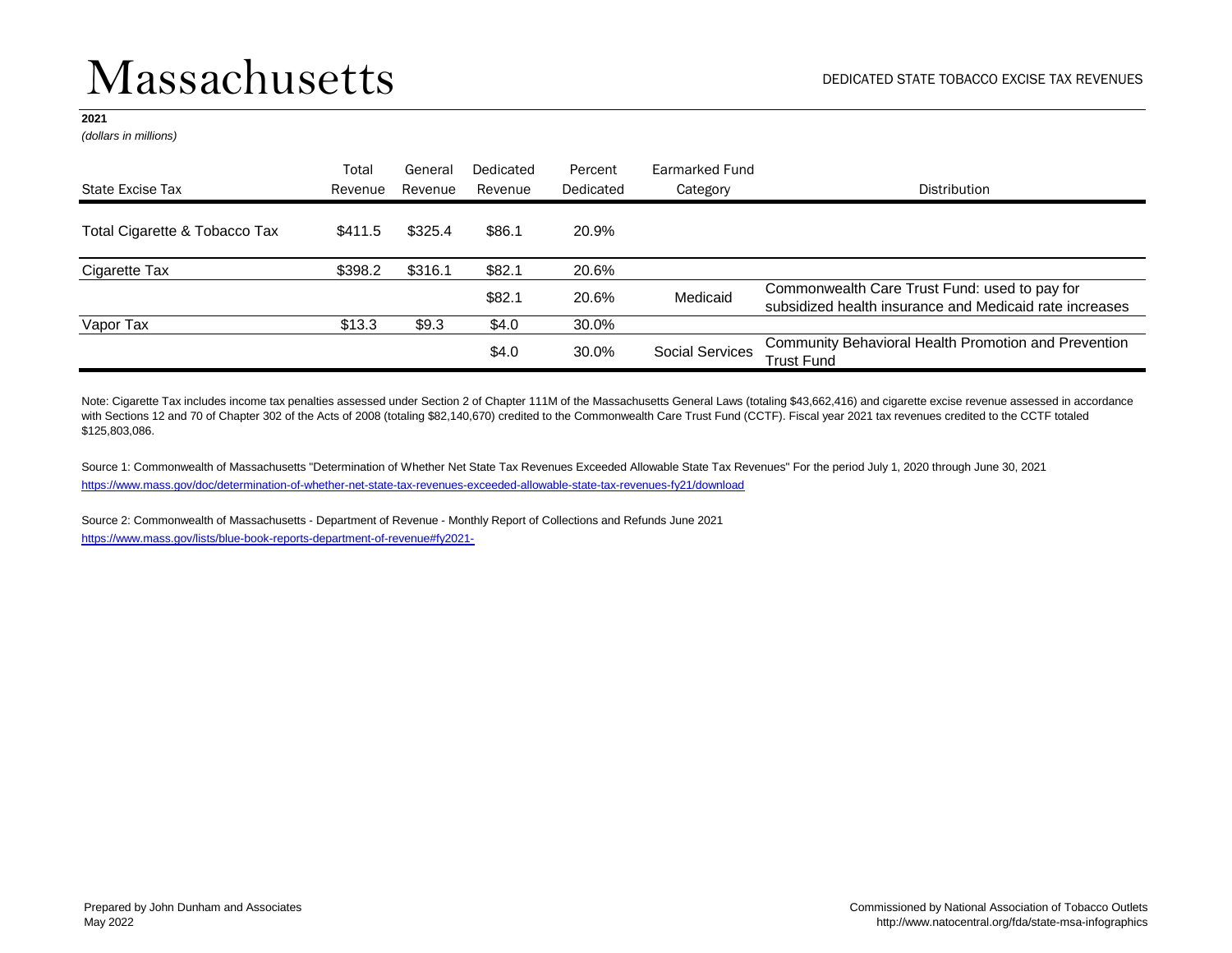# Massachusetts

DEDICATED STATE TOBACCO EXCISE TAX REVENUES

**2021**
*(dollars in millions)*

| State Excise Tax | Total Revenue | General Revenue | Dedicated Revenue | Percent Dedicated | Earmarked Fund Category | Distribution |
|---|---|---|---|---|---|---|
| Total Cigarette & Tobacco Tax | $411.5 | $325.4 | $86.1 | 20.9% | | |
| Cigarette Tax | $398.2 | $316.1 | $82.1 | 20.6% | | |
| | | | $82.1 | 20.6% | Medicaid | Commonwealth Care Trust Fund: used to pay for subsidized health insurance and Medicaid rate increases |
| Vapor Tax | $13.3 | $9.3 | $4.0 | 30.0% | | |
| | | | $4.0 | 30.0% | Social Services | Community Behavioral Health Promotion and Prevention Trust Fund |

Note: Cigarette Tax includes income tax penalties assessed under Section 2 of Chapter 111M of the Massachusetts General Laws (totaling $43,662,416) and cigarette excise revenue assessed in accordance with Sections 12 and 70 of Chapter 302 of the Acts of 2008 (totaling $82,140,670) credited to the Commonwealth Care Trust Fund (CCTF). Fiscal year 2021 tax revenues credited to the CCTF totaled $125,803,086.

Source 1: Commonwealth of Massachusetts "Determination of Whether Net State Tax Revenues Exceeded Allowable State Tax Revenues" For the period July 1, 2020 through June 30, 2021
https://www.mass.gov/doc/determination-of-whether-net-state-tax-revenues-exceeded-allowable-state-tax-revenues-fy21/download

Source 2: Commonwealth of Massachusetts - Department of Revenue - Monthly Report of Collections and Refunds June 2021
https://www.mass.gov/lists/blue-book-reports-department-of-revenue#fy2021-

Prepared by John Dunham and Associates
May 2022

Commissioned by National Association of Tobacco Outlets
http://www.natocentral.org/fda/state-msa-infographics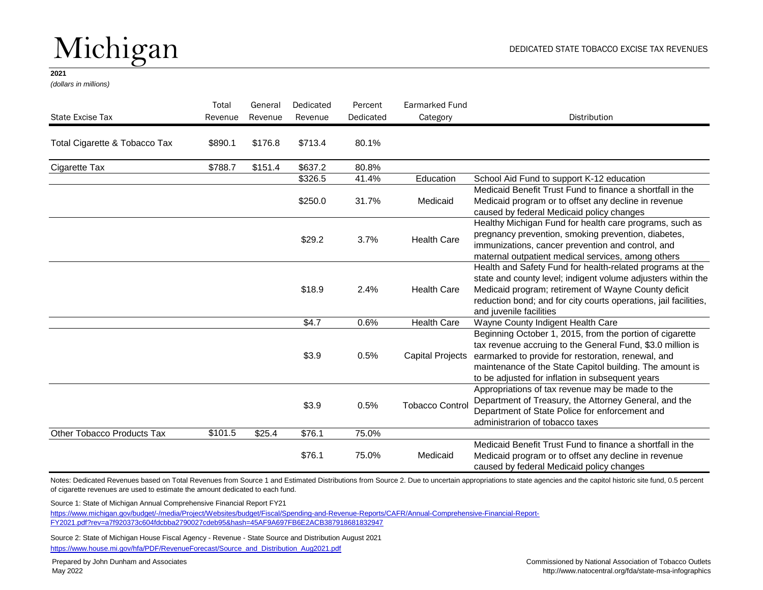# Michigan

DEDICATED STATE TOBACCO EXCISE TAX REVENUES

**2021**
*(dollars in millions)*

| State Excise Tax | Total Revenue | General Revenue | Dedicated Revenue | Percent Dedicated | Earmarked Fund Category | Distribution |
|---|---|---|---|---|---|---|
| Total Cigarette & Tobacco Tax | $890.1 | $176.8 | $713.4 | 80.1% | | |
| Cigarette Tax | $788.7 | $151.4 | $637.2 | 80.8% | | |
| | | | $326.5 | 41.4% | Education | School Aid Fund to support K-12 education |
| | | | $250.0 | 31.7% | Medicaid | Medicaid Benefit Trust Fund to finance a shortfall in the Medicaid program or to offset any decline in revenue caused by federal Medicaid policy changes |
| | | | $29.2 | 3.7% | Health Care | Healthy Michigan Fund for health care programs, such as pregnancy prevention, smoking prevention, diabetes, immunizations, cancer prevention and control, and maternal outpatient medical services, among others |
| | | | $18.9 | 2.4% | Health Care | Health and Safety Fund for health-related programs at the state and county level; indigent volume adjusters within the Medicaid program; retirement of Wayne County deficit reduction bond; and for city courts operations, jail facilities, and juvenile facilities |
| | | | $4.7 | 0.6% | Health Care | Wayne County Indigent Health Care |
| | | | $3.9 | 0.5% | Capital Projects | Beginning October 1, 2015, from the portion of cigarette tax revenue accruing to the General Fund, $3.0 million is earmarked to provide for restoration, renewal, and maintenance of the State Capitol building. The amount is to be adjusted for inflation in subsequent years |
| | | | $3.9 | 0.5% | Tobacco Control | Appropriations of tax revenue may be made to the Department of Treasury, the Attorney General, and the Department of State Police for enforcement and administrarion of tobacco taxes |
| Other Tobacco Products Tax | $101.5 | $25.4 | $76.1 | 75.0% | | |
| | | | $76.1 | 75.0% | Medicaid | Medicaid Benefit Trust Fund to finance a shortfall in the Medicaid program or to offset any decline in revenue caused by federal Medicaid policy changes |

Notes: Dedicated Revenues based on Total Revenues from Source 1 and Estimated Distributions from Source 2. Due to uncertain appropriations to state agencies and the capitol historic site fund, 0.5 percent of cigarette revenues are used to estimate the amount dedicated to each fund.

Source 1: State of Michigan Annual Comprehensive Financial Report FY21
https://www.michigan.gov/budget/-/media/Project/Websites/budget/Fiscal/Spending-and-Revenue-Reports/CAFR/Annual-Comprehensive-Financial-Report-FY2021.pdf?rev=a7f920373c604fdcbba2790027cdeb95&hash=45AF9A697FB6E2ACB387918681832947

Source 2: State of Michigan House Fiscal Agency - Revenue - State Source and Distribution August 2021
https://www.house.mi.gov/hfa/PDF/RevenueForecast/Source_and_Distribution_Aug2021.pdf

Prepared by John Dunham and Associates
May 2022

Commissioned by National Association of Tobacco Outlets
http://www.natocentral.org/fda/state-msa-infographics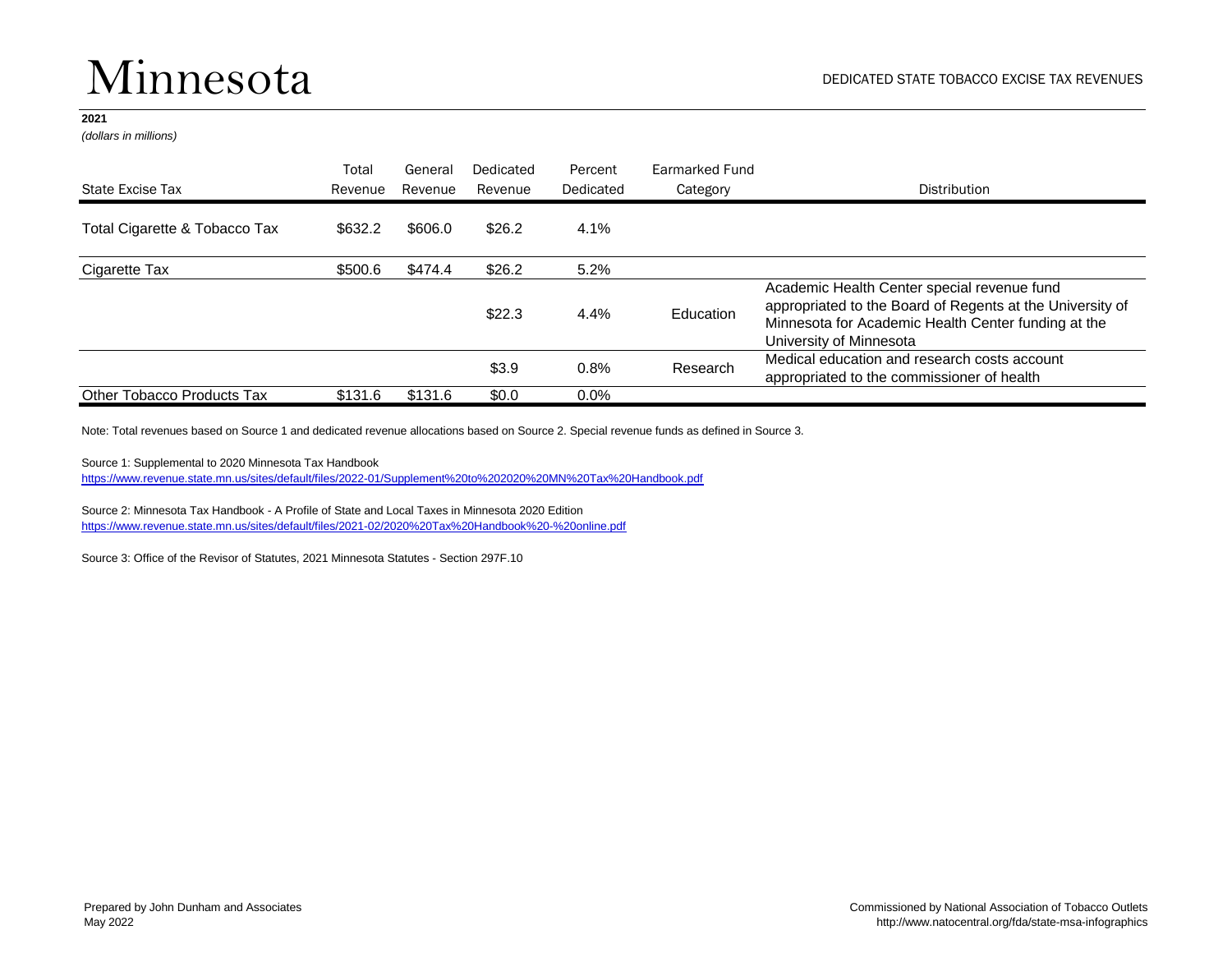# Minnesota

DEDICATED STATE TOBACCO EXCISE TAX REVENUES

**2021**

*(dollars in millions)*

| State Excise Tax | Total Revenue | General Revenue | Dedicated Revenue | Percent Dedicated | Earmarked Fund Category | Distribution |
|---|---|---|---|---|---|---|
| Total Cigarette & Tobacco Tax | $632.2 | $606.0 | $26.2 | 4.1% | | |
| Cigarette Tax | $500.6 | $474.4 | $26.2 | 5.2% | | |
| | | | $22.3 | 4.4% | Education | Academic Health Center special revenue fund appropriated to the Board of Regents at the University of Minnesota for Academic Health Center funding at the University of Minnesota |
| | | | $3.9 | 0.8% | Research | Medical education and research costs account appropriated to the commissioner of health |
| Other Tobacco Products Tax | $131.6 | $131.6 | $0.0 | 0.0% | | |

Note: Total revenues based on Source 1 and dedicated revenue allocations based on Source 2. Special revenue funds as defined in Source 3.

Source 1: Supplemental to 2020 Minnesota Tax Handbook
https://www.revenue.state.mn.us/sites/default/files/2022-01/Supplement%20to%202020%20MN%20Tax%20Handbook.pdf

Source 2: Minnesota Tax Handbook - A Profile of State and Local Taxes in Minnesota 2020 Edition
https://www.revenue.state.mn.us/sites/default/files/2021-02/2020%20Tax%20Handbook%20-%20online.pdf

Source 3: Office of the Revisor of Statutes, 2021 Minnesota Statutes - Section 297F.10

Prepared by John Dunham and Associates
May 2022

Commissioned by National Association of Tobacco Outlets
http://www.natocentral.org/fda/state-msa-infographics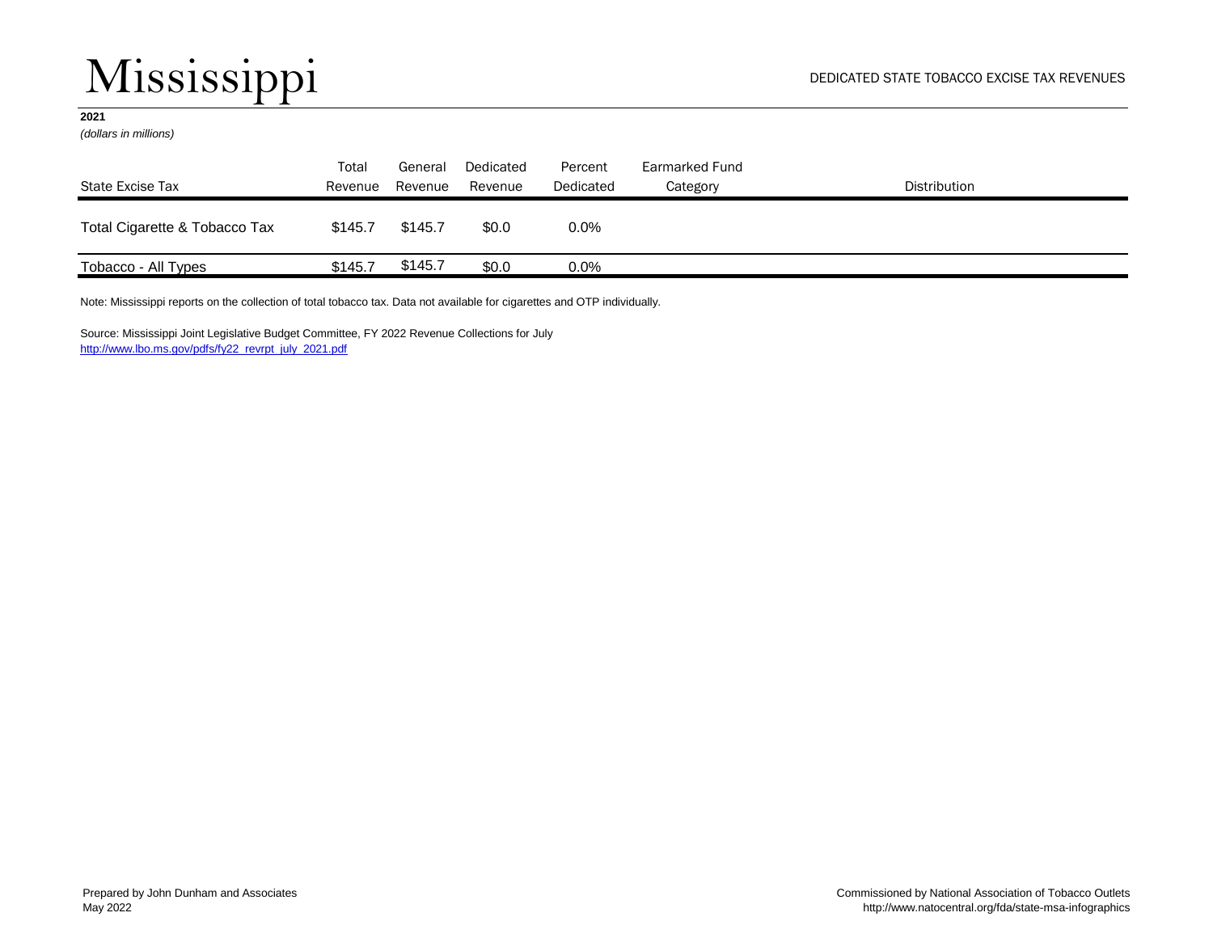# Mississippi

DEDICATED STATE TOBACCO EXCISE TAX REVENUES

**2021**
*(dollars in millions)*

| State Excise Tax | Total Revenue | General Revenue | Dedicated Revenue | Percent Dedicated | Earmarked Fund Category | Distribution |
|---|---|---|---|---|---|---|
| Total Cigarette & Tobacco Tax | $145.7 | $145.7 | $0.0 | 0.0% | | |
| Tobacco - All Types | $145.7 | $145.7 | $0.0 | 0.0% | | |

Note: Mississippi reports on the collection of total tobacco tax. Data not available for cigarettes and OTP individually.

Source: Mississippi Joint Legislative Budget Committee, FY 2022 Revenue Collections for July
http://www.lbo.ms.gov/pdfs/fy22_revrpt_july_2021.pdf

Prepared by John Dunham and Associates
May 2022

Commissioned by National Association of Tobacco Outlets
http://www.natocentral.org/fda/state-msa-infographics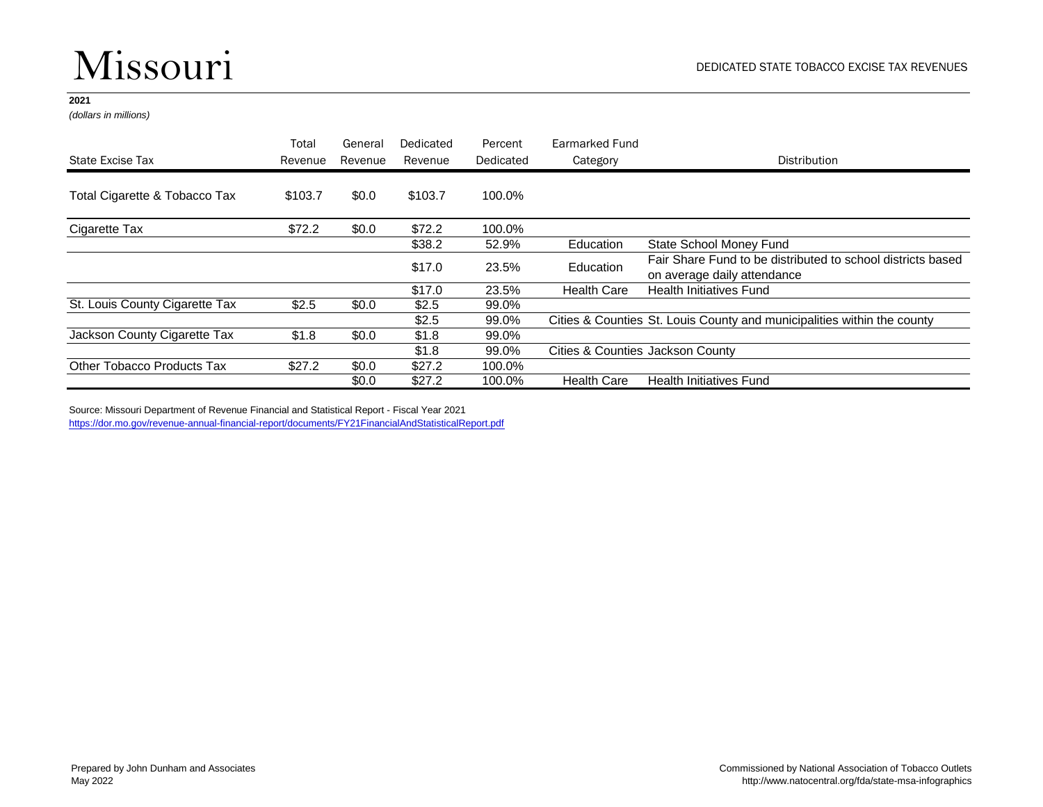# Missouri

DEDICATED STATE TOBACCO EXCISE TAX REVENUES

**2021**

*(dollars in millions)*

| State Excise Tax | Total Revenue | General Revenue | Dedicated Revenue | Percent Dedicated | Earmarked Fund Category | Distribution |
|---|---|---|---|---|---|---|
| Total Cigarette & Tobacco Tax | $103.7 | $0.0 | $103.7 | 100.0% | | |
| Cigarette Tax | $72.2 | $0.0 | $72.2 | 100.0% | | |
| | | | $38.2 | 52.9% | Education | State School Money Fund |
| | | | $17.0 | 23.5% | Education | Fair Share Fund to be distributed to school districts based on average daily attendance |
| | | | $17.0 | 23.5% | Health Care | Health Initiatives Fund |
| St. Louis County Cigarette Tax | $2.5 | $0.0 | $2.5 | 99.0% | | |
| | | | $2.5 | 99.0% | Cities & Counties | St. Louis County and municipalities within the county |
| Jackson County Cigarette Tax | $1.8 | $0.0 | $1.8 | 99.0% | | |
| | | | $1.8 | 99.0% | Cities & Counties | Jackson County |
| Other Tobacco Products Tax | $27.2 | $0.0 | $27.2 | 100.0% | | |
| | | $0.0 | $27.2 | 100.0% | Health Care | Health Initiatives Fund |

Source: Missouri Department of Revenue Financial and Statistical Report - Fiscal Year 2021
https://dor.mo.gov/revenue-annual-financial-report/documents/FY21FinancialAndStatisticalReport.pdf

Prepared by John Dunham and Associates
May 2022

Commissioned by National Association of Tobacco Outlets
http://www.natocentral.org/fda/state-msa-infographics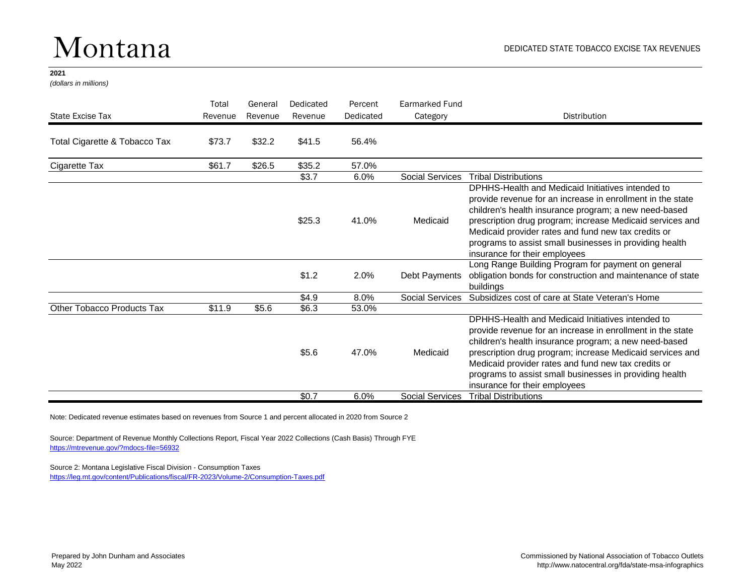# Montana

DEDICATED STATE TOBACCO EXCISE TAX REVENUES

**2021**
*(dollars in millions)*

| State Excise Tax | Total Revenue | General Revenue | Dedicated Revenue | Percent Dedicated | Earmarked Fund Category | Distribution |
|---|---|---|---|---|---|---|
| Total Cigarette & Tobacco Tax | $73.7 | $32.2 | $41.5 | 56.4% | | |
| Cigarette Tax | $61.7 | $26.5 | $35.2 | 57.0% | | |
| | | | $3.7 | 6.0% | Social Services | Tribal Distributions |
| | | | $25.3 | 41.0% | Medicaid | DPHHS-Health and Medicaid Initiatives intended to provide revenue for an increase in enrollment in the state children's health insurance program; a new need-based prescription drug program; increase Medicaid services and Medicaid provider rates and fund new tax credits or programs to assist small businesses in providing health insurance for their employees |
| | | | $1.2 | 2.0% | Debt Payments | Long Range Building Program for payment on general obligation bonds for construction and maintenance of state buildings |
| | | | $4.9 | 8.0% | Social Services | Subsidizes cost of care at State Veteran's Home |
| Other Tobacco Products Tax | $11.9 | $5.6 | $6.3 | 53.0% | | |
| | | | $5.6 | 47.0% | Medicaid | DPHHS-Health and Medicaid Initiatives intended to provide revenue for an increase in enrollment in the state children's health insurance program; a new need-based prescription drug program; increase Medicaid services and Medicaid provider rates and fund new tax credits or programs to assist small businesses in providing health insurance for their employees |
| | | | $0.7 | 6.0% | Social Services | Tribal Distributions |

Note: Dedicated revenue estimates based on revenues from Source 1 and percent allocated in 2020 from Source 2

Source: Department of Revenue Monthly Collections Report, Fiscal Year 2022 Collections (Cash Basis) Through FYE
https://mtrevenue.gov/?mdocs-file=56932

Source 2: Montana Legislative Fiscal Division - Consumption Taxes
https://leg.mt.gov/content/Publications/fiscal/FR-2023/Volume-2/Consumption-Taxes.pdf

Prepared by John Dunham and Associates
May 2022

Commissioned by National Association of Tobacco Outlets
http://www.natocentral.org/fda/state-msa-infographics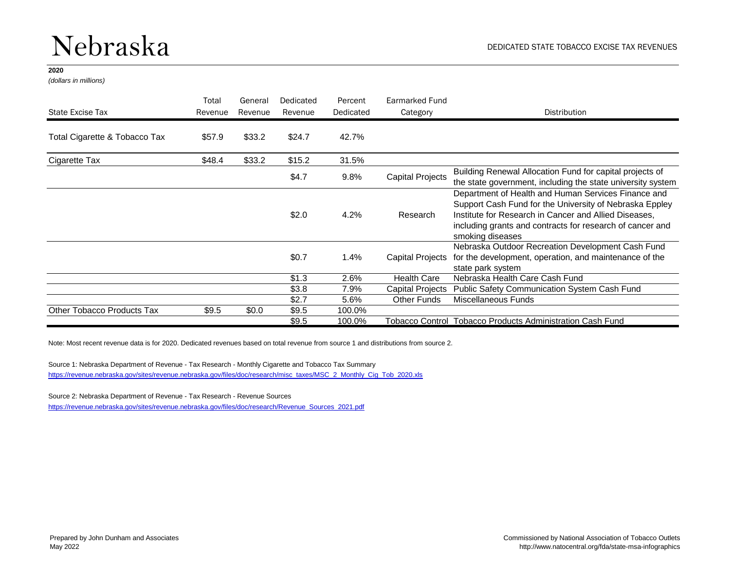# Nebraska

DEDICATED STATE TOBACCO EXCISE TAX REVENUES

**2020**
*(dollars in millions)*

| State Excise Tax | Total Revenue | General Revenue | Dedicated Revenue | Percent Dedicated | Earmarked Fund Category | Distribution |
|---|---|---|---|---|---|---|
| Total Cigarette & Tobacco Tax | $57.9 | $33.2 | $24.7 | 42.7% | | |
| Cigarette Tax | $48.4 | $33.2 | $15.2 | 31.5% | | |
| | | | $4.7 | 9.8% | Capital Projects | Building Renewal Allocation Fund for capital projects of the state government, including the state university system |
| | | | $2.0 | 4.2% | Research | Department of Health and Human Services Finance and Support Cash Fund for the University of Nebraska Eppley Institute for Research in Cancer and Allied Diseases, including grants and contracts for research of cancer and smoking diseases |
| | | | $0.7 | 1.4% | Capital Projects | Nebraska Outdoor Recreation Development Cash Fund for the development, operation, and maintenance of the state park system |
| | | | $1.3 | 2.6% | Health Care | Nebraska Health Care Cash Fund |
| | | | $3.8 | 7.9% | Capital Projects | Public Safety Communication System Cash Fund |
| | | | $2.7 | 5.6% | Other Funds | Miscellaneous Funds |
| Other Tobacco Products Tax | $9.5 | $0.0 | $9.5 | 100.0% | | |
| | | | $9.5 | 100.0% | Tobacco Control | Tobacco Products Administration Cash Fund |

Note: Most recent revenue data is for 2020. Dedicated revenues based on total revenue from source 1 and distributions from source 2.

Source 1: Nebraska Department of Revenue - Tax Research - Monthly Cigarette and Tobacco Tax Summary
https://revenue.nebraska.gov/sites/revenue.nebraska.gov/files/doc/research/misc_taxes/MSC_2_Monthly_Cig_Tob_2020.xls

Source 2: Nebraska Department of Revenue - Tax Research - Revenue Sources
https://revenue.nebraska.gov/sites/revenue.nebraska.gov/files/doc/research/Revenue_Sources_2021.pdf

Prepared by John Dunham and Associates
May 2022

Commissioned by National Association of Tobacco Outlets
http://www.natocentral.org/fda/state-msa-infographics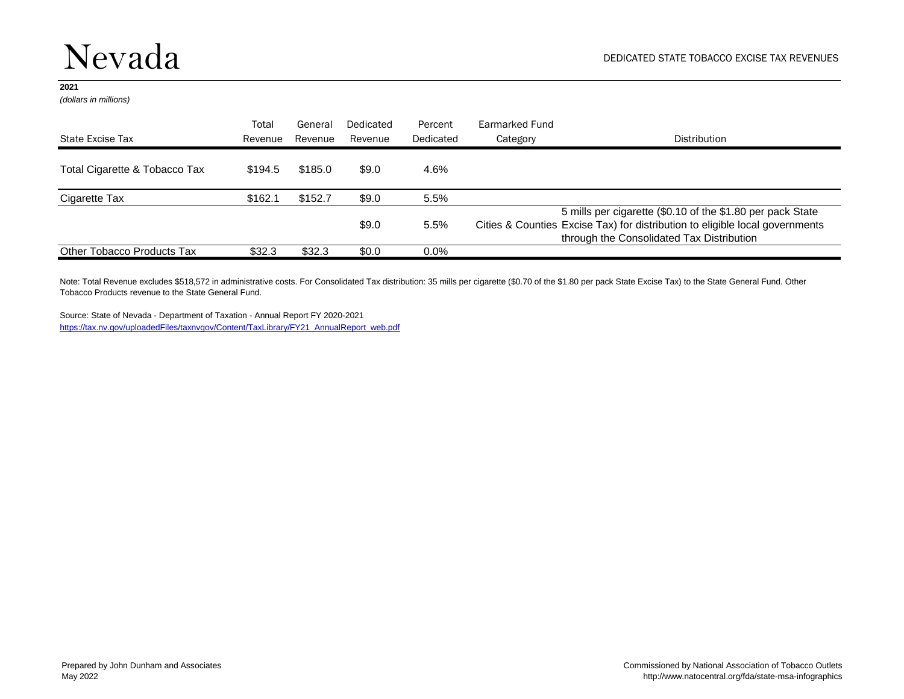# Nevada

DEDICATED STATE TOBACCO EXCISE TAX REVENUES

**2021**

*(dollars in millions)*

| State Excise Tax | Total Revenue | General Revenue | Dedicated Revenue | Percent Dedicated | Earmarked Fund Category | Distribution |
|---|---|---|---|---|---|---|
| Total Cigarette & Tobacco Tax | $194.5 | $185.0 | $9.0 | 4.6% | | |
| Cigarette Tax | $162.1 | $152.7 | $9.0 | 5.5% | | |
| | | | $9.0 | 5.5% | Cities & Counties | 5 mills per cigarette ($0.10 of the $1.80 per pack State Excise Tax) for distribution to eligible local governments through the Consolidated Tax Distribution |
| Other Tobacco Products Tax | $32.3 | $32.3 | $0.0 | 0.0% | | |

Note: Total Revenue excludes $518,572 in administrative costs. For Consolidated Tax distribution: 35 mills per cigarette ($0.70 of the $1.80 per pack State Excise Tax) to the State General Fund. Other Tobacco Products revenue to the State General Fund.

Source: State of Nevada - Department of Taxation - Annual Report FY 2020-2021
https://tax.nv.gov/uploadedFiles/taxnvgov/Content/TaxLibrary/FY21_AnnualReport_web.pdf

Prepared by John Dunham and Associates
May 2022

Commissioned by National Association of Tobacco Outlets
http://www.natocentral.org/fda/state-msa-infographics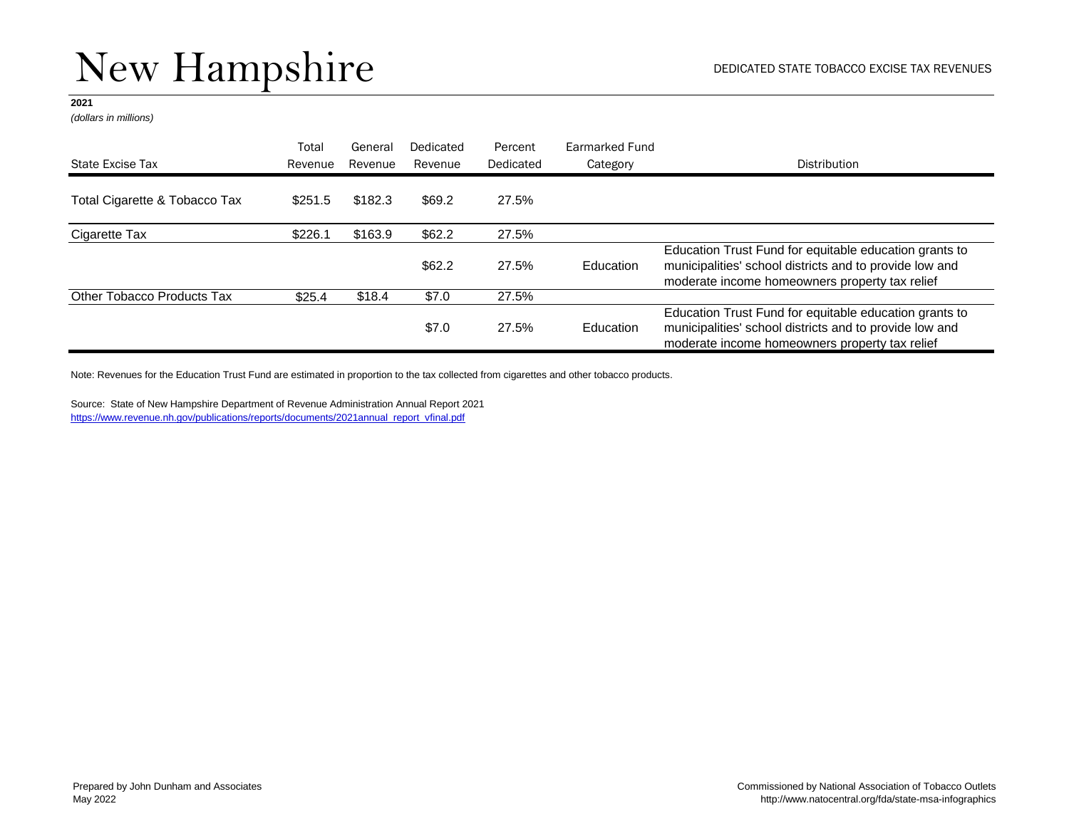# New Hampshire

DEDICATED STATE TOBACCO EXCISE TAX REVENUES

**2021**
*(dollars in millions)*

| State Excise Tax | Total Revenue | General Revenue | Dedicated Revenue | Percent Dedicated | Earmarked Fund Category | Distribution |
|---|---|---|---|---|---|---|
| Total Cigarette & Tobacco Tax | $251.5 | $182.3 | $69.2 | 27.5% | | |
| Cigarette Tax | $226.1 | $163.9 | $62.2 | 27.5% | | |
| | | | $62.2 | 27.5% | Education | Education Trust Fund for equitable education grants to municipalities' school districts and to provide low and moderate income homeowners property tax relief |
| Other Tobacco Products Tax | $25.4 | $18.4 | $7.0 | 27.5% | | |
| | | | $7.0 | 27.5% | Education | Education Trust Fund for equitable education grants to municipalities' school districts and to provide low and moderate income homeowners property tax relief |

Note: Revenues for the Education Trust Fund are estimated in proportion to the tax collected from cigarettes and other tobacco products.

Source: State of New Hampshire Department of Revenue Administration Annual Report 2021
https://www.revenue.nh.gov/publications/reports/documents/2021annual_report_vfinal.pdf

Prepared by John Dunham and Associates
May 2022

Commissioned by National Association of Tobacco Outlets
http://www.natocentral.org/fda/state-msa-infographics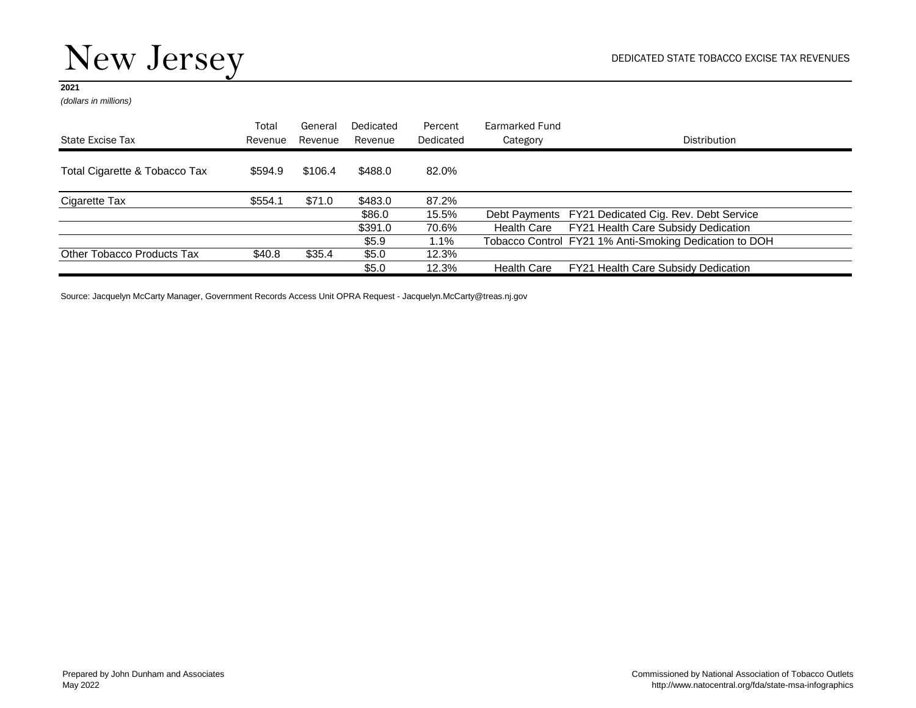# New Jersey

DEDICATED STATE TOBACCO EXCISE TAX REVENUES

**2021**

*(dollars in millions)*

| State Excise Tax | Total Revenue | General Revenue | Dedicated Revenue | Percent Dedicated | Earmarked Fund Category | Distribution |
|---|---|---|---|---|---|---|
| Total Cigarette & Tobacco Tax | $594.9 | $106.4 | $488.0 | 82.0% | | |
| Cigarette Tax | $554.1 | $71.0 | $483.0 | 87.2% | | |
| | | | $86.0 | 15.5% | Debt Payments | FY21 Dedicated Cig. Rev. Debt Service |
| | | | $391.0 | 70.6% | Health Care | FY21 Health Care Subsidy Dedication |
| | | | $5.9 | 1.1% | Tobacco Control | FY21 1% Anti-Smoking Dedication to DOH |
| Other Tobacco Products Tax | $40.8 | $35.4 | $5.0 | 12.3% | | |
| | | | $5.0 | 12.3% | Health Care | FY21 Health Care Subsidy Dedication |

Source: Jacquelyn McCarty Manager, Government Records Access Unit OPRA Request - Jacquelyn.McCarty@treas.nj.gov

Prepared by John Dunham and Associates
May 2022

Commissioned by National Association of Tobacco Outlets
http://www.natocentral.org/fda/state-msa-infographics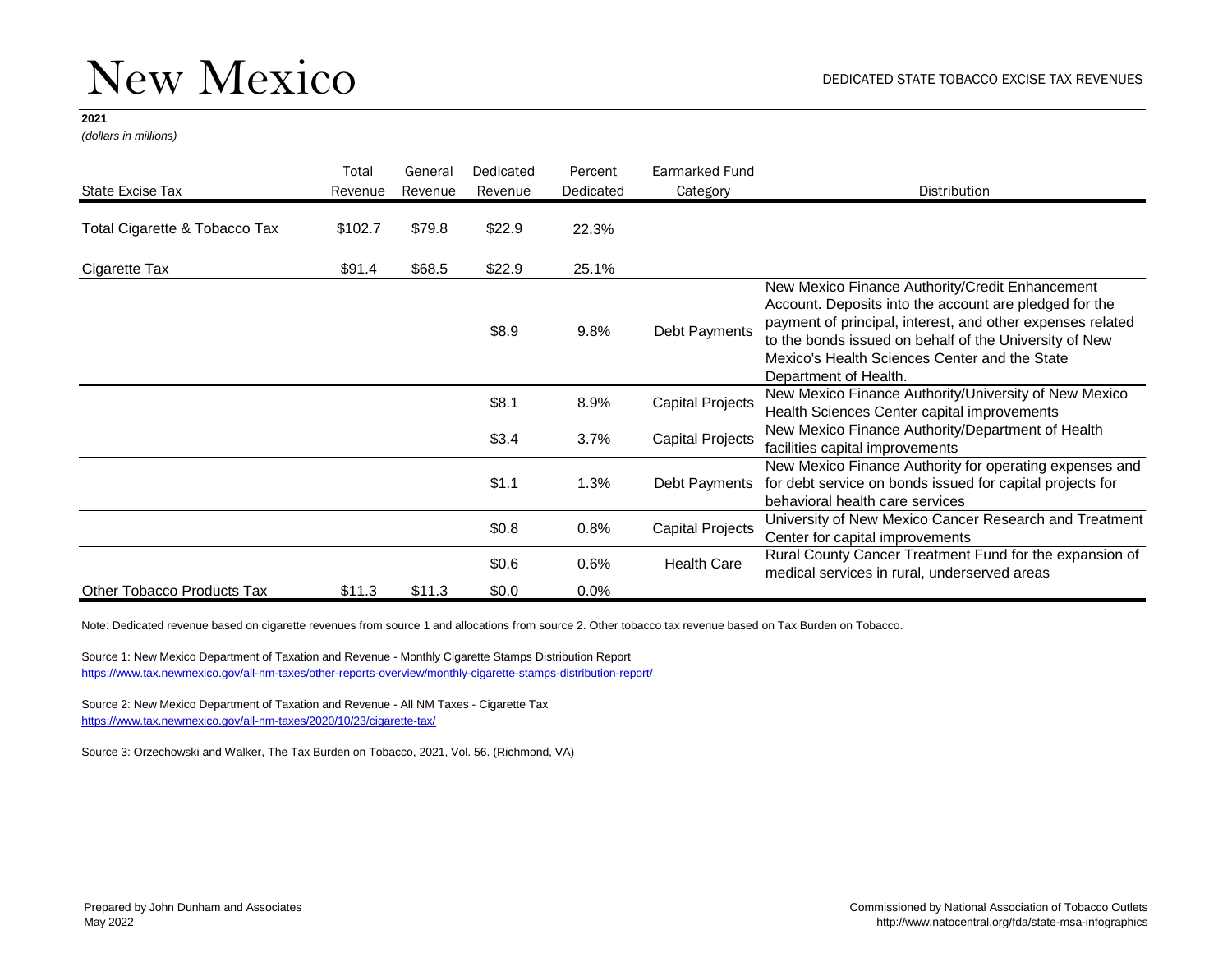# New Mexico

DEDICATED STATE TOBACCO EXCISE TAX REVENUES

**2021**
*(dollars in millions)*

| State Excise Tax | Total Revenue | General Revenue | Dedicated Revenue | Percent Dedicated | Earmarked Fund Category | Distribution |
|---|---|---|---|---|---|---|
| Total Cigarette & Tobacco Tax | $102.7 | $79.8 | $22.9 | 22.3% | | |
| Cigarette Tax | $91.4 | $68.5 | $22.9 | 25.1% | | |
| | | | $8.9 | 9.8% | Debt Payments | New Mexico Finance Authority/Credit Enhancement Account. Deposits into the account are pledged for the payment of principal, interest, and other expenses related to the bonds issued on behalf of the University of New Mexico's Health Sciences Center and the State Department of Health. |
| | | | $8.1 | 8.9% | Capital Projects | New Mexico Finance Authority/University of New Mexico Health Sciences Center capital improvements |
| | | | $3.4 | 3.7% | Capital Projects | New Mexico Finance Authority/Department of Health facilities capital improvements |
| | | | $1.1 | 1.3% | Debt Payments | New Mexico Finance Authority for operating expenses and for debt service on bonds issued for capital projects for behavioral health care services |
| | | | $0.8 | 0.8% | Capital Projects | University of New Mexico Cancer Research and Treatment Center for capital improvements |
| | | | $0.6 | 0.6% | Health Care | Rural County Cancer Treatment Fund for the expansion of medical services in rural, underserved areas |
| Other Tobacco Products Tax | $11.3 | $11.3 | $0.0 | 0.0% | | |

Note: Dedicated revenue based on cigarette revenues from source 1 and allocations from source 2. Other tobacco tax revenue based on Tax Burden on Tobacco.

Source 1: New Mexico Department of Taxation and Revenue - Monthly Cigarette Stamps Distribution Report
https://www.tax.newmexico.gov/all-nm-taxes/other-reports-overview/monthly-cigarette-stamps-distribution-report/

Source 2: New Mexico Department of Taxation and Revenue - All NM Taxes - Cigarette Tax
https://www.tax.newmexico.gov/all-nm-taxes/2020/10/23/cigarette-tax/

Source 3: Orzechowski and Walker, The Tax Burden on Tobacco, 2021, Vol. 56. (Richmond, VA)

Prepared by John Dunham and Associates
May 2022

Commissioned by National Association of Tobacco Outlets
http://www.natocentral.org/fda/state-msa-infographics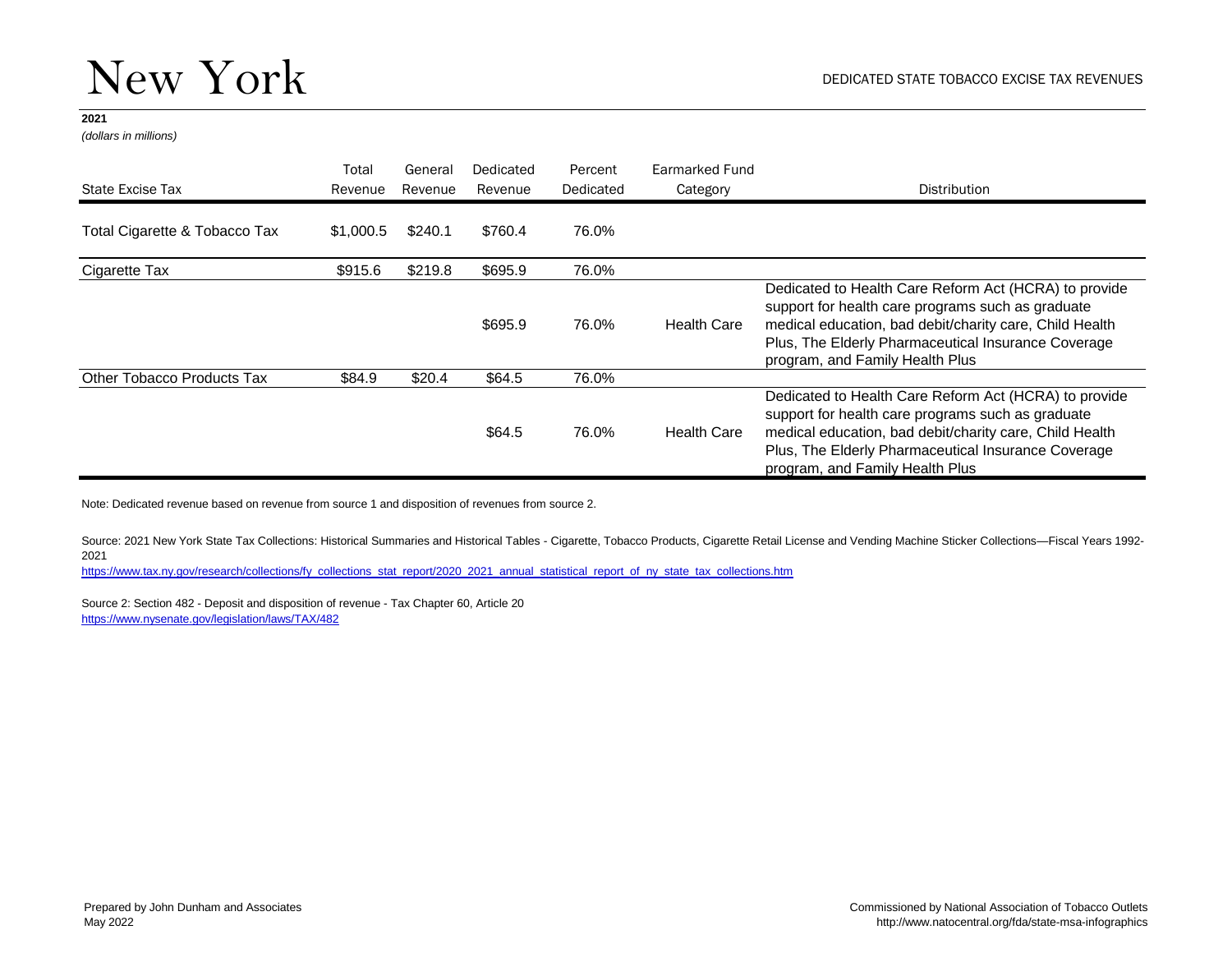# New York

DEDICATED STATE TOBACCO EXCISE TAX REVENUES

**2021**

*(dollars in millions)*

| State Excise Tax | Total Revenue | General Revenue | Dedicated Revenue | Percent Dedicated | Earmarked Fund Category | Distribution |
|---|---|---|---|---|---|---|
| Total Cigarette & Tobacco Tax | $1,000.5 | $240.1 | $760.4 | 76.0% | | |
| Cigarette Tax | $915.6 | $219.8 | $695.9 | 76.0% | | |
| | | | $695.9 | 76.0% | Health Care | Dedicated to Health Care Reform Act (HCRA) to provide support for health care programs such as graduate medical education, bad debit/charity care, Child Health Plus, The Elderly Pharmaceutical Insurance Coverage program, and Family Health Plus |
| Other Tobacco Products Tax | $84.9 | $20.4 | $64.5 | 76.0% | | |
| | | | $64.5 | 76.0% | Health Care | Dedicated to Health Care Reform Act (HCRA) to provide support for health care programs such as graduate medical education, bad debit/charity care, Child Health Plus, The Elderly Pharmaceutical Insurance Coverage program, and Family Health Plus |

Note: Dedicated revenue based on revenue from source 1 and disposition of revenues from source 2.

Source: 2021 New York State Tax Collections: Historical Summaries and Historical Tables - Cigarette, Tobacco Products, Cigarette Retail License and Vending Machine Sticker Collections—Fiscal Years 1992-2021
https://www.tax.ny.gov/research/collections/fy_collections_stat_report/2020_2021_annual_statistical_report_of_ny_state_tax_collections.htm

Source 2: Section 482 - Deposit and disposition of revenue - Tax Chapter 60, Article 20
https://www.nysenate.gov/legislation/laws/TAX/482

Prepared by John Dunham and Associates
May 2022

Commissioned by National Association of Tobacco Outlets
http://www.natocentral.org/fda/state-msa-infographics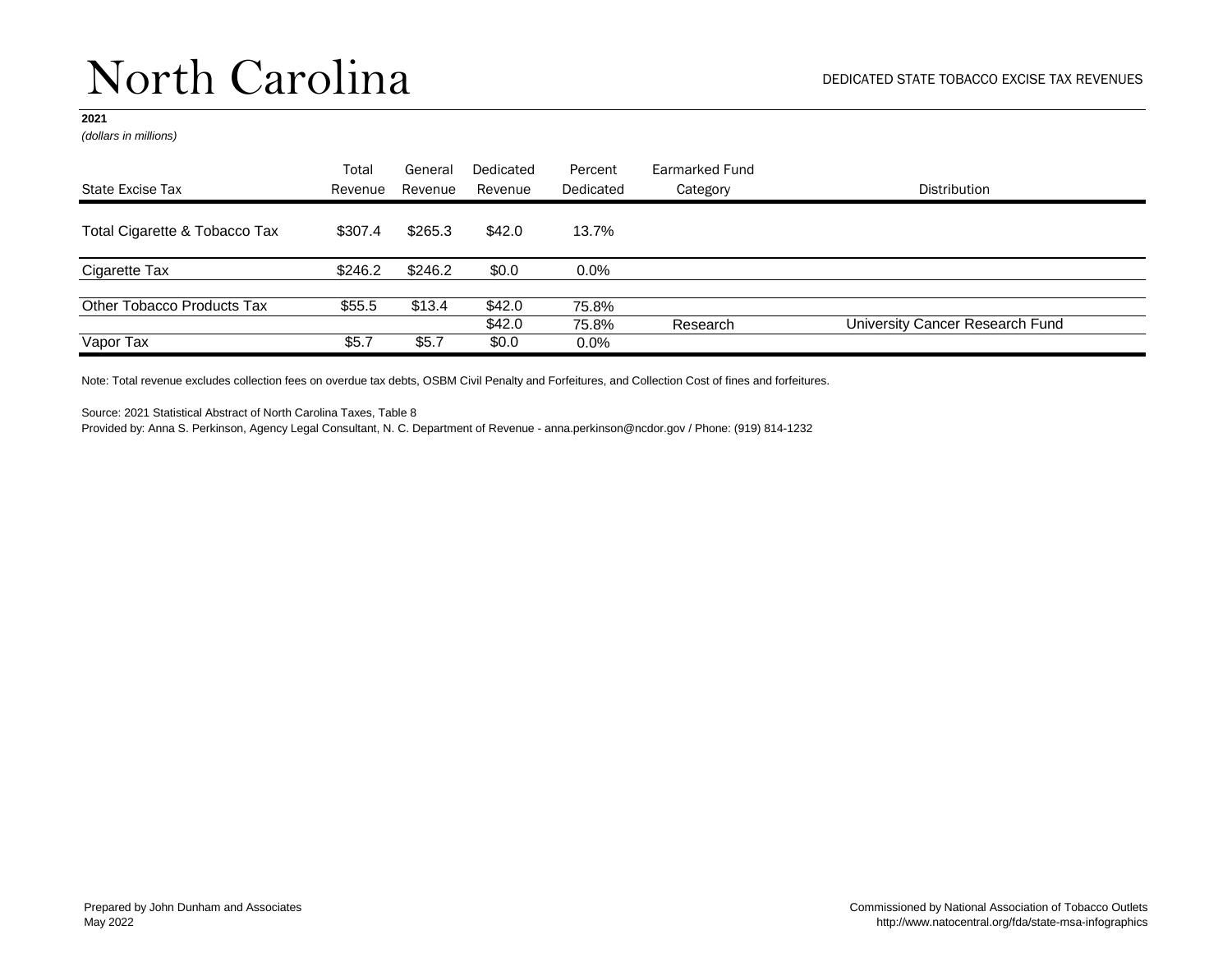# North Carolina

DEDICATED STATE TOBACCO EXCISE TAX REVENUES

**2021**
*(dollars in millions)*

| State Excise Tax | Total Revenue | General Revenue | Dedicated Revenue | Percent Dedicated | Earmarked Fund Category | Distribution |
|---|---|---|---|---|---|---|
| Total Cigarette & Tobacco Tax | $307.4 | $265.3 | $42.0 | 13.7% | | |
| Cigarette Tax | $246.2 | $246.2 | $0.0 | 0.0% | | |
| Other Tobacco Products Tax | $55.5 | $13.4 | $42.0 | 75.8% | | |
| | | | $42.0 | 75.8% | Research | University Cancer Research Fund |
| Vapor Tax | $5.7 | $5.7 | $0.0 | 0.0% | | |

Note: Total revenue excludes collection fees on overdue tax debts, OSBM Civil Penalty and Forfeitures, and Collection Cost of fines and forfeitures.

Source: 2021 Statistical Abstract of North Carolina Taxes, Table 8
Provided by: Anna S. Perkinson, Agency Legal Consultant, N. C. Department of Revenue - anna.perkinson@ncdor.gov / Phone: (919) 814-1232

Prepared by John Dunham and Associates
May 2022

Commissioned by National Association of Tobacco Outlets
http://www.natocentral.org/fda/state-msa-infographics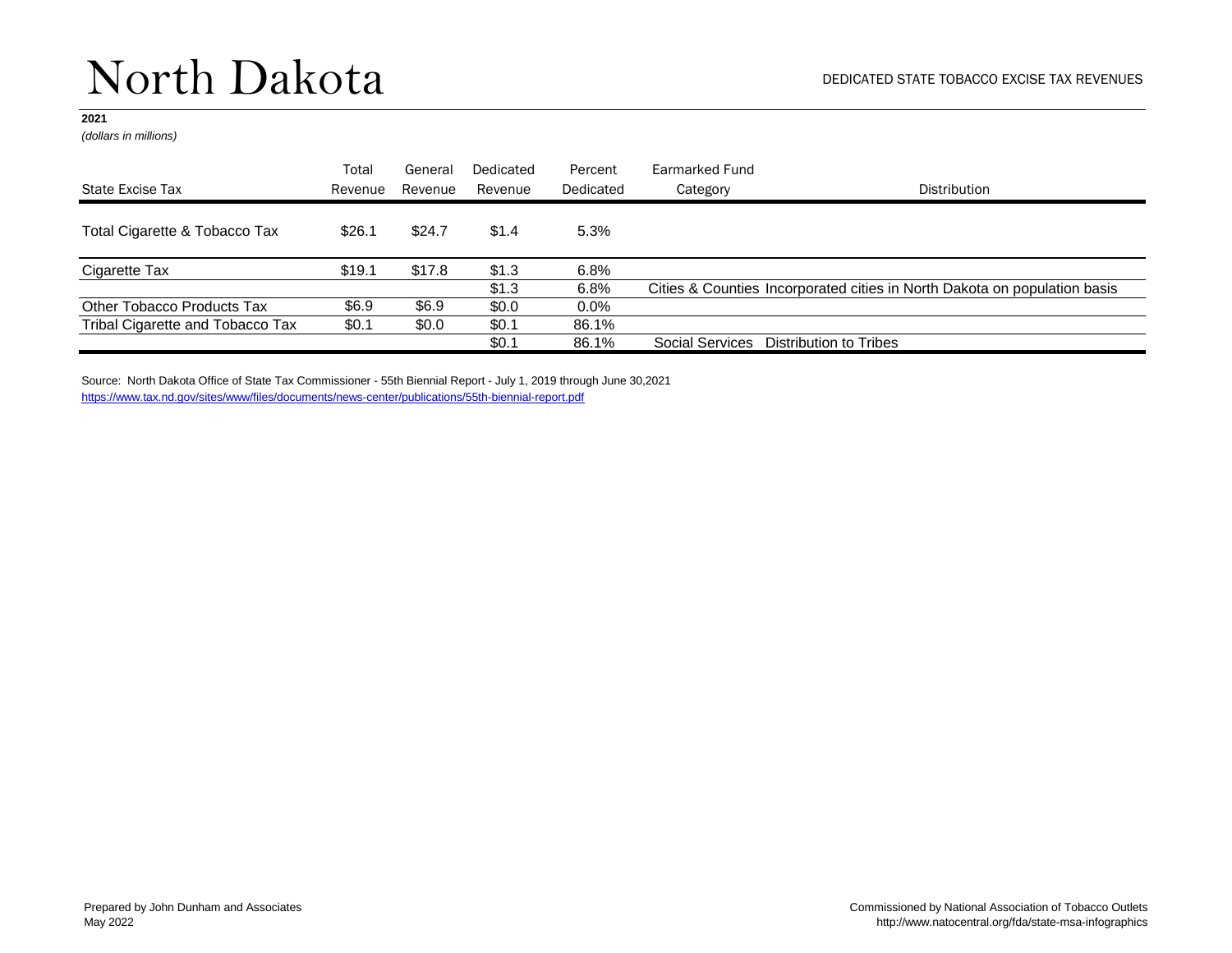# North Dakota

DEDICATED STATE TOBACCO EXCISE TAX REVENUES

**2021**
*(dollars in millions)*

| State Excise Tax | Total Revenue | General Revenue | Dedicated Revenue | Percent Dedicated | Earmarked Fund Category | Distribution |
|---|---|---|---|---|---|---|
| Total Cigarette & Tobacco Tax | $26.1 | $24.7 | $1.4 | 5.3% | | |
| Cigarette Tax | $19.1 | $17.8 | $1.3 | 6.8% | | |
| | | | $1.3 | 6.8% | Cities & Counties | Incorporated cities in North Dakota on population basis |
| Other Tobacco Products Tax | $6.9 | $6.9 | $0.0 | 0.0% | | |
| Tribal Cigarette and Tobacco Tax | $0.1 | $0.0 | $0.1 | 86.1% | | |
| | | | $0.1 | 86.1% | Social Services | Distribution to Tribes |

Source: North Dakota Office of State Tax Commissioner - 55th Biennial Report - July 1, 2019 through June 30,2021
https://www.tax.nd.gov/sites/www/files/documents/news-center/publications/55th-biennial-report.pdf

Prepared by John Dunham and Associates
May 2022

Commissioned by National Association of Tobacco Outlets
http://www.natocentral.org/fda/state-msa-infographics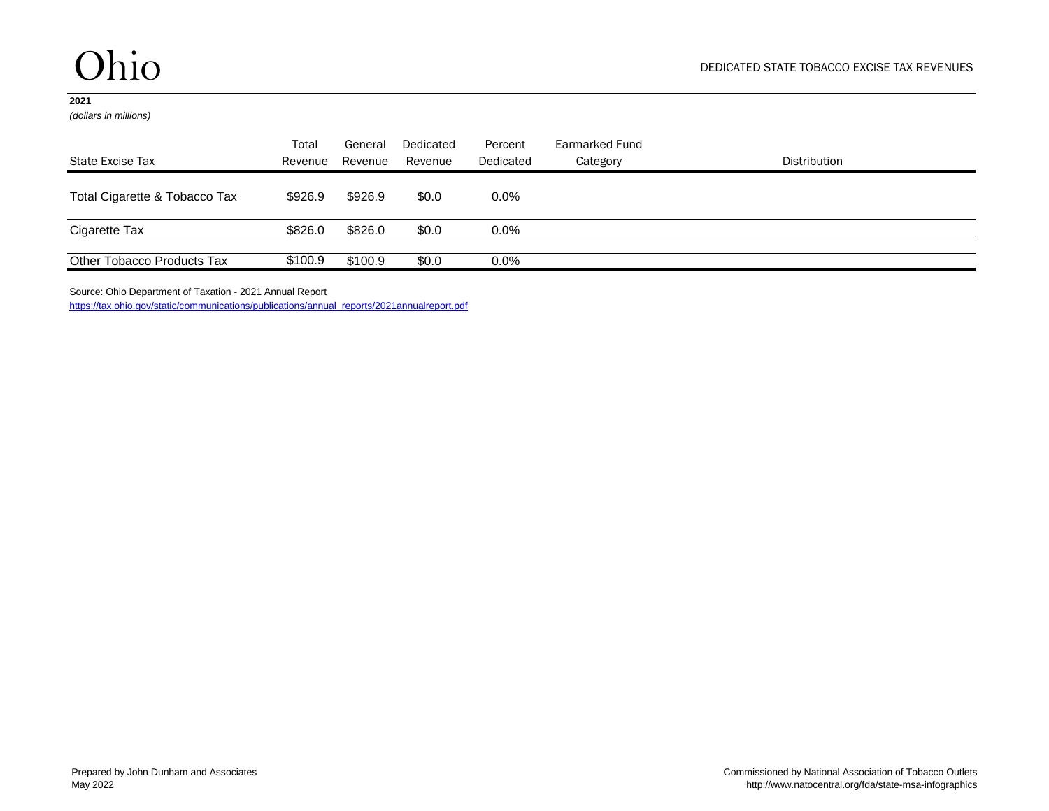# Ohio

DEDICATED STATE TOBACCO EXCISE TAX REVENUES

**2021**
*(dollars in millions)*

| State Excise Tax | Total Revenue | General Revenue | Dedicated Revenue | Percent Dedicated | Earmarked Fund Category | Distribution |
|---|---|---|---|---|---|---|
| Total Cigarette & Tobacco Tax | $926.9 | $926.9 | $0.0 | 0.0% | | |
| Cigarette Tax | $826.0 | $826.0 | $0.0 | 0.0% | | |
| Other Tobacco Products Tax | $100.9 | $100.9 | $0.0 | 0.0% | | |

Source: Ohio Department of Taxation - 2021 Annual Report
https://tax.ohio.gov/static/communications/publications/annual_reports/2021annualreport.pdf

Prepared by John Dunham and Associates
May 2022

Commissioned by National Association of Tobacco Outlets
http://www.natocentral.org/fda/state-msa-infographics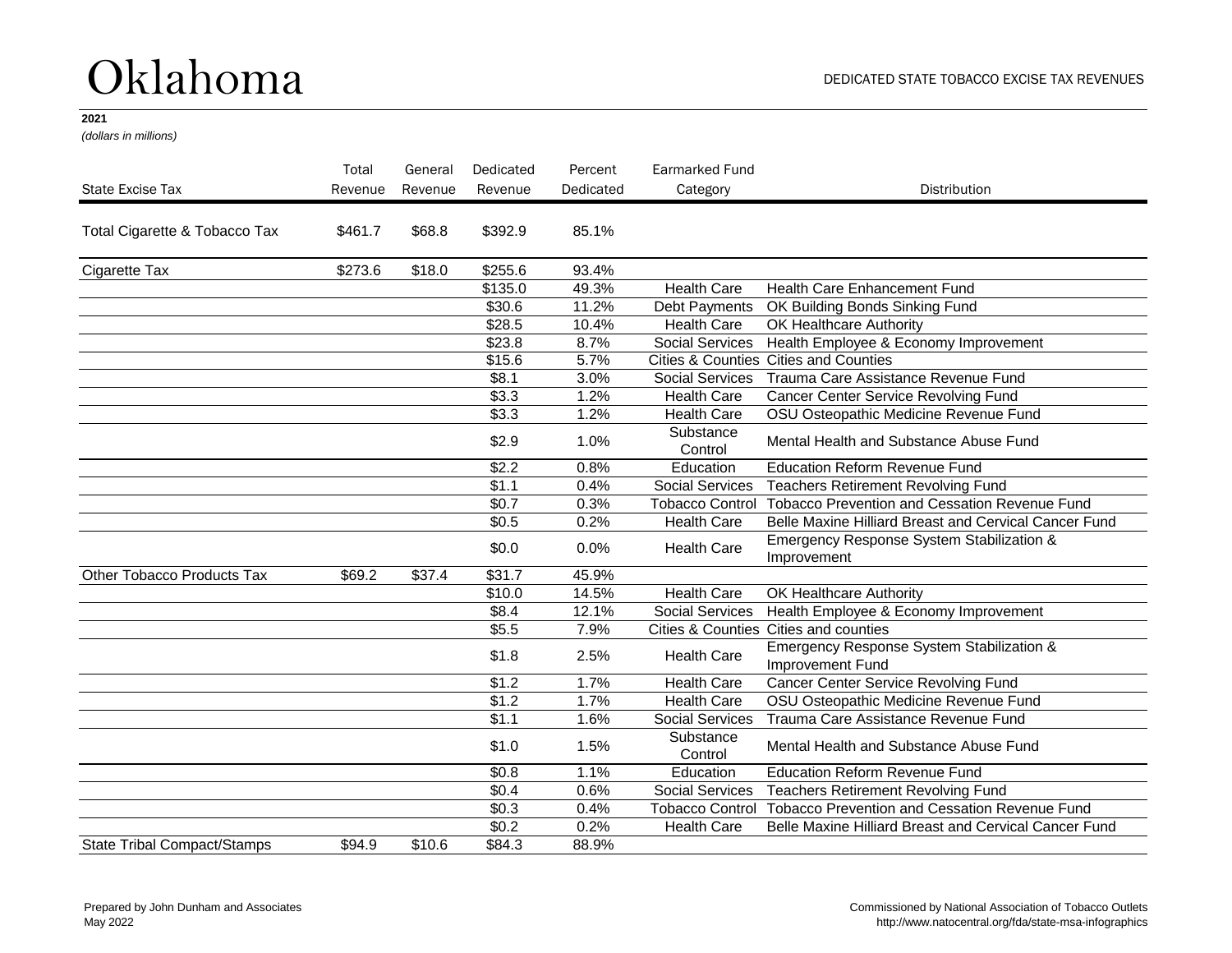# Oklahoma

DEDICATED STATE TOBACCO EXCISE TAX REVENUES

**2021**

*(dollars in millions)*

| State Excise Tax | Total Revenue | General Revenue | Dedicated Revenue | Percent Dedicated | Earmarked Fund Category | Distribution |
|---|---|---|---|---|---|---|
| Total Cigarette & Tobacco Tax | $461.7 | $68.8 | $392.9 | 85.1% | | |
| Cigarette Tax | $273.6 | $18.0 | $255.6 | 93.4% | | |
| | | | $135.0 | 49.3% | Health Care | Health Care Enhancement Fund |
| | | | $30.6 | 11.2% | Debt Payments | OK Building Bonds Sinking Fund |
| | | | $28.5 | 10.4% | Health Care | OK Healthcare Authority |
| | | | $23.8 | 8.7% | Social Services | Health Employee & Economy Improvement |
| | | | $15.6 | 5.7% | Cities & Counties | Cities and Counties |
| | | | $8.1 | 3.0% | Social Services | Trauma Care Assistance Revenue Fund |
| | | | $3.3 | 1.2% | Health Care | Cancer Center Service Revolving Fund |
| | | | $3.3 | 1.2% | Health Care | OSU Osteopathic Medicine Revenue Fund |
| | | | $2.9 | 1.0% | Substance Control | Mental Health and Substance Abuse Fund |
| | | | $2.2 | 0.8% | Education | Education Reform Revenue Fund |
| | | | $1.1 | 0.4% | Social Services | Teachers Retirement Revolving Fund |
| | | | $0.7 | 0.3% | Tobacco Control | Tobacco Prevention and Cessation Revenue Fund |
| | | | $0.5 | 0.2% | Health Care | Belle Maxine Hilliard Breast and Cervical Cancer Fund |
| | | | $0.0 | 0.0% | Health Care | Emergency Response System Stabilization & Improvement |
| Other Tobacco Products Tax | $69.2 | $37.4 | $31.7 | 45.9% | | |
| | | | $10.0 | 14.5% | Health Care | OK Healthcare Authority |
| | | | $8.4 | 12.1% | Social Services | Health Employee & Economy Improvement |
| | | | $5.5 | 7.9% | Cities & Counties | Cities and counties |
| | | | $1.8 | 2.5% | Health Care | Emergency Response System Stabilization & Improvement Fund |
| | | | $1.2 | 1.7% | Health Care | Cancer Center Service Revolving Fund |
| | | | $1.2 | 1.7% | Health Care | OSU Osteopathic Medicine Revenue Fund |
| | | | $1.1 | 1.6% | Social Services | Trauma Care Assistance Revenue Fund |
| | | | $1.0 | 1.5% | Substance Control | Mental Health and Substance Abuse Fund |
| | | | $0.8 | 1.1% | Education | Education Reform Revenue Fund |
| | | | $0.4 | 0.6% | Social Services | Teachers Retirement Revolving Fund |
| | | | $0.3 | 0.4% | Tobacco Control | Tobacco Prevention and Cessation Revenue Fund |
| | | | $0.2 | 0.2% | Health Care | Belle Maxine Hilliard Breast and Cervical Cancer Fund |
| State Tribal Compact/Stamps | $94.9 | $10.6 | $84.3 | 88.9% | | |

Prepared by John Dunham and Associates
May 2022

Commissioned by National Association of Tobacco Outlets
http://www.natocentral.org/fda/state-msa-infographics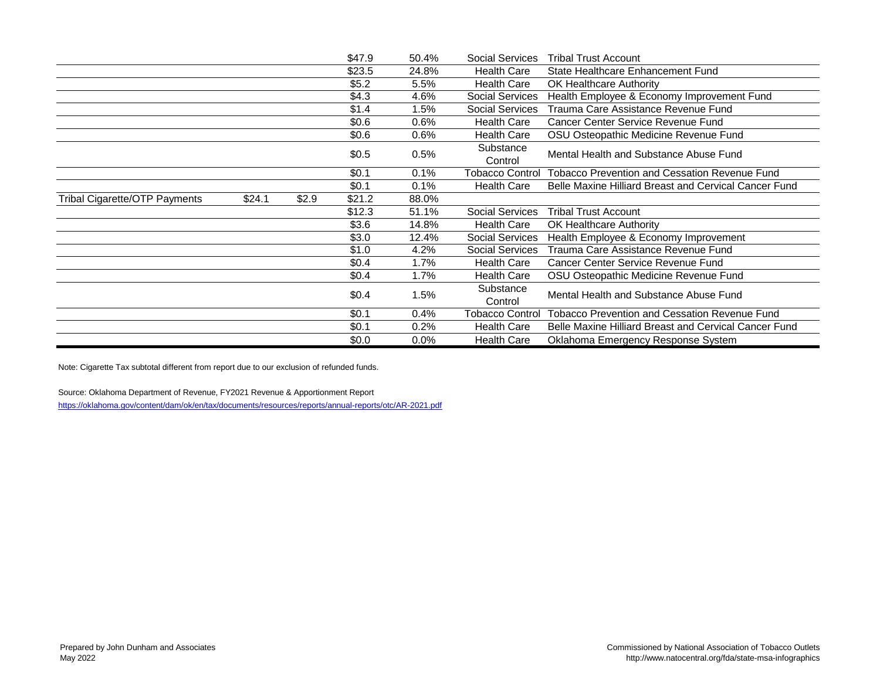| | | | | | | |
|---|---|---|---|---|---|---|
| | | | $47.9 | 50.4% | Social Services | Tribal Trust Account |
| | | | $23.5 | 24.8% | Health Care | State Healthcare Enhancement Fund |
| | | | $5.2 | 5.5% | Health Care | OK Healthcare Authority |
| | | | $4.3 | 4.6% | Social Services | Health Employee & Economy Improvement Fund |
| | | | $1.4 | 1.5% | Social Services | Trauma Care Assistance Revenue Fund |
| | | | $0.6 | 0.6% | Health Care | Cancer Center Service Revenue Fund |
| | | | $0.6 | 0.6% | Health Care | OSU Osteopathic Medicine Revenue Fund |
| | | | $0.5 | 0.5% | Substance Control | Mental Health and Substance Abuse Fund |
| | | | $0.1 | 0.1% | Tobacco Control | Tobacco Prevention and Cessation Revenue Fund |
| | | | $0.1 | 0.1% | Health Care | Belle Maxine Hilliard Breast and Cervical Cancer Fund |
| Tribal Cigarette/OTP Payments | $24.1 | $2.9 | $21.2 | 88.0% | | |
| | | | $12.3 | 51.1% | Social Services | Tribal Trust Account |
| | | | $3.6 | 14.8% | Health Care | OK Healthcare Authority |
| | | | $3.0 | 12.4% | Social Services | Health Employee & Economy Improvement |
| | | | $1.0 | 4.2% | Social Services | Trauma Care Assistance Revenue Fund |
| | | | $0.4 | 1.7% | Health Care | Cancer Center Service Revenue Fund |
| | | | $0.4 | 1.7% | Health Care | OSU Osteopathic Medicine Revenue Fund |
| | | | $0.4 | 1.5% | Substance Control | Mental Health and Substance Abuse Fund |
| | | | $0.1 | 0.4% | Tobacco Control | Tobacco Prevention and Cessation Revenue Fund |
| | | | $0.1 | 0.2% | Health Care | Belle Maxine Hilliard Breast and Cervical Cancer Fund |
| | | | $0.0 | 0.0% | Health Care | Oklahoma Emergency Response System |

Note: Cigarette Tax subtotal different from report due to our exclusion of refunded funds.

Source: Oklahoma Department of Revenue, FY2021 Revenue & Apportionment Report
https://oklahoma.gov/content/dam/ok/en/tax/documents/resources/reports/annual-reports/otc/AR-2021.pdf

Prepared by John Dunham and Associates
May 2022

Commissioned by National Association of Tobacco Outlets
http://www.natocentral.org/fda/state-msa-infographics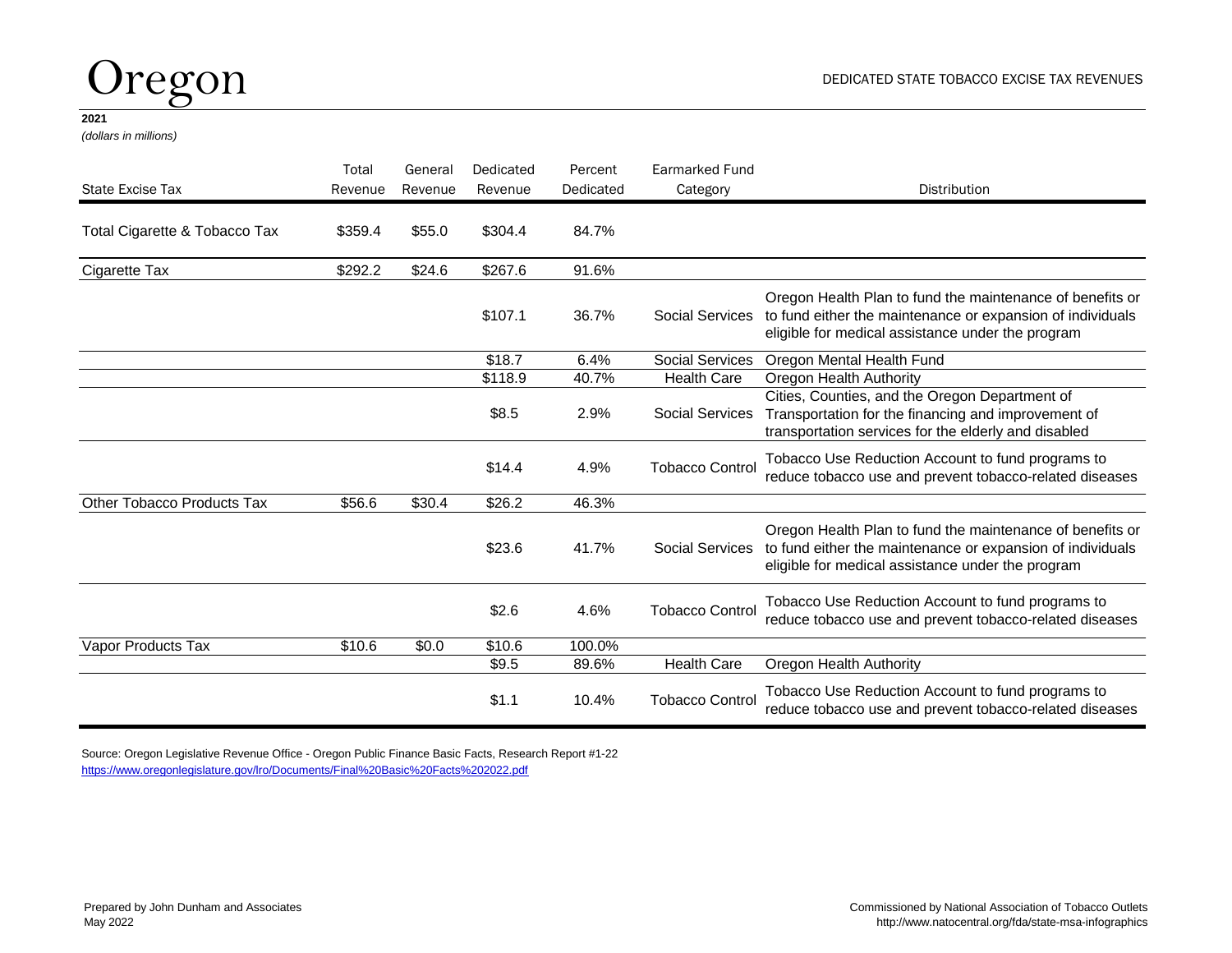# Oregon

DEDICATED STATE TOBACCO EXCISE TAX REVENUES

**2021**

*(dollars in millions)*

| State Excise Tax | Total Revenue | General Revenue | Dedicated Revenue | Percent Dedicated | Earmarked Fund Category | Distribution |
|---|---|---|---|---|---|---|
| Total Cigarette & Tobacco Tax | $359.4 | $55.0 | $304.4 | 84.7% | | |
| Cigarette Tax | $292.2 | $24.6 | $267.6 | 91.6% | | |
| | | | $107.1 | 36.7% | Social Services | Oregon Health Plan to fund the maintenance of benefits or to fund either the maintenance or expansion of individuals eligible for medical assistance under the program |
| | | | $18.7 | 6.4% | Social Services | Oregon Mental Health Fund |
| | | | $118.9 | 40.7% | Health Care | Oregon Health Authority |
| | | | $8.5 | 2.9% | Social Services | Cities, Counties, and the Oregon Department of Transportation for the financing and improvement of transportation services for the elderly and disabled |
| | | | $14.4 | 4.9% | Tobacco Control | Tobacco Use Reduction Account to fund programs to reduce tobacco use and prevent tobacco-related diseases |
| Other Tobacco Products Tax | $56.6 | $30.4 | $26.2 | 46.3% | | |
| | | | $23.6 | 41.7% | Social Services | Oregon Health Plan to fund the maintenance of benefits or to fund either the maintenance or expansion of individuals eligible for medical assistance under the program |
| | | | $2.6 | 4.6% | Tobacco Control | Tobacco Use Reduction Account to fund programs to reduce tobacco use and prevent tobacco-related diseases |
| Vapor Products Tax | $10.6 | $0.0 | $10.6 | 100.0% | | |
| | | | $9.5 | 89.6% | Health Care | Oregon Health Authority |
| | | | $1.1 | 10.4% | Tobacco Control | Tobacco Use Reduction Account to fund programs to reduce tobacco use and prevent tobacco-related diseases |

Source: Oregon Legislative Revenue Office - Oregon Public Finance Basic Facts, Research Report #1-22
https://www.oregonlegislature.gov/lro/Documents/Final%20Basic%20Facts%202022.pdf

Prepared by John Dunham and Associates
May 2022

Commissioned by National Association of Tobacco Outlets
http://www.natocentral.org/fda/state-msa-infographics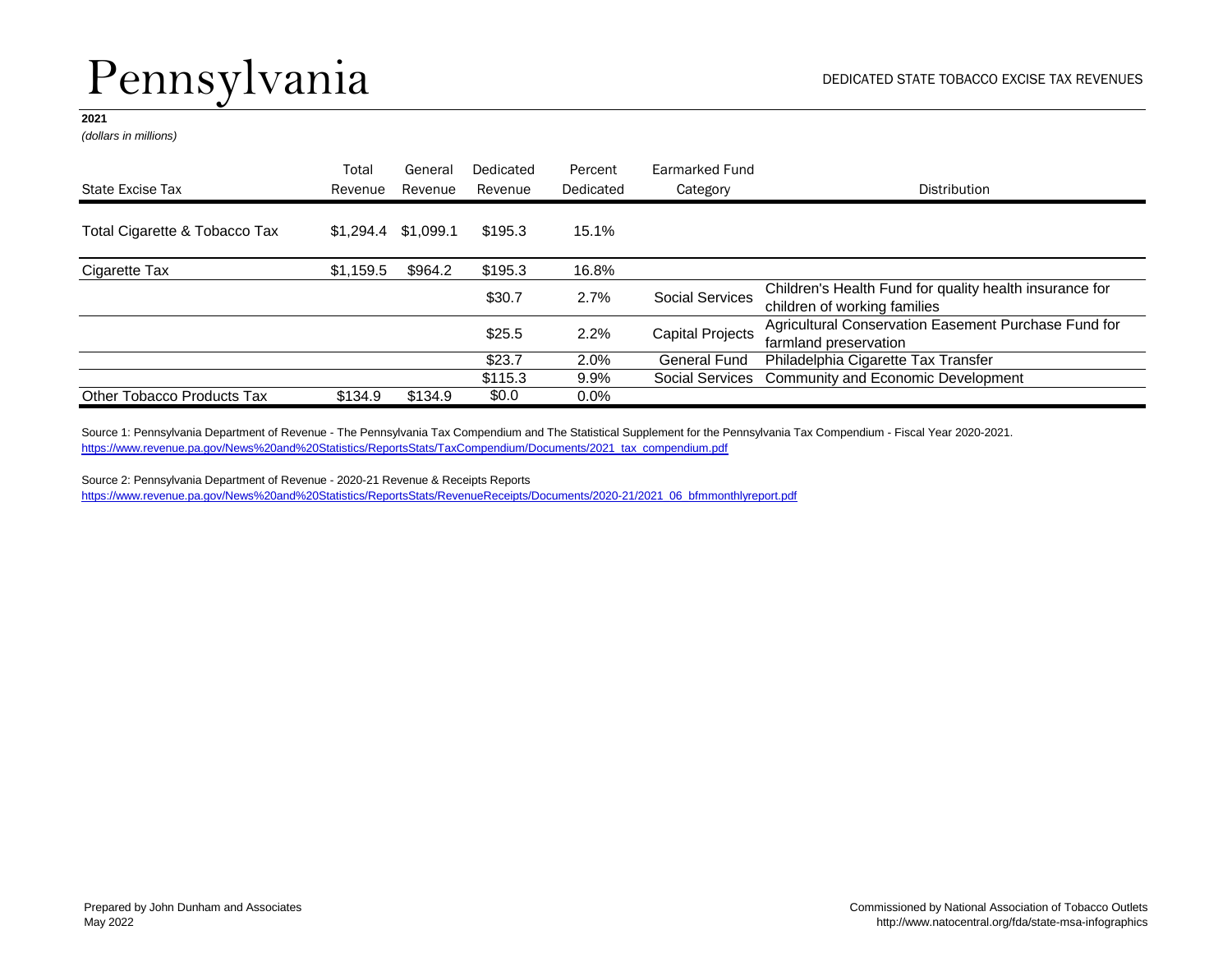# Pennsylvania

DEDICATED STATE TOBACCO EXCISE TAX REVENUES

**2021**

*(dollars in millions)*

| State Excise Tax | Total Revenue | General Revenue | Dedicated Revenue | Percent Dedicated | Earmarked Fund Category | Distribution |
|---|---|---|---|---|---|---|
| Total Cigarette & Tobacco Tax | $1,294.4 | $1,099.1 | $195.3 | 15.1% | | |
| Cigarette Tax | $1,159.5 | $964.2 | $195.3 | 16.8% | | |
| | | | $30.7 | 2.7% | Social Services | Children's Health Fund for quality health insurance for children of working families |
| | | | $25.5 | 2.2% | Capital Projects | Agricultural Conservation Easement Purchase Fund for farmland preservation |
| | | | $23.7 | 2.0% | General Fund | Philadelphia Cigarette Tax Transfer |
| | | | $115.3 | 9.9% | Social Services | Community and Economic Development |
| Other Tobacco Products Tax | $134.9 | $134.9 | $0.0 | 0.0% | | |

Source 1: Pennsylvania Department of Revenue - The Pennsylvania Tax Compendium and The Statistical Supplement for the Pennsylvania Tax Compendium - Fiscal Year 2020-2021.
https://www.revenue.pa.gov/News%20and%20Statistics/ReportsStats/TaxCompendium/Documents/2021_tax_compendium.pdf

Source 2: Pennsylvania Department of Revenue - 2020-21 Revenue & Receipts Reports
https://www.revenue.pa.gov/News%20and%20Statistics/ReportsStats/RevenueReceipts/Documents/2020-21/2021_06_bfmmonthlyreport.pdf

Prepared by John Dunham and Associates
May 2022

Commissioned by National Association of Tobacco Outlets
http://www.natocentral.org/fda/state-msa-infographics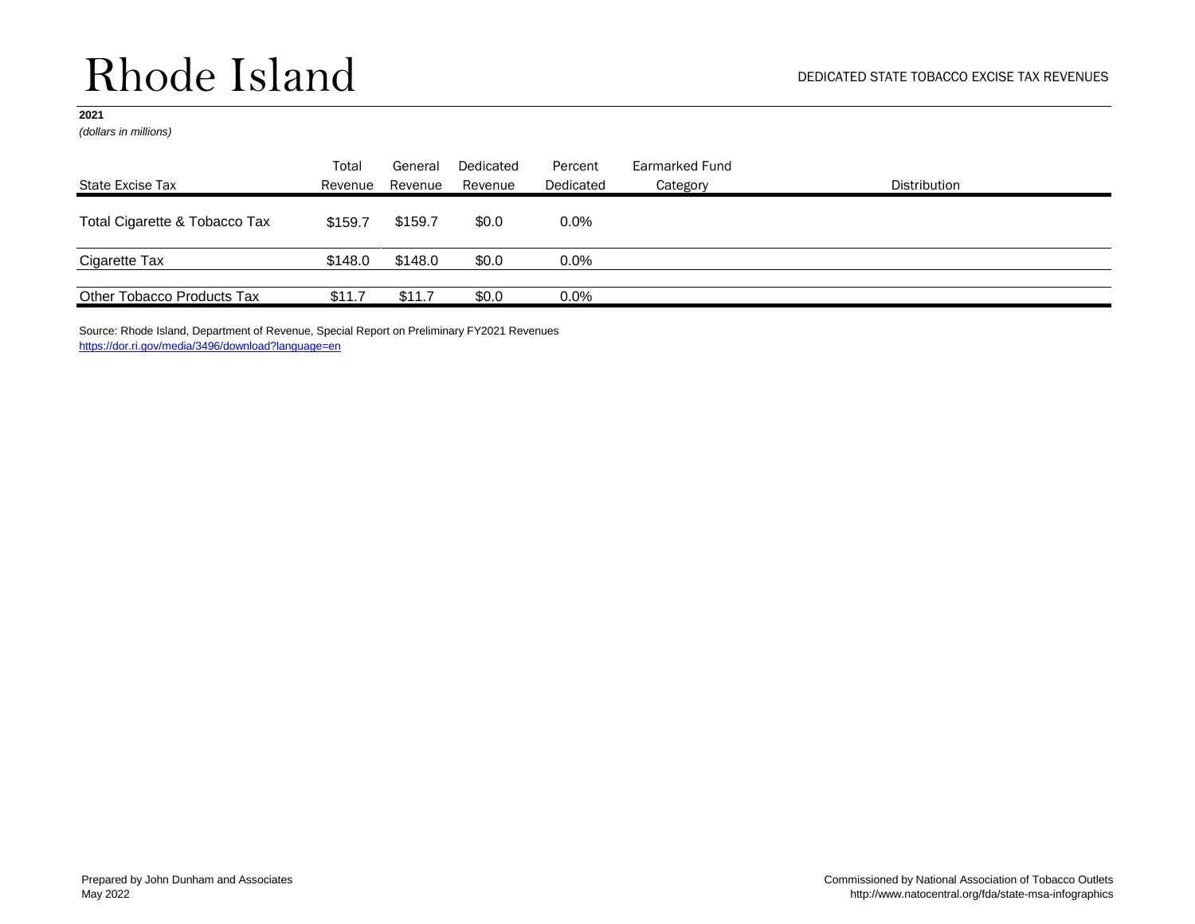# Rhode Island

DEDICATED STATE TOBACCO EXCISE TAX REVENUES

**2021**

*(dollars in millions)*

| State Excise Tax | Total Revenue | General Revenue | Dedicated Revenue | Percent Dedicated | Earmarked Fund Category | Distribution |
|---|---|---|---|---|---|---|
| Total Cigarette & Tobacco Tax | $159.7 | $159.7 | $0.0 | 0.0% | | |
| Cigarette Tax | $148.0 | $148.0 | $0.0 | 0.0% | | |
| Other Tobacco Products Tax | $11.7 | $11.7 | $0.0 | 0.0% | | |

Source: Rhode Island, Department of Revenue, Special Report on Preliminary FY2021 Revenues
https://dor.ri.gov/media/3496/download?language=en

Prepared by John Dunham and Associates
May 2022

Commissioned by National Association of Tobacco Outlets
http://www.natocentral.org/fda/state-msa-infographics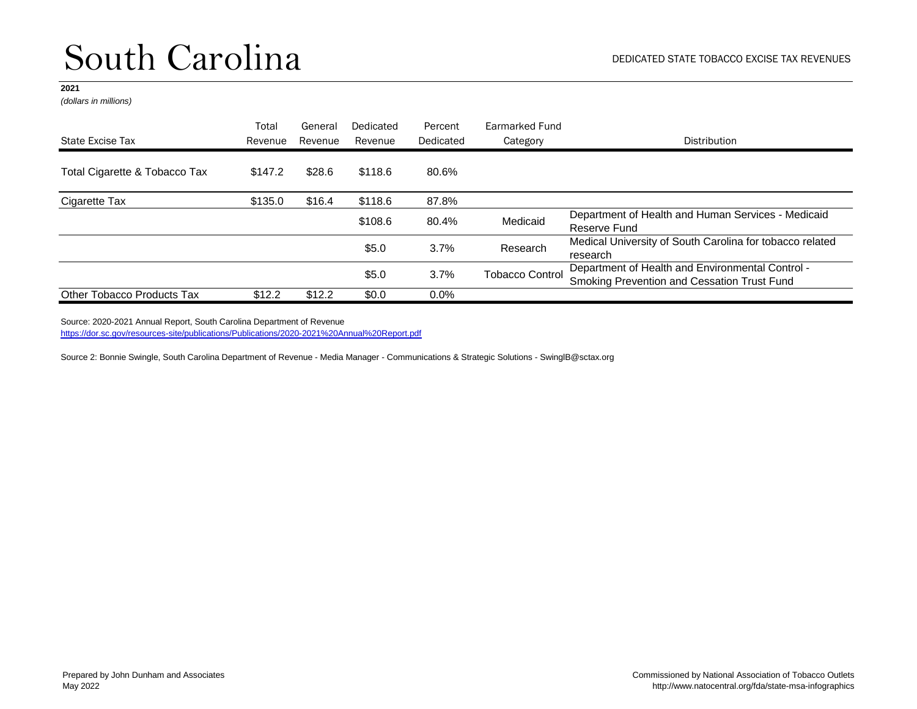# South Carolina

DEDICATED STATE TOBACCO EXCISE TAX REVENUES

**2021**

*(dollars in millions)*

| State Excise Tax | Total Revenue | General Revenue | Dedicated Revenue | Percent Dedicated | Earmarked Fund Category | Distribution |
|---|---|---|---|---|---|---|
| Total Cigarette & Tobacco Tax | $147.2 | $28.6 | $118.6 | 80.6% | | |
| Cigarette Tax | $135.0 | $16.4 | $118.6 | 87.8% | | |
| | | | $108.6 | 80.4% | Medicaid | Department of Health and Human Services - Medicaid Reserve Fund |
| | | | $5.0 | 3.7% | Research | Medical University of South Carolina for tobacco related research |
| | | | $5.0 | 3.7% | Tobacco Control | Department of Health and Environmental Control - Smoking Prevention and Cessation Trust Fund |
| Other Tobacco Products Tax | $12.2 | $12.2 | $0.0 | 0.0% | | |

Source: 2020-2021 Annual Report, South Carolina Department of Revenue
https://dor.sc.gov/resources-site/publications/Publications/2020-2021%20Annual%20Report.pdf

Source 2: Bonnie Swingle, South Carolina Department of Revenue - Media Manager - Communications & Strategic Solutions - SwinglB@sctax.org

Prepared by John Dunham and Associates
May 2022

Commissioned by National Association of Tobacco Outlets
http://www.natocentral.org/fda/state-msa-infographics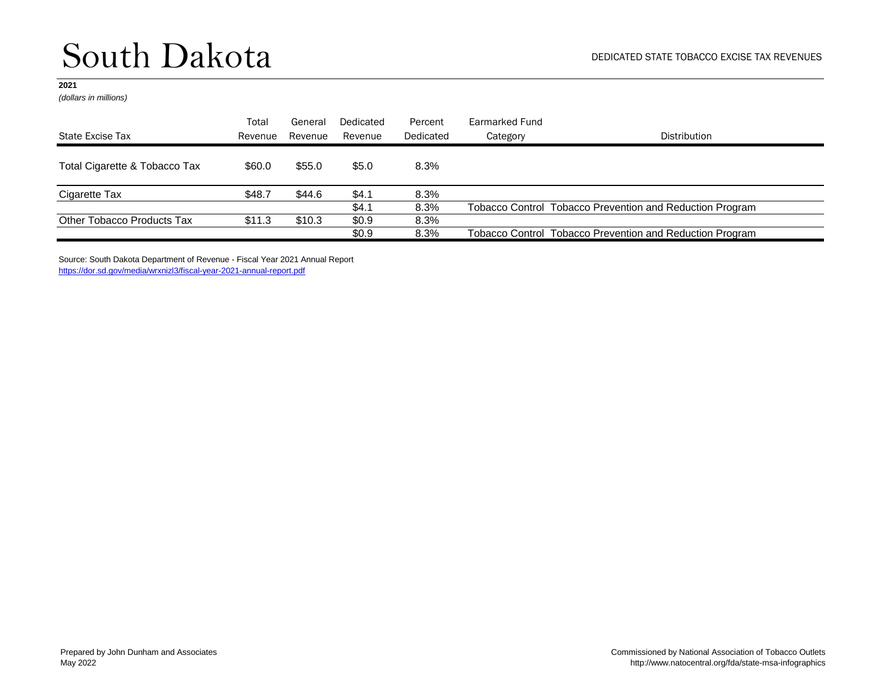# South Dakota

DEDICATED STATE TOBACCO EXCISE TAX REVENUES

**2021**

*(dollars in millions)*

| State Excise Tax | Total Revenue | General Revenue | Dedicated Revenue | Percent Dedicated | Earmarked Fund Category | Distribution |
|---|---|---|---|---|---|---|
| Total Cigarette & Tobacco Tax | $60.0 | $55.0 | $5.0 | 8.3% | | |
| Cigarette Tax | $48.7 | $44.6 | $4.1 | 8.3% | | |
| | | | $4.1 | 8.3% | Tobacco Control | Tobacco Prevention and Reduction Program |
| Other Tobacco Products Tax | $11.3 | $10.3 | $0.9 | 8.3% | | |
| | | | $0.9 | 8.3% | Tobacco Control | Tobacco Prevention and Reduction Program |

Source: South Dakota Department of Revenue - Fiscal Year 2021 Annual Report
https://dor.sd.gov/media/wrxnizl3/fiscal-year-2021-annual-report.pdf

Prepared by John Dunham and Associates
May 2022

Commissioned by National Association of Tobacco Outlets
http://www.natocentral.org/fda/state-msa-infographics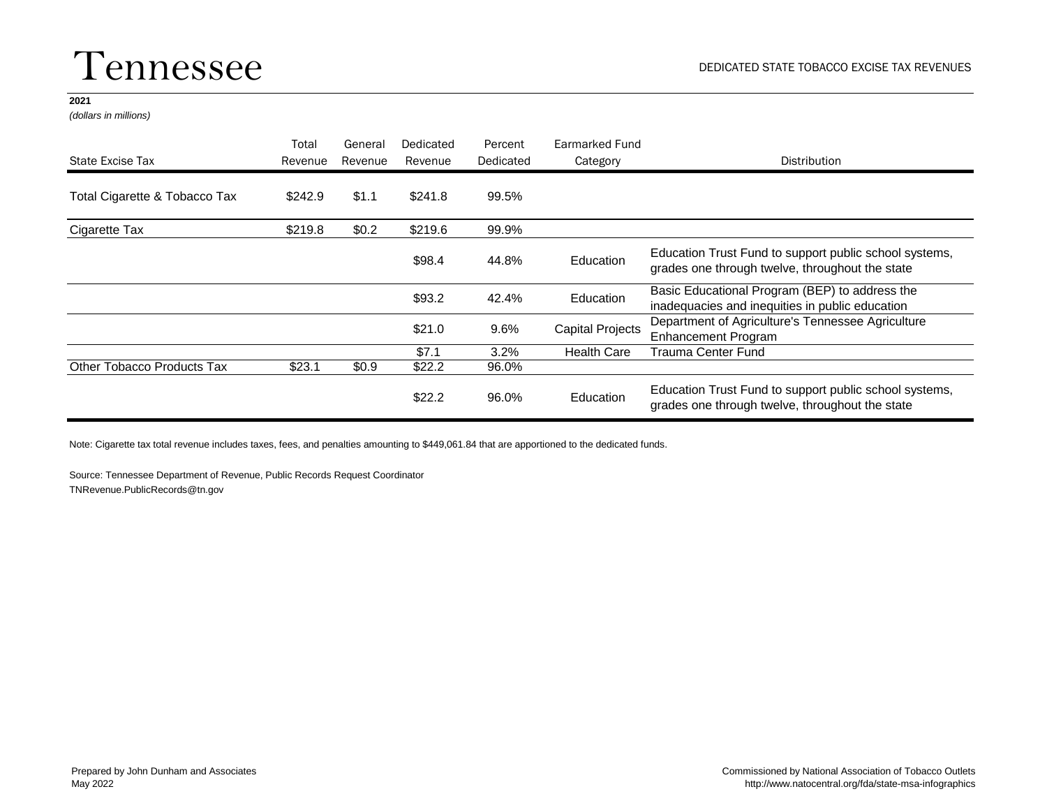# Tennessee

DEDICATED STATE TOBACCO EXCISE TAX REVENUES

**2021**

*(dollars in millions)*

| State Excise Tax | Total Revenue | General Revenue | Dedicated Revenue | Percent Dedicated | Earmarked Fund Category | Distribution |
|---|---|---|---|---|---|---|
| Total Cigarette & Tobacco Tax | $242.9 | $1.1 | $241.8 | 99.5% | | |
| Cigarette Tax | $219.8 | $0.2 | $219.6 | 99.9% | | |
| | | | $98.4 | 44.8% | Education | Education Trust Fund to support public school systems, grades one through twelve, throughout the state |
| | | | $93.2 | 42.4% | Education | Basic Educational Program (BEP) to address the inadequacies and inequities in public education |
| | | | $21.0 | 9.6% | Capital Projects | Department of Agriculture's Tennessee Agriculture Enhancement Program |
| | | | $7.1 | 3.2% | Health Care | Trauma Center Fund |
| Other Tobacco Products Tax | $23.1 | $0.9 | $22.2 | 96.0% | | |
| | | | $22.2 | 96.0% | Education | Education Trust Fund to support public school systems, grades one through twelve, throughout the state |

Note: Cigarette tax total revenue includes taxes, fees, and penalties amounting to $449,061.84 that are apportioned to the dedicated funds.

Source: Tennessee Department of Revenue, Public Records Request Coordinator
TNRevenue.PublicRecords@tn.gov

Prepared by John Dunham and Associates
May 2022

Commissioned by National Association of Tobacco Outlets
http://www.natocentral.org/fda/state-msa-infographics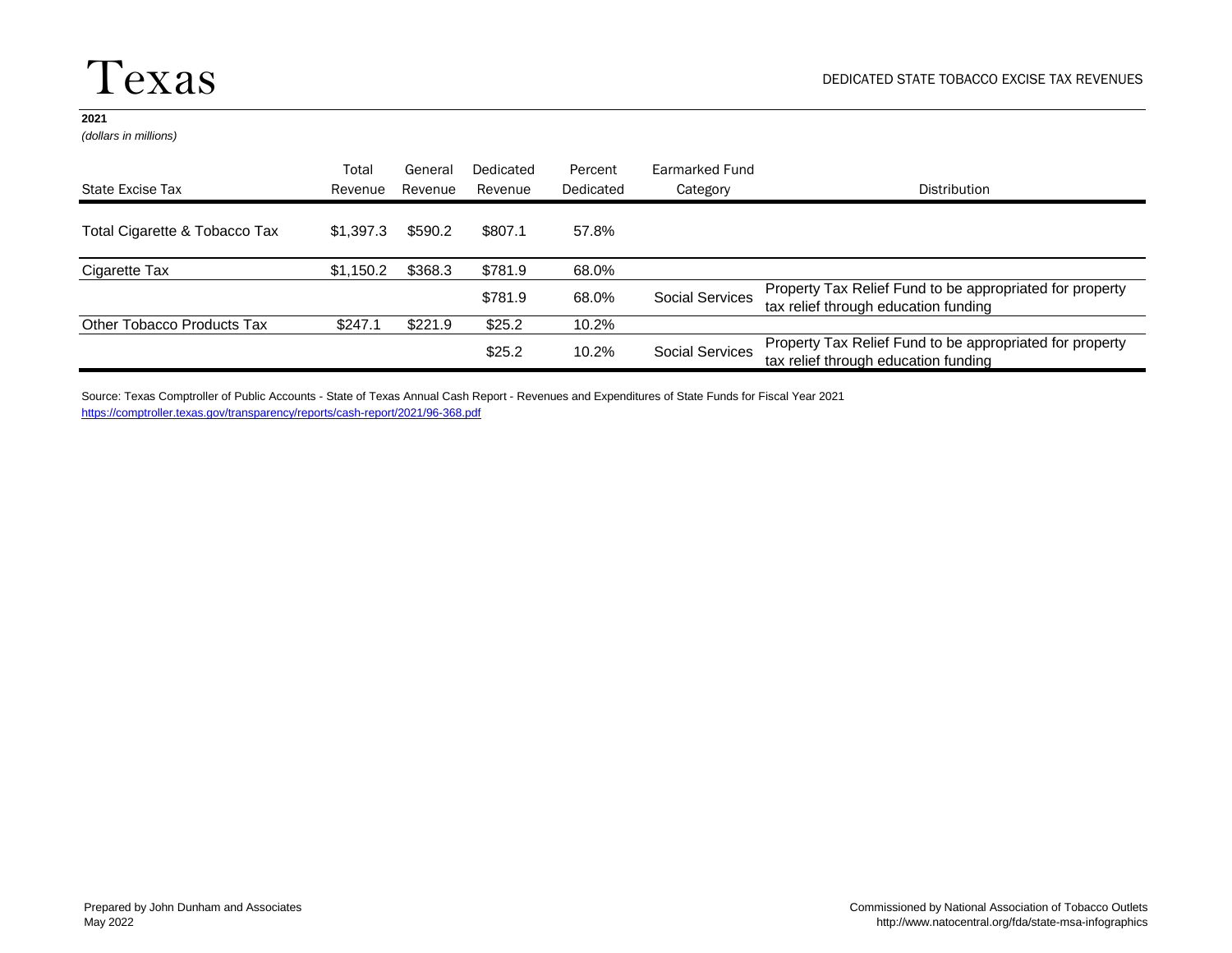# Texas

DEDICATED STATE TOBACCO EXCISE TAX REVENUES

**2021**

*(dollars in millions)*

| State Excise Tax | Total Revenue | General Revenue | Dedicated Revenue | Percent Dedicated | Earmarked Fund Category | Distribution |
|---|---|---|---|---|---|---|
| Total Cigarette & Tobacco Tax | $1,397.3 | $590.2 | $807.1 | 57.8% | | |
| Cigarette Tax | $1,150.2 | $368.3 | $781.9 | 68.0% | | |
| | | | $781.9 | 68.0% | Social Services | Property Tax Relief Fund to be appropriated for property tax relief through education funding |
| Other Tobacco Products Tax | $247.1 | $221.9 | $25.2 | 10.2% | | |
| | | | $25.2 | 10.2% | Social Services | Property Tax Relief Fund to be appropriated for property tax relief through education funding |

Source: Texas Comptroller of Public Accounts - State of Texas Annual Cash Report - Revenues and Expenditures of State Funds for Fiscal Year 2021
https://comptroller.texas.gov/transparency/reports/cash-report/2021/96-368.pdf

Prepared by John Dunham and Associates
May 2022

Commissioned by National Association of Tobacco Outlets
http://www.natocentral.org/fda/state-msa-infographics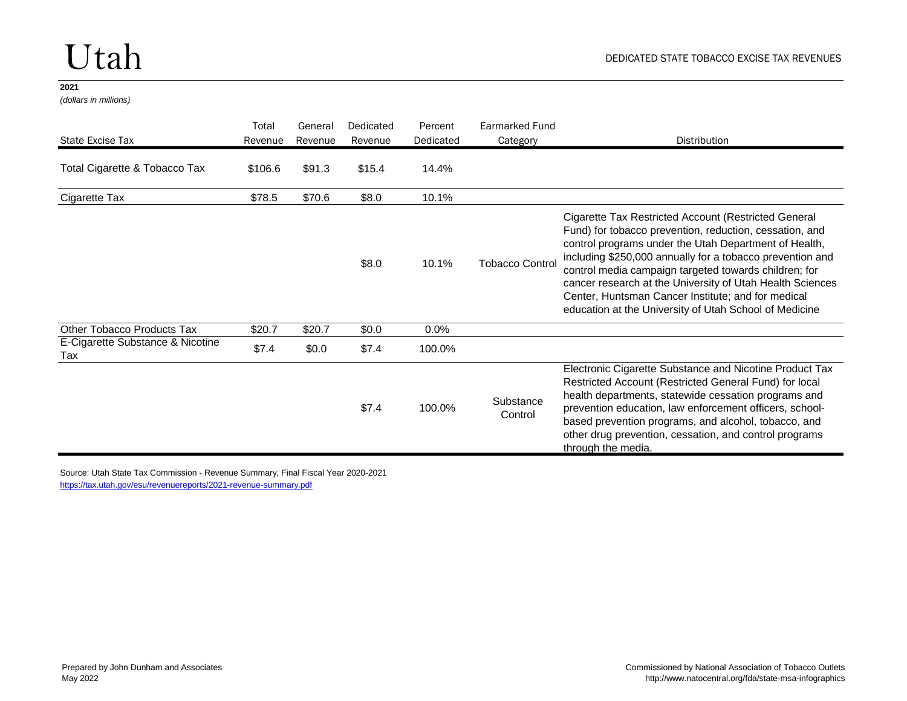# Utah

DEDICATED STATE TOBACCO EXCISE TAX REVENUES

**2021**
*(dollars in millions)*

| State Excise Tax | Total Revenue | General Revenue | Dedicated Revenue | Percent Dedicated | Earmarked Fund Category | Distribution |
|---|---|---|---|---|---|---|
| Total Cigarette & Tobacco Tax | $106.6 | $91.3 | $15.4 | 14.4% | | |
| Cigarette Tax | $78.5 | $70.6 | $8.0 | 10.1% | | |
| | | | $8.0 | 10.1% | Tobacco Control | Cigarette Tax Restricted Account (Restricted General Fund) for tobacco prevention, reduction, cessation, and control programs under the Utah Department of Health, including $250,000 annually for a tobacco prevention and control media campaign targeted towards children; for cancer research at the University of Utah Health Sciences Center, Huntsman Cancer Institute; and for medical education at the University of Utah School of Medicine |
| Other Tobacco Products Tax | $20.7 | $20.7 | $0.0 | 0.0% | | |
| E-Cigarette Substance & Nicotine Tax | $7.4 | $0.0 | $7.4 | 100.0% | | |
| | | | $7.4 | 100.0% | Substance Control | Electronic Cigarette Substance and Nicotine Product Tax Restricted Account (Restricted General Fund) for local health departments, statewide cessation programs and prevention education, law enforcement officers, school-based prevention programs, and alcohol, tobacco, and other drug prevention, cessation, and control programs through the media. |

Source: Utah State Tax Commission - Revenue Summary, Final Fiscal Year 2020-2021
https://tax.utah.gov/esu/revenuereports/2021-revenue-summary.pdf

Prepared by John Dunham and Associates
May 2022

Commissioned by National Association of Tobacco Outlets
http://www.natocentral.org/fda/state-msa-infographics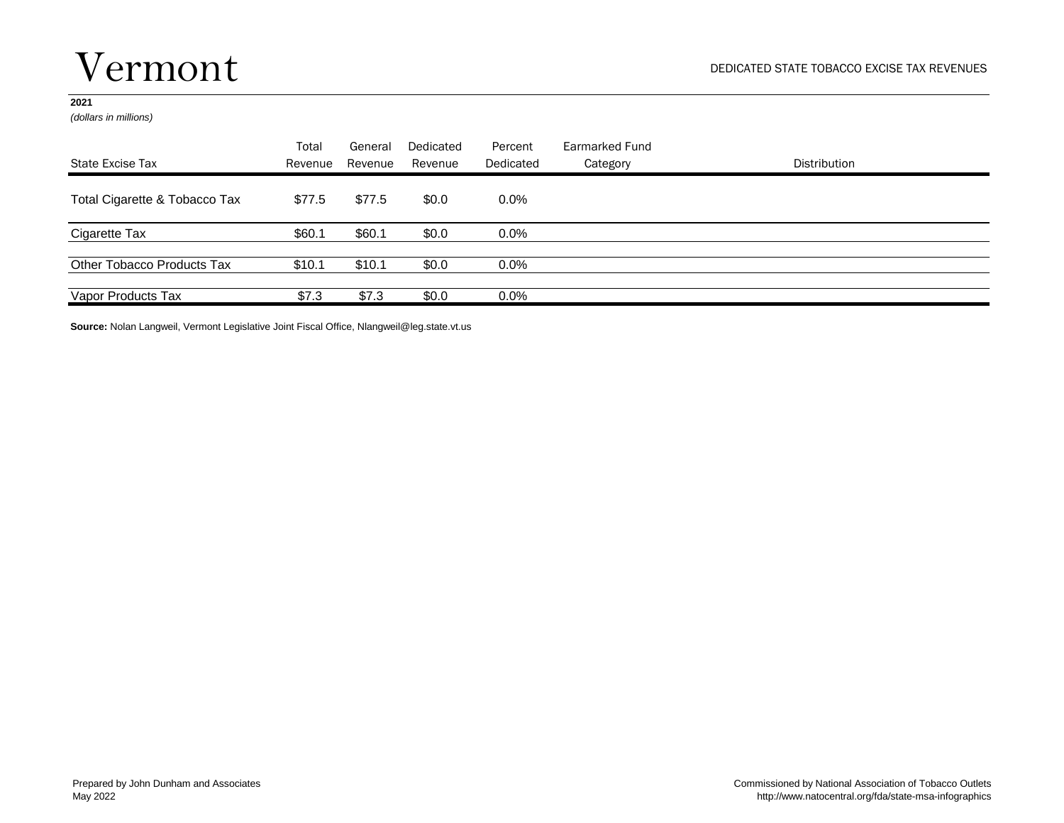# Vermont

DEDICATED STATE TOBACCO EXCISE TAX REVENUES

**2021**

*(dollars in millions)*

| State Excise Tax | Total Revenue | General Revenue | Dedicated Revenue | Percent Dedicated | Earmarked Fund Category | Distribution |
|---|---|---|---|---|---|---|
| Total Cigarette & Tobacco Tax | $77.5 | $77.5 | $0.0 | 0.0% | | |
| Cigarette Tax | $60.1 | $60.1 | $0.0 | 0.0% | | |
| Other Tobacco Products Tax | $10.1 | $10.1 | $0.0 | 0.0% | | |
| Vapor Products Tax | $7.3 | $7.3 | $0.0 | 0.0% | | |

**Source:** Nolan Langweil, Vermont Legislative Joint Fiscal Office, Nlangweil@leg.state.vt.us

Prepared by John Dunham and Associates
May 2022

Commissioned by National Association of Tobacco Outlets
http://www.natocentral.org/fda/state-msa-infographics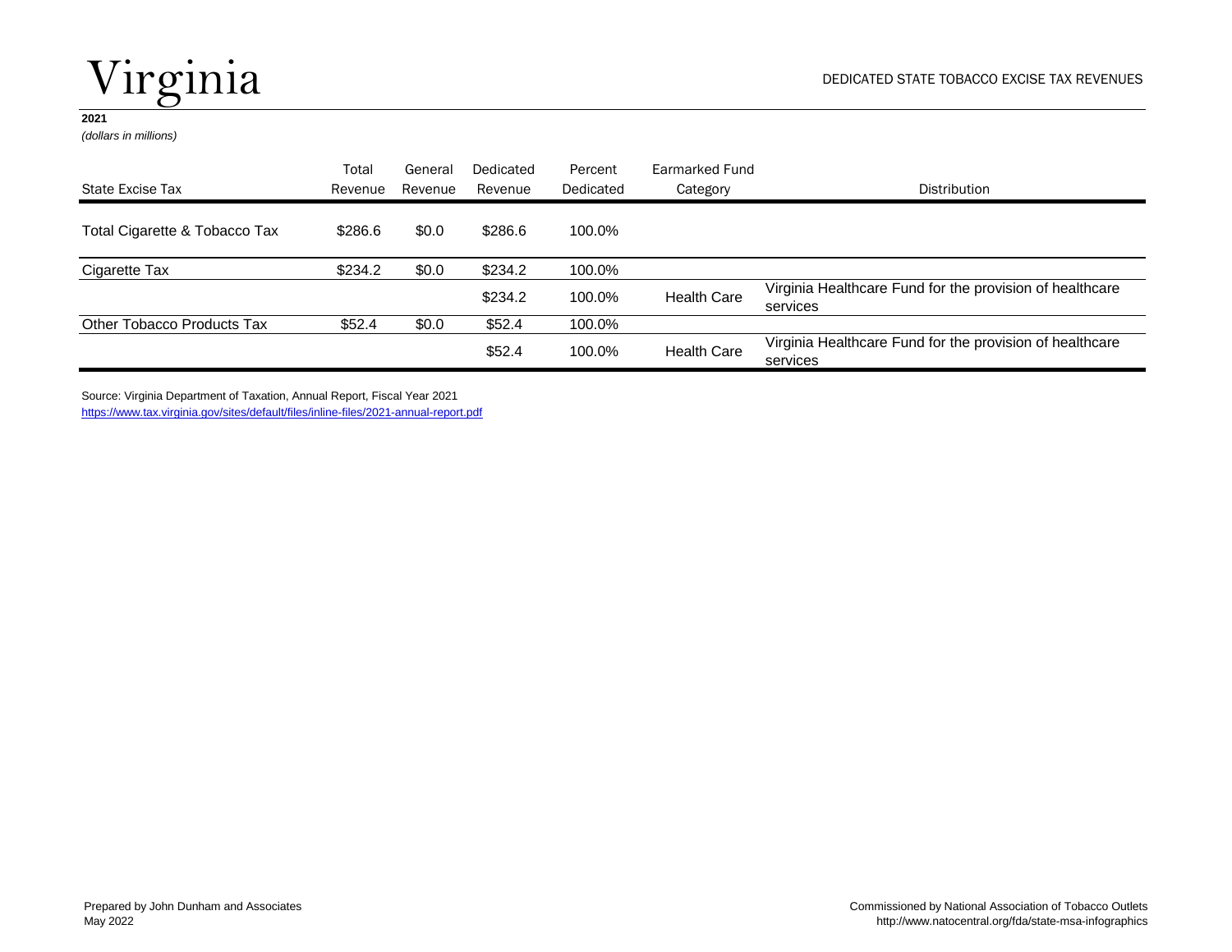# Virginia

DEDICATED STATE TOBACCO EXCISE TAX REVENUES

**2021**
*(dollars in millions)*

| State Excise Tax | Total Revenue | General Revenue | Dedicated Revenue | Percent Dedicated | Earmarked Fund Category | Distribution |
|---|---|---|---|---|---|---|
| Total Cigarette & Tobacco Tax | $286.6 | $0.0 | $286.6 | 100.0% | | |
| Cigarette Tax | $234.2 | $0.0 | $234.2 | 100.0% | | |
| | | | $234.2 | 100.0% | Health Care | Virginia Healthcare Fund for the provision of healthcare services |
| Other Tobacco Products Tax | $52.4 | $0.0 | $52.4 | 100.0% | | |
| | | | $52.4 | 100.0% | Health Care | Virginia Healthcare Fund for the provision of healthcare services |

Source: Virginia Department of Taxation, Annual Report, Fiscal Year 2021
https://www.tax.virginia.gov/sites/default/files/inline-files/2021-annual-report.pdf

Prepared by John Dunham and Associates
May 2022

Commissioned by National Association of Tobacco Outlets
http://www.natocentral.org/fda/state-msa-infographics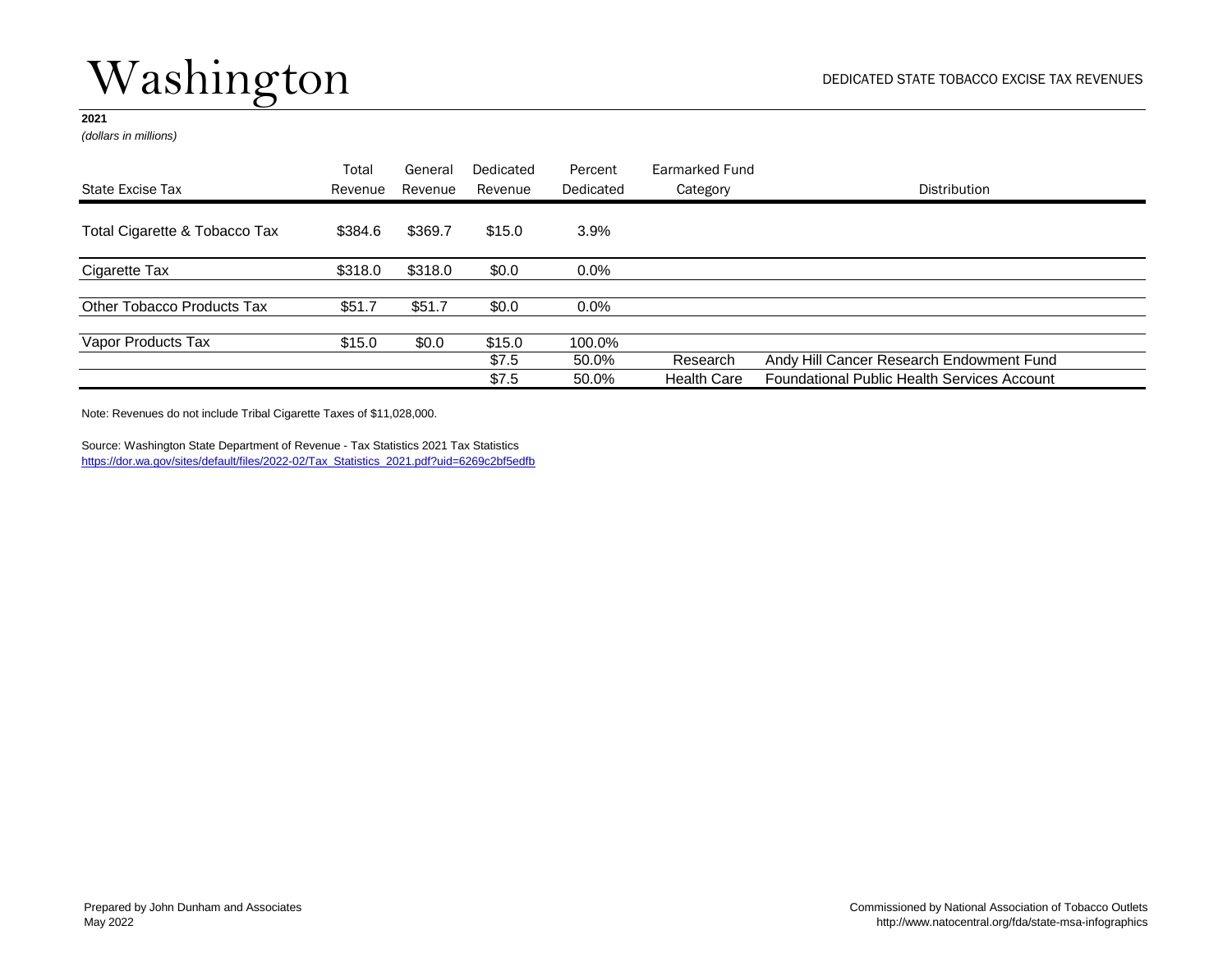# Washington

DEDICATED STATE TOBACCO EXCISE TAX REVENUES

**2021**
*(dollars in millions)*

| State Excise Tax | Total Revenue | General Revenue | Dedicated Revenue | Percent Dedicated | Earmarked Fund Category | Distribution |
|---|---|---|---|---|---|---|
| Total Cigarette & Tobacco Tax | $384.6 | $369.7 | $15.0 | 3.9% | | |
| Cigarette Tax | $318.0 | $318.0 | $0.0 | 0.0% | | |
| Other Tobacco Products Tax | $51.7 | $51.7 | $0.0 | 0.0% | | |
| Vapor Products Tax | $15.0 | $0.0 | $15.0 | 100.0% | | |
| | | | $7.5 | 50.0% | Research | Andy Hill Cancer Research Endowment Fund |
| | | | $7.5 | 50.0% | Health Care | Foundational Public Health Services Account |

Note: Revenues do not include Tribal Cigarette Taxes of $11,028,000.

Source: Washington State Department of Revenue - Tax Statistics 2021 Tax Statistics
https://dor.wa.gov/sites/default/files/2022-02/Tax_Statistics_2021.pdf?uid=6269c2bf5edfb

Prepared by John Dunham and Associates
May 2022

Commissioned by National Association of Tobacco Outlets
http://www.natocentral.org/fda/state-msa-infographics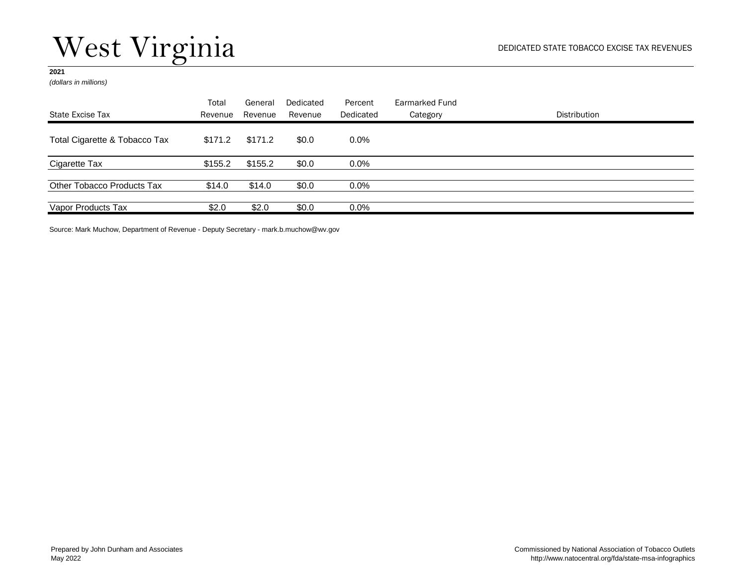# West Virginia

DEDICATED STATE TOBACCO EXCISE TAX REVENUES

**2021**
*(dollars in millions)*

| State Excise Tax | Total Revenue | General Revenue | Dedicated Revenue | Percent Dedicated | Earmarked Fund Category | Distribution |
|---|---|---|---|---|---|---|
| Total Cigarette & Tobacco Tax | $171.2 | $171.2 | $0.0 | 0.0% | | |
| Cigarette Tax | $155.2 | $155.2 | $0.0 | 0.0% | | |
| Other Tobacco Products Tax | $14.0 | $14.0 | $0.0 | 0.0% | | |
| Vapor Products Tax | $2.0 | $2.0 | $0.0 | 0.0% | | |

Source: Mark Muchow, Department of Revenue - Deputy Secretary - mark.b.muchow@wv.gov

Prepared by John Dunham and Associates
May 2022

Commissioned by National Association of Tobacco Outlets
http://www.natocentral.org/fda/state-msa-infographics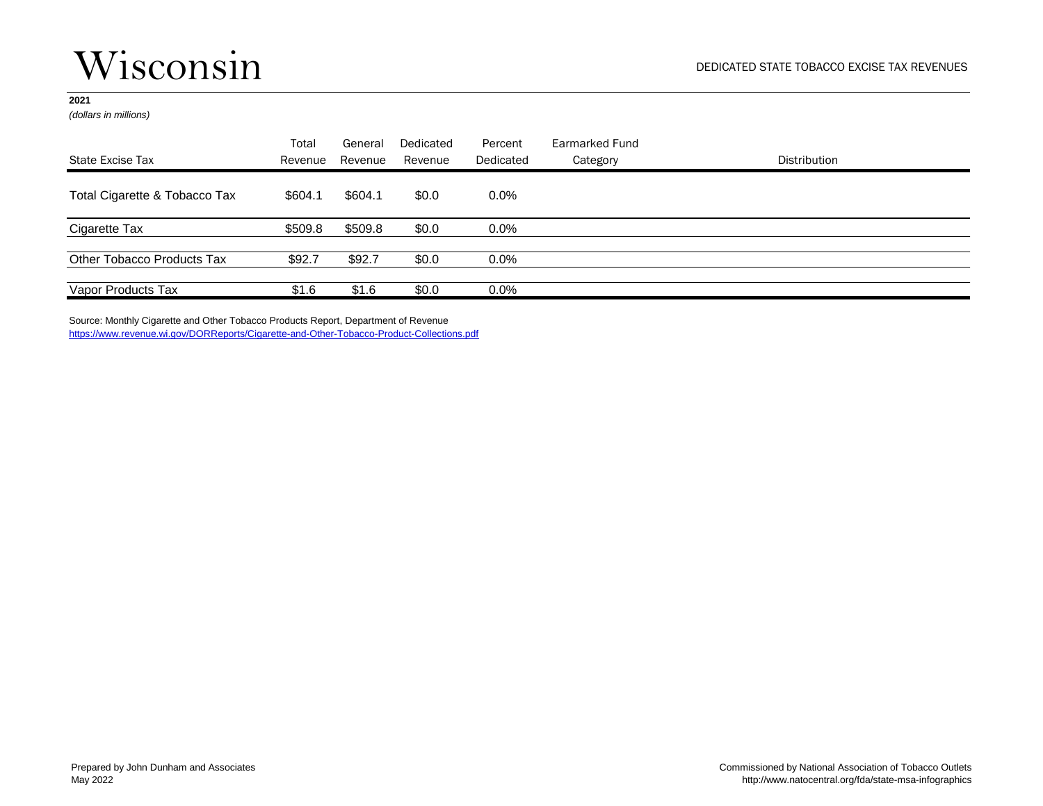# Wisconsin

DEDICATED STATE TOBACCO EXCISE TAX REVENUES

**2021**

*(dollars in millions)*

| State Excise Tax | Total Revenue | General Revenue | Dedicated Revenue | Percent Dedicated | Earmarked Fund Category | Distribution |
|---|---|---|---|---|---|---|
| Total Cigarette & Tobacco Tax | $604.1 | $604.1 | $0.0 | 0.0% | | |
| Cigarette Tax | $509.8 | $509.8 | $0.0 | 0.0% | | |
| Other Tobacco Products Tax | $92.7 | $92.7 | $0.0 | 0.0% | | |
| Vapor Products Tax | $1.6 | $1.6 | $0.0 | 0.0% | | |

Source: Monthly Cigarette and Other Tobacco Products Report, Department of Revenue
https://www.revenue.wi.gov/DORReports/Cigarette-and-Other-Tobacco-Product-Collections.pdf

Prepared by John Dunham and Associates
May 2022

Commissioned by National Association of Tobacco Outlets
http://www.natocentral.org/fda/state-msa-infographics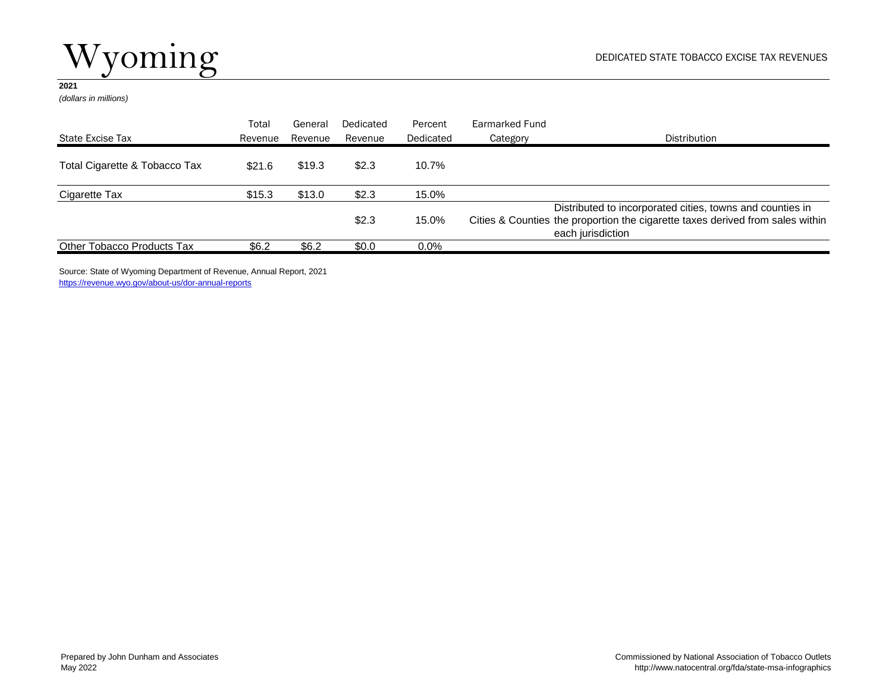# Wyoming

DEDICATED STATE TOBACCO EXCISE TAX REVENUES

**2021**

*(dollars in millions)*

| State Excise Tax | Total Revenue | General Revenue | Dedicated Revenue | Percent Dedicated | Earmarked Fund Category | Distribution |
|---|---|---|---|---|---|---|
| Total Cigarette & Tobacco Tax | $21.6 | $19.3 | $2.3 | 10.7% | | |
| Cigarette Tax | $15.3 | $13.0 | $2.3 | 15.0% | | |
| | | | $2.3 | 15.0% | Cities & Counties | Distributed to incorporated cities, towns and counties in the proportion the cigarette taxes derived from sales within each jurisdiction |
| Other Tobacco Products Tax | $6.2 | $6.2 | $0.0 | 0.0% | | |

Source: State of Wyoming Department of Revenue, Annual Report, 2021
https://revenue.wyo.gov/about-us/dor-annual-reports

Prepared by John Dunham and Associates
May 2022

Commissioned by National Association of Tobacco Outlets
http://www.natocentral.org/fda/state-msa-infographics